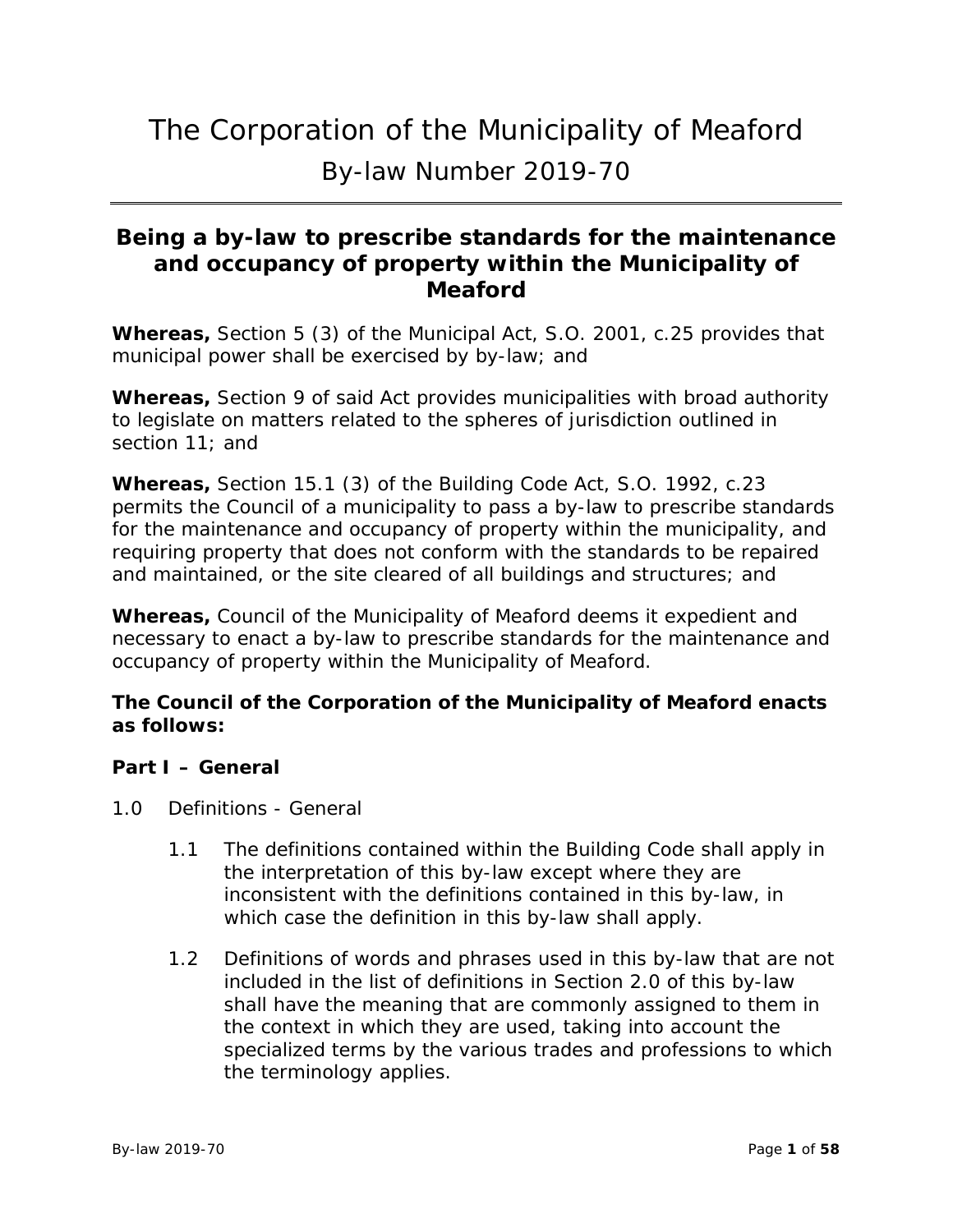# The Corporation of the Municipality of Meaford

## By-law Number 2019-70

---

### Being a by-law to prescribe standards for the maintenance and occupancy of property within the Municipality of Meaford

**Whereas,** Section 5 (3) of the Municipal Act, S.O. 2001, c.25 provides that municipal power shall be exercised by by-law; and

**Whereas,** Section 9 of said Act provides municipalities with broad authority to legislate on matters related to the spheres of jurisdiction outlined in section 11; and

**Whereas,** Section 15.1 (3) of the Building Code Act, S.O. 1992, c.23 permits the Council of a municipality to pass a by-law to prescribe standards for the maintenance and occupancy of property within the municipality, and requiring property that does not conform with the standards to be repaired and maintained, or the site cleared of all buildings and structures; and

**Whereas,** Council of the Municipality of Meaford deems it expedient and necessary to enact a by-law to prescribe standards for the maintenance and occupancy of property within the Municipality of Meaford.

**The Council of the Corporation of the Municipality of Meaford enacts as follows:**

**Part I – General**

1.0 Definitions - General

1.1 The definitions contained within the Building Code shall apply in the interpretation of this by-law except where they are inconsistent with the definitions contained in this by-law, in which case the definition in this by-law shall apply.

1.2 Definitions of words and phrases used in this by-law that are not included in the list of definitions in Section 2.0 of this by-law shall have the meaning that are commonly assigned to them in the context in which they are used, taking into account the specialized terms by the various trades and professions to which the terminology applies.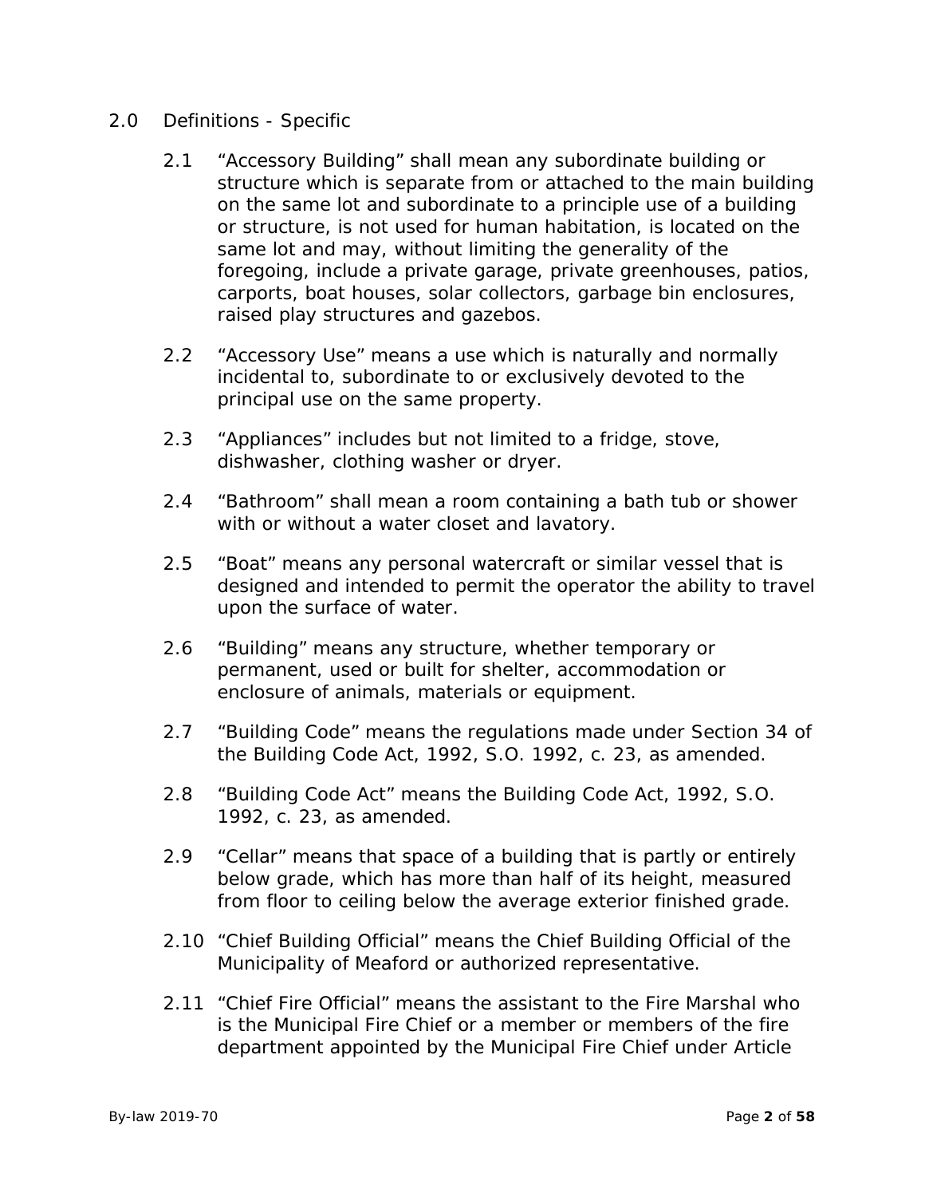## 2.0 Definitions - Specific

2.1 “Accessory Building” shall mean any subordinate building or structure which is separate from or attached to the main building on the same lot and subordinate to a principle use of a building or structure, is not used for human habitation, is located on the same lot and may, without limiting the generality of the foregoing, include a private garage, private greenhouses, patios, carports, boat houses, solar collectors, garbage bin enclosures, raised play structures and gazebos.

2.2 “Accessory Use” means a use which is naturally and normally incidental to, subordinate to or exclusively devoted to the principal use on the same property.

2.3 “Appliances” includes but not limited to a fridge, stove, dishwasher, clothing washer or dryer.

2.4 “Bathroom” shall mean a room containing a bath tub or shower with or without a water closet and lavatory.

2.5 “Boat” means any personal watercraft or similar vessel that is designed and intended to permit the operator the ability to travel upon the surface of water.

2.6 “Building” means any structure, whether temporary or permanent, used or built for shelter, accommodation or enclosure of animals, materials or equipment.

2.7 “Building Code” means the regulations made under Section 34 of the Building Code Act, 1992, S.O. 1992, c. 23, as amended.

2.8 “Building Code Act” means the Building Code Act, 1992, S.O. 1992, c. 23, as amended.

2.9 “Cellar” means that space of a building that is partly or entirely below grade, which has more than half of its height, measured from floor to ceiling below the average exterior finished grade.

2.10 “Chief Building Official” means the Chief Building Official of the Municipality of Meaford or authorized representative.

2.11 “Chief Fire Official” means the assistant to the Fire Marshal who is the Municipal Fire Chief or a member or members of the fire department appointed by the Municipal Fire Chief under Article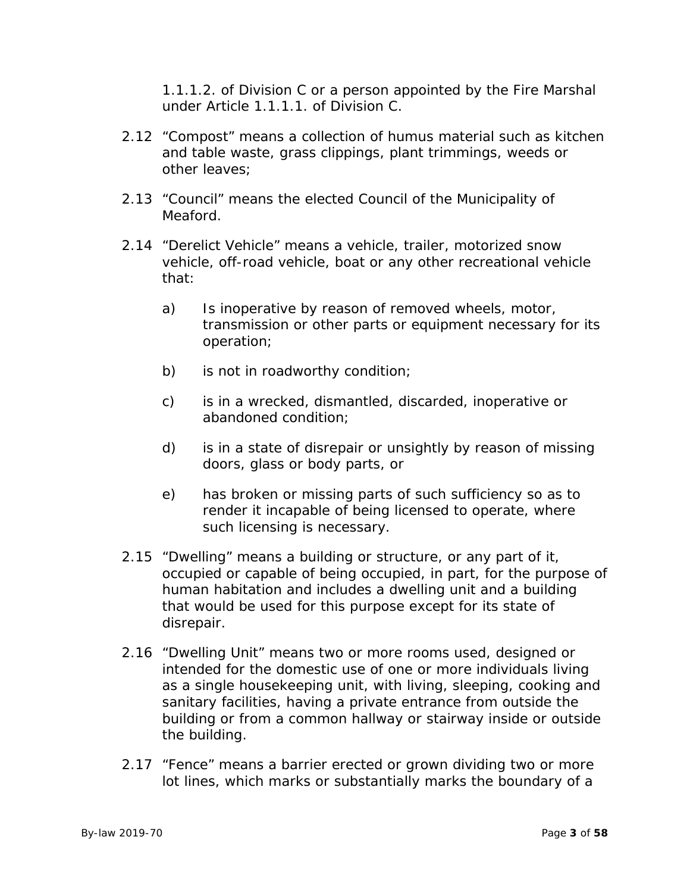1.1.1.2. of Division C or a person appointed by the Fire Marshal under Article 1.1.1.1. of Division C.

2.12 "Compost" means a collection of humus material such as kitchen and table waste, grass clippings, plant trimmings, weeds or other leaves;

2.13 "Council" means the elected Council of the Municipality of Meaford.

2.14 "Derelict Vehicle" means a vehicle, trailer, motorized snow vehicle, off-road vehicle, boat or any other recreational vehicle that:

a) Is inoperative by reason of removed wheels, motor, transmission or other parts or equipment necessary for its operation;

b) is not in roadworthy condition;

c) is in a wrecked, dismantled, discarded, inoperative or abandoned condition;

d) is in a state of disrepair or unsightly by reason of missing doors, glass or body parts, or

e) has broken or missing parts of such sufficiency so as to render it incapable of being licensed to operate, where such licensing is necessary.

2.15 "Dwelling" means a building or structure, or any part of it, occupied or capable of being occupied, in part, for the purpose of human habitation and includes a dwelling unit and a building that would be used for this purpose except for its state of disrepair.

2.16 "Dwelling Unit" means two or more rooms used, designed or intended for the domestic use of one or more individuals living as a single housekeeping unit, with living, sleeping, cooking and sanitary facilities, having a private entrance from outside the building or from a common hallway or stairway inside or outside the building.

2.17 "Fence" means a barrier erected or grown dividing two or more lot lines, which marks or substantially marks the boundary of a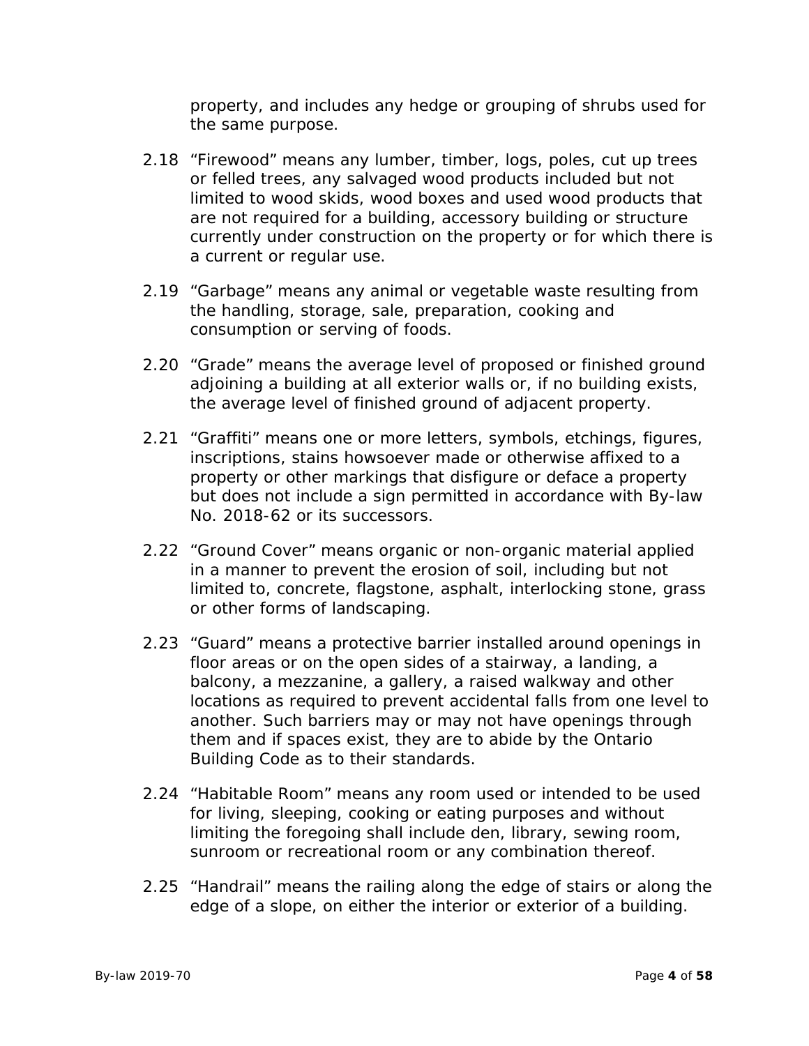property, and includes any hedge or grouping of shrubs used for the same purpose.

2.18 “Firewood” means any lumber, timber, logs, poles, cut up trees or felled trees, any salvaged wood products included but not limited to wood skids, wood boxes and used wood products that are not required for a building, accessory building or structure currently under construction on the property or for which there is a current or regular use.

2.19 “Garbage” means any animal or vegetable waste resulting from the handling, storage, sale, preparation, cooking and consumption or serving of foods.

2.20 “Grade” means the average level of proposed or finished ground adjoining a building at all exterior walls or, if no building exists, the average level of finished ground of adjacent property.

2.21 “Graffiti” means one or more letters, symbols, etchings, figures, inscriptions, stains howsoever made or otherwise affixed to a property or other markings that disfigure or deface a property but does not include a sign permitted in accordance with By-law No. 2018-62 or its successors.

2.22 “Ground Cover” means organic or non-organic material applied in a manner to prevent the erosion of soil, including but not limited to, concrete, flagstone, asphalt, interlocking stone, grass or other forms of landscaping.

2.23 “Guard” means a protective barrier installed around openings in floor areas or on the open sides of a stairway, a landing, a balcony, a mezzanine, a gallery, a raised walkway and other locations as required to prevent accidental falls from one level to another. Such barriers may or may not have openings through them and if spaces exist, they are to abide by the Ontario Building Code as to their standards.

2.24 “Habitable Room” means any room used or intended to be used for living, sleeping, cooking or eating purposes and without limiting the foregoing shall include den, library, sewing room, sunroom or recreational room or any combination thereof.

2.25 “Handrail” means the railing along the edge of stairs or along the edge of a slope, on either the interior or exterior of a building.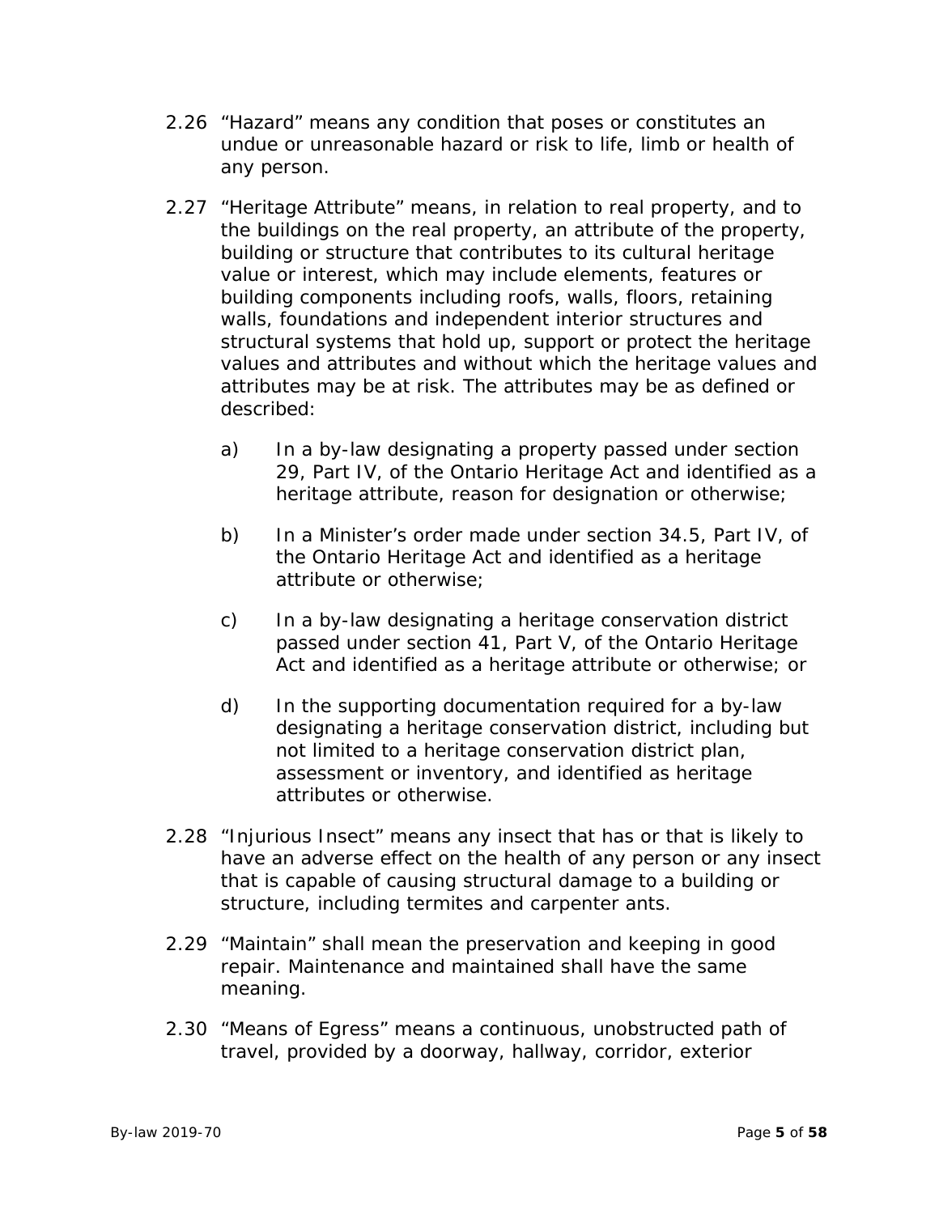2.26 “Hazard” means any condition that poses or constitutes an undue or unreasonable hazard or risk to life, limb or health of any person.

2.27 “Heritage Attribute” means, in relation to real property, and to the buildings on the real property, an attribute of the property, building or structure that contributes to its cultural heritage value or interest, which may include elements, features or building components including roofs, walls, floors, retaining walls, foundations and independent interior structures and structural systems that hold up, support or protect the heritage values and attributes and without which the heritage values and attributes may be at risk. The attributes may be as defined or described:

a) In a by-law designating a property passed under section 29, Part IV, of the Ontario Heritage Act and identified as a heritage attribute, reason for designation or otherwise;

b) In a Minister’s order made under section 34.5, Part IV, of the Ontario Heritage Act and identified as a heritage attribute or otherwise;

c) In a by-law designating a heritage conservation district passed under section 41, Part V, of the Ontario Heritage Act and identified as a heritage attribute or otherwise; or

d) In the supporting documentation required for a by-law designating a heritage conservation district, including but not limited to a heritage conservation district plan, assessment or inventory, and identified as heritage attributes or otherwise.

2.28 “Injurious Insect” means any insect that has or that is likely to have an adverse effect on the health of any person or any insect that is capable of causing structural damage to a building or structure, including termites and carpenter ants.

2.29 “Maintain” shall mean the preservation and keeping in good repair. Maintenance and maintained shall have the same meaning.

2.30 “Means of Egress” means a continuous, unobstructed path of travel, provided by a doorway, hallway, corridor, exterior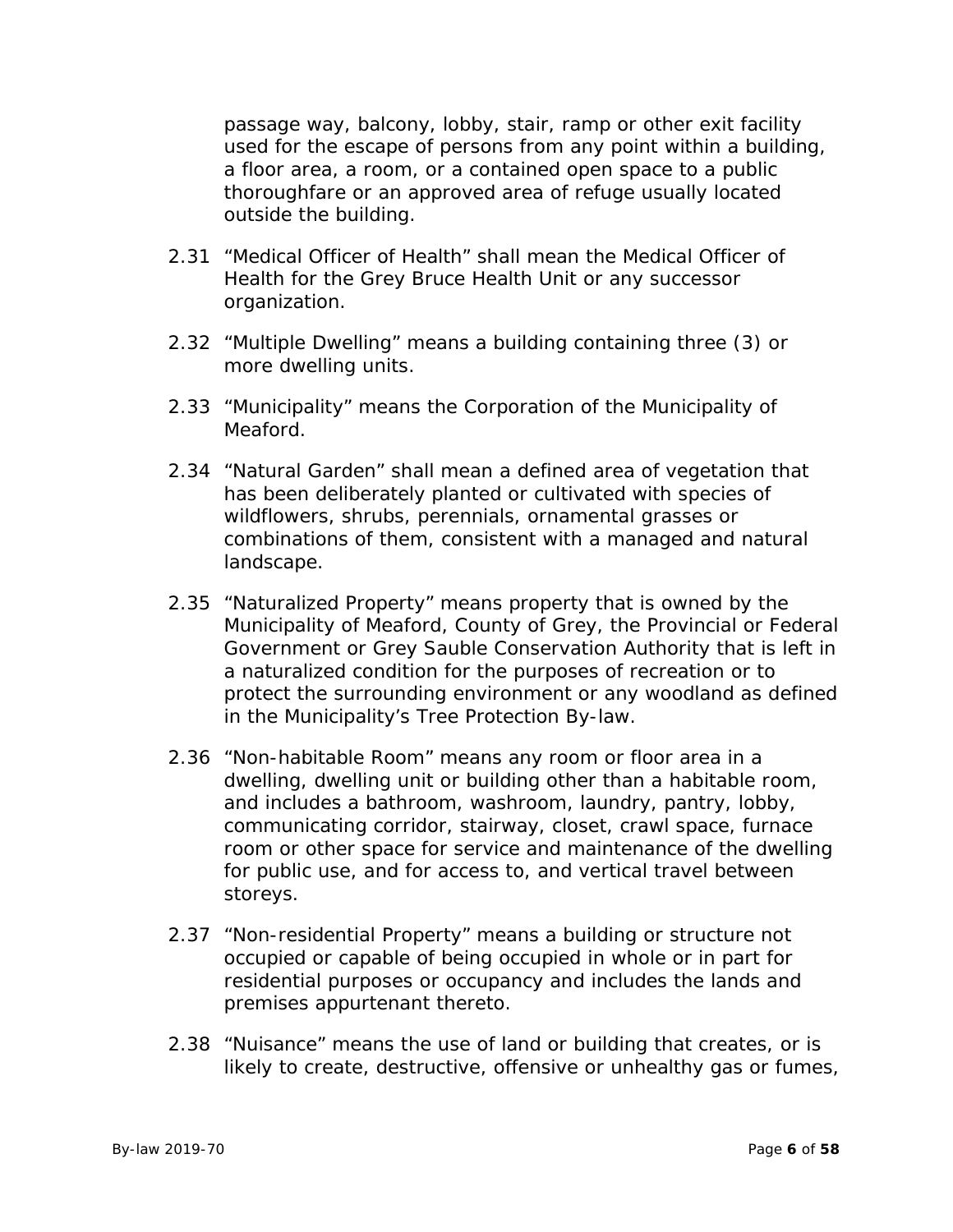passage way, balcony, lobby, stair, ramp or other exit facility used for the escape of persons from any point within a building, a floor area, a room, or a contained open space to a public thoroughfare or an approved area of refuge usually located outside the building.

2.31 “Medical Officer of Health” shall mean the Medical Officer of Health for the Grey Bruce Health Unit or any successor organization.

2.32 “Multiple Dwelling” means a building containing three (3) or more dwelling units.

2.33 “Municipality” means the Corporation of the Municipality of Meaford.

2.34 “Natural Garden” shall mean a defined area of vegetation that has been deliberately planted or cultivated with species of wildflowers, shrubs, perennials, ornamental grasses or combinations of them, consistent with a managed and natural landscape.

2.35 “Naturalized Property” means property that is owned by the Municipality of Meaford, County of Grey, the Provincial or Federal Government or Grey Sauble Conservation Authority that is left in a naturalized condition for the purposes of recreation or to protect the surrounding environment or any woodland as defined in the Municipality’s Tree Protection By-law.

2.36 “Non-habitable Room” means any room or floor area in a dwelling, dwelling unit or building other than a habitable room, and includes a bathroom, washroom, laundry, pantry, lobby, communicating corridor, stairway, closet, crawl space, furnace room or other space for service and maintenance of the dwelling for public use, and for access to, and vertical travel between storeys.

2.37 “Non-residential Property” means a building or structure not occupied or capable of being occupied in whole or in part for residential purposes or occupancy and includes the lands and premises appurtenant thereto.

2.38 “Nuisance” means the use of land or building that creates, or is likely to create, destructive, offensive or unhealthy gas or fumes,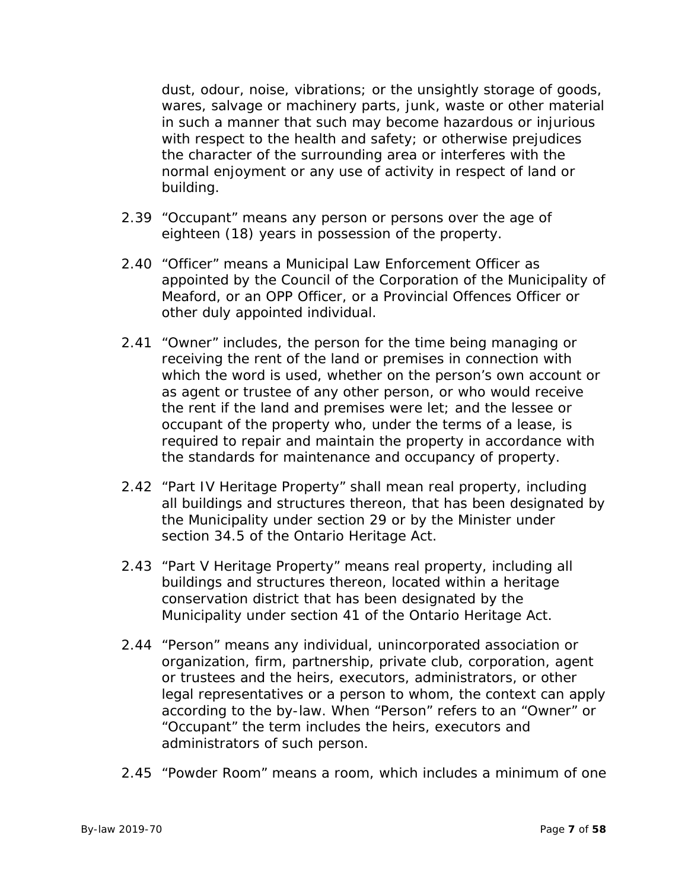dust, odour, noise, vibrations; or the unsightly storage of goods, wares, salvage or machinery parts, junk, waste or other material in such a manner that such may become hazardous or injurious with respect to the health and safety; or otherwise prejudices the character of the surrounding area or interferes with the normal enjoyment or any use of activity in respect of land or building.

2.39 "Occupant" means any person or persons over the age of eighteen (18) years in possession of the property.

2.40 "Officer" means a Municipal Law Enforcement Officer as appointed by the Council of the Corporation of the Municipality of Meaford, or an OPP Officer, or a Provincial Offences Officer or other duly appointed individual.

2.41 "Owner" includes, the person for the time being managing or receiving the rent of the land or premises in connection with which the word is used, whether on the person's own account or as agent or trustee of any other person, or who would receive the rent if the land and premises were let; and the lessee or occupant of the property who, under the terms of a lease, is required to repair and maintain the property in accordance with the standards for maintenance and occupancy of property.

2.42 "Part IV Heritage Property" shall mean real property, including all buildings and structures thereon, that has been designated by the Municipality under section 29 or by the Minister under section 34.5 of the Ontario Heritage Act.

2.43 "Part V Heritage Property" means real property, including all buildings and structures thereon, located within a heritage conservation district that has been designated by the Municipality under section 41 of the Ontario Heritage Act.

2.44 "Person" means any individual, unincorporated association or organization, firm, partnership, private club, corporation, agent or trustees and the heirs, executors, administrators, or other legal representatives or a person to whom, the context can apply according to the by-law. When "Person" refers to an "Owner" or "Occupant" the term includes the heirs, executors and administrators of such person.

2.45 "Powder Room" means a room, which includes a minimum of one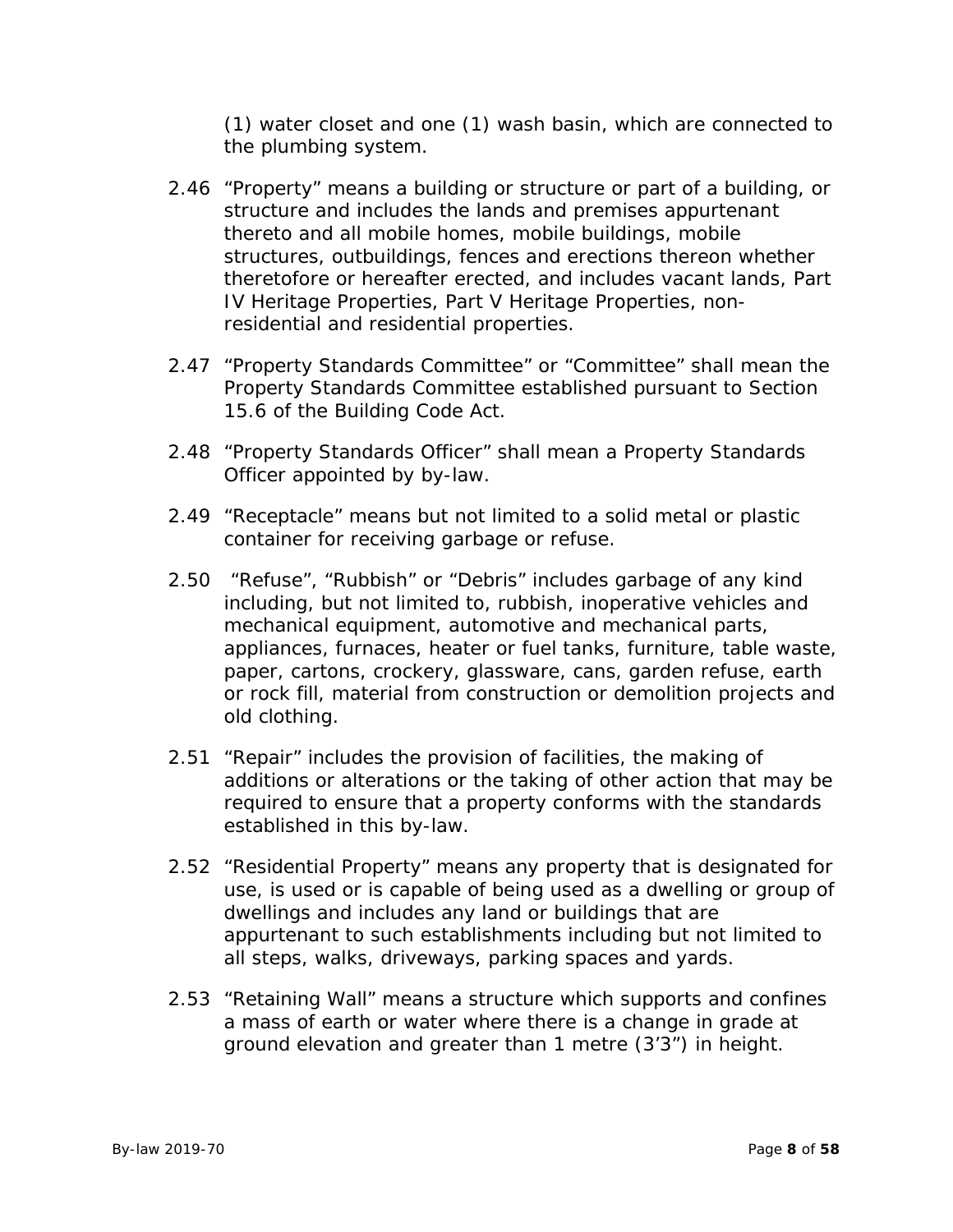(1) water closet and one (1) wash basin, which are connected to the plumbing system.

2.46 “Property” means a building or structure or part of a building, or structure and includes the lands and premises appurtenant thereto and all mobile homes, mobile buildings, mobile structures, outbuildings, fences and erections thereon whether theretofore or hereafter erected, and includes vacant lands, Part IV Heritage Properties, Part V Heritage Properties, non-residential and residential properties.

2.47 “Property Standards Committee” or “Committee” shall mean the Property Standards Committee established pursuant to Section 15.6 of the Building Code Act.

2.48 “Property Standards Officer” shall mean a Property Standards Officer appointed by by-law.

2.49 “Receptacle” means but not limited to a solid metal or plastic container for receiving garbage or refuse.

2.50 “Refuse”, “Rubbish” or “Debris” includes garbage of any kind including, but not limited to, rubbish, inoperative vehicles and mechanical equipment, automotive and mechanical parts, appliances, furnaces, heater or fuel tanks, furniture, table waste, paper, cartons, crockery, glassware, cans, garden refuse, earth or rock fill, material from construction or demolition projects and old clothing.

2.51 “Repair” includes the provision of facilities, the making of additions or alterations or the taking of other action that may be required to ensure that a property conforms with the standards established in this by-law.

2.52 “Residential Property” means any property that is designated for use, is used or is capable of being used as a dwelling or group of dwellings and includes any land or buildings that are appurtenant to such establishments including but not limited to all steps, walks, driveways, parking spaces and yards.

2.53 “Retaining Wall” means a structure which supports and confines a mass of earth or water where there is a change in grade at ground elevation and greater than 1 metre (3’3”) in height.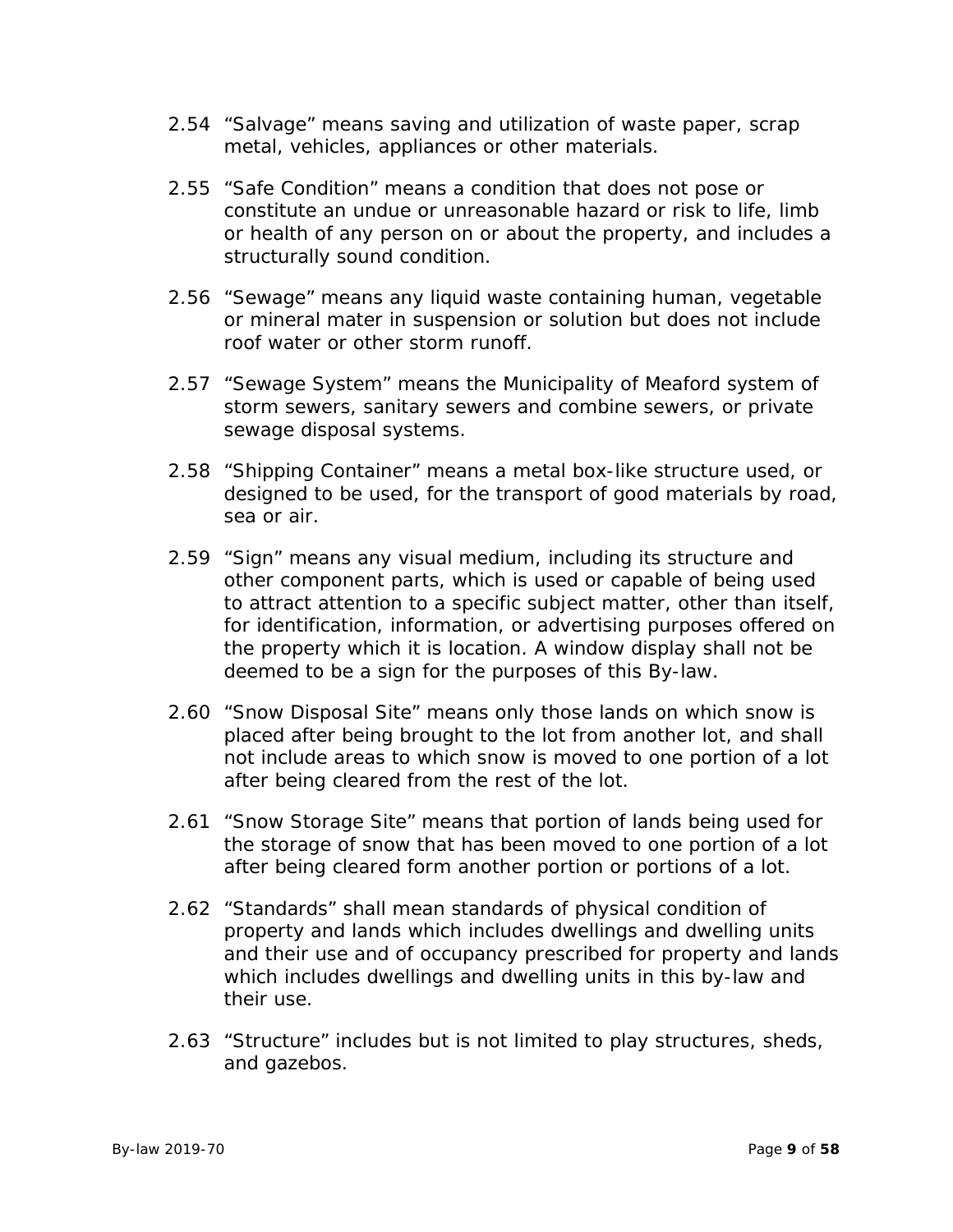2.54 “Salvage” means saving and utilization of waste paper, scrap metal, vehicles, appliances or other materials.

2.55 “Safe Condition” means a condition that does not pose or constitute an undue or unreasonable hazard or risk to life, limb or health of any person on or about the property, and includes a structurally sound condition.

2.56 “Sewage” means any liquid waste containing human, vegetable or mineral mater in suspension or solution but does not include roof water or other storm runoff.

2.57 “Sewage System” means the Municipality of Meaford system of storm sewers, sanitary sewers and combine sewers, or private sewage disposal systems.

2.58 “Shipping Container” means a metal box-like structure used, or designed to be used, for the transport of good materials by road, sea or air.

2.59 “Sign” means any visual medium, including its structure and other component parts, which is used or capable of being used to attract attention to a specific subject matter, other than itself, for identification, information, or advertising purposes offered on the property which it is location. A window display shall not be deemed to be a sign for the purposes of this By-law.

2.60 “Snow Disposal Site” means only those lands on which snow is placed after being brought to the lot from another lot, and shall not include areas to which snow is moved to one portion of a lot after being cleared from the rest of the lot.

2.61 “Snow Storage Site” means that portion of lands being used for the storage of snow that has been moved to one portion of a lot after being cleared form another portion or portions of a lot.

2.62 “Standards” shall mean standards of physical condition of property and lands which includes dwellings and dwelling units and their use and of occupancy prescribed for property and lands which includes dwellings and dwelling units in this by-law and their use.

2.63 “Structure” includes but is not limited to play structures, sheds, and gazebos.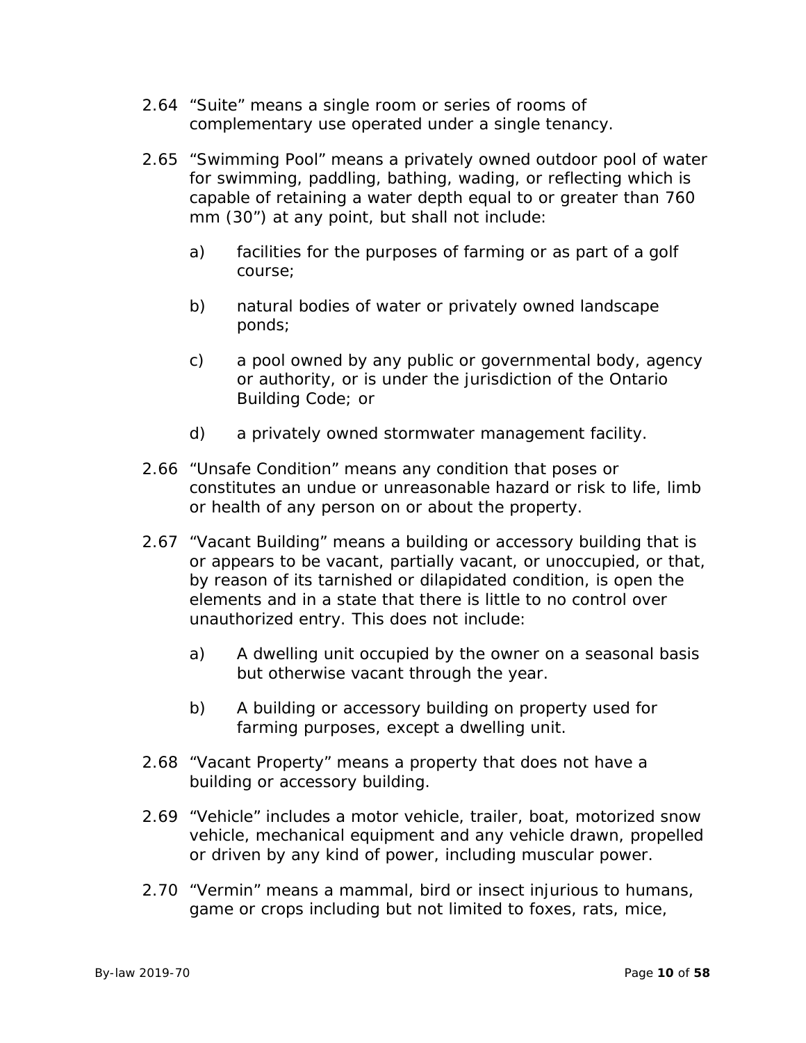2.64 “Suite” means a single room or series of rooms of complementary use operated under a single tenancy.

2.65 “Swimming Pool” means a privately owned outdoor pool of water for swimming, paddling, bathing, wading, or reflecting which is capable of retaining a water depth equal to or greater than 760 mm (30”) at any point, but shall not include:

   a) facilities for the purposes of farming or as part of a golf course;

   b) natural bodies of water or privately owned landscape ponds;

   c) a pool owned by any public or governmental body, agency or authority, or is under the jurisdiction of the Ontario Building Code; or

   d) a privately owned stormwater management facility.

2.66 “Unsafe Condition” means any condition that poses or constitutes an undue or unreasonable hazard or risk to life, limb or health of any person on or about the property.

2.67 “Vacant Building” means a building or accessory building that is or appears to be vacant, partially vacant, or unoccupied, or that, by reason of its tarnished or dilapidated condition, is open the elements and in a state that there is little to no control over unauthorized entry. This does not include:

   a) A dwelling unit occupied by the owner on a seasonal basis but otherwise vacant through the year.

   b) A building or accessory building on property used for farming purposes, except a dwelling unit.

2.68 “Vacant Property” means a property that does not have a building or accessory building.

2.69 “Vehicle” includes a motor vehicle, trailer, boat, motorized snow vehicle, mechanical equipment and any vehicle drawn, propelled or driven by any kind of power, including muscular power.

2.70 “Vermin” means a mammal, bird or insect injurious to humans, game or crops including but not limited to foxes, rats, mice,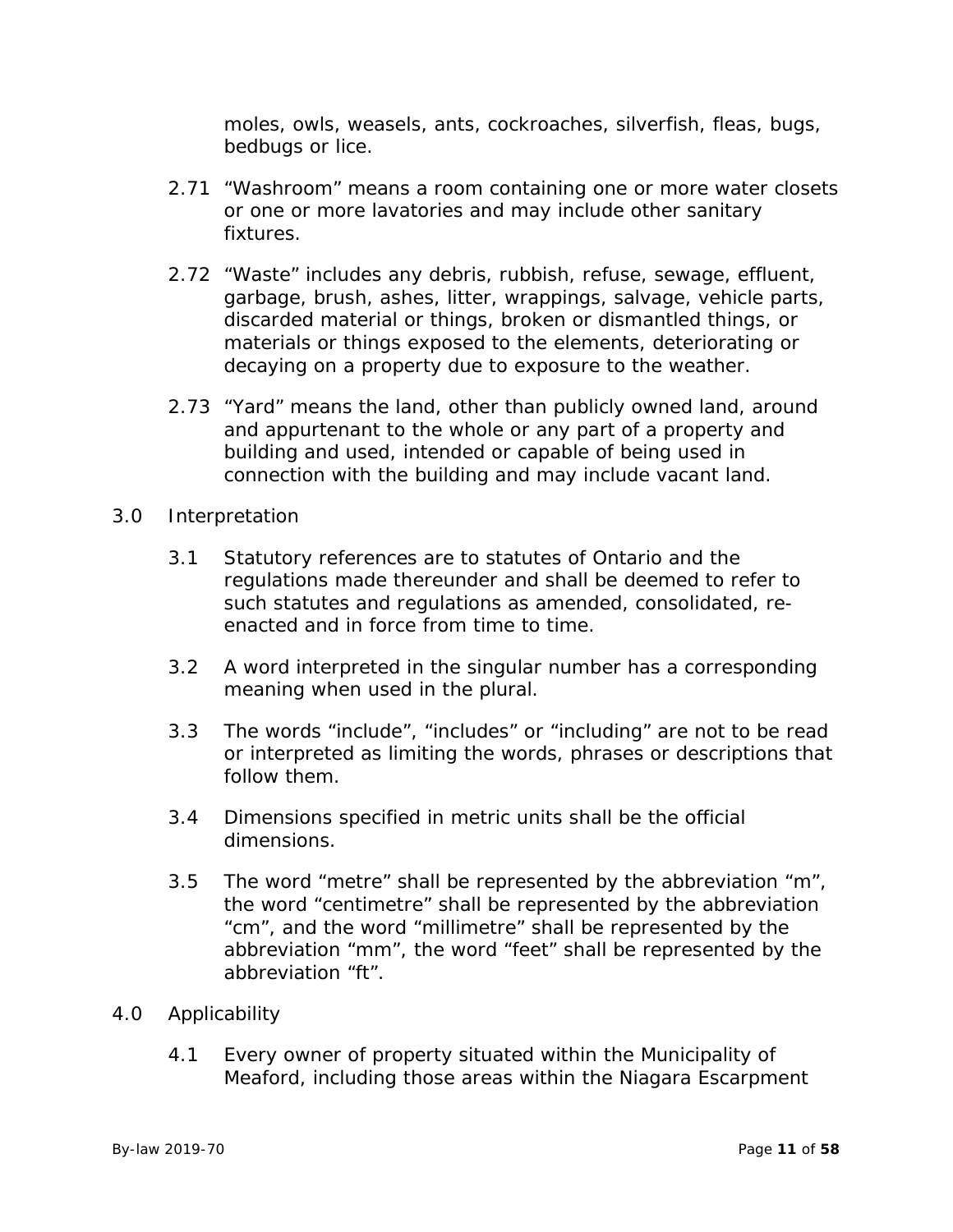moles, owls, weasels, ants, cockroaches, silverfish, fleas, bugs, bedbugs or lice.

2.71 “Washroom” means a room containing one or more water closets or one or more lavatories and may include other sanitary fixtures.

2.72 “Waste” includes any debris, rubbish, refuse, sewage, effluent, garbage, brush, ashes, litter, wrappings, salvage, vehicle parts, discarded material or things, broken or dismantled things, or materials or things exposed to the elements, deteriorating or decaying on a property due to exposure to the weather.

2.73 “Yard” means the land, other than publicly owned land, around and appurtenant to the whole or any part of a property and building and used, intended or capable of being used in connection with the building and may include vacant land.

3.0 Interpretation

3.1 Statutory references are to statutes of Ontario and the regulations made thereunder and shall be deemed to refer to such statutes and regulations as amended, consolidated, re-enacted and in force from time to time.

3.2 A word interpreted in the singular number has a corresponding meaning when used in the plural.

3.3 The words “include”, “includes” or “including” are not to be read or interpreted as limiting the words, phrases or descriptions that follow them.

3.4 Dimensions specified in metric units shall be the official dimensions.

3.5 The word “metre” shall be represented by the abbreviation “m”, the word “centimetre” shall be represented by the abbreviation “cm”, and the word “millimetre” shall be represented by the abbreviation “mm”, the word “feet” shall be represented by the abbreviation “ft”.

4.0 Applicability

4.1 Every owner of property situated within the Municipality of Meaford, including those areas within the Niagara Escarpment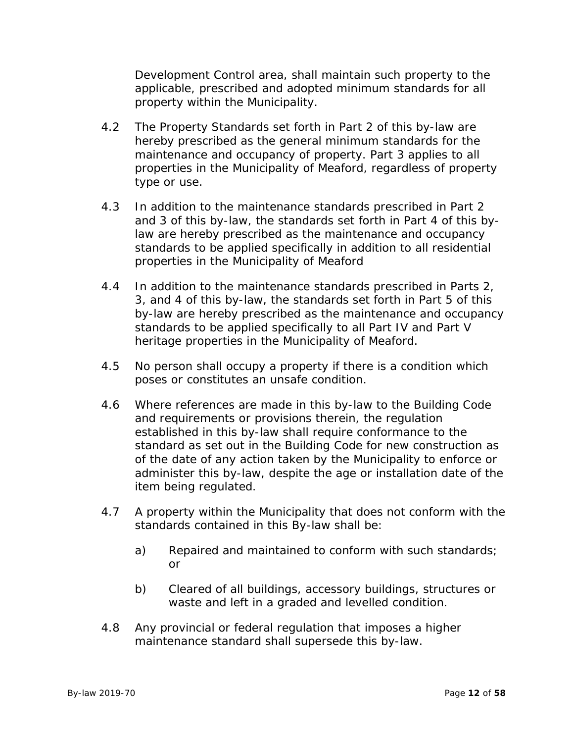Development Control area, shall maintain such property to the applicable, prescribed and adopted minimum standards for all property within the Municipality.

4.2 The Property Standards set forth in Part 2 of this by-law are hereby prescribed as the general minimum standards for the maintenance and occupancy of property. Part 3 applies to all properties in the Municipality of Meaford, regardless of property type or use.

4.3 In addition to the maintenance standards prescribed in Part 2 and 3 of this by-law, the standards set forth in Part 4 of this by-law are hereby prescribed as the maintenance and occupancy standards to be applied specifically in addition to all residential properties in the Municipality of Meaford

4.4 In addition to the maintenance standards prescribed in Parts 2, 3, and 4 of this by-law, the standards set forth in Part 5 of this by-law are hereby prescribed as the maintenance and occupancy standards to be applied specifically to all Part IV and Part V heritage properties in the Municipality of Meaford.

4.5 No person shall occupy a property if there is a condition which poses or constitutes an unsafe condition.

4.6 Where references are made in this by-law to the Building Code and requirements or provisions therein, the regulation established in this by-law shall require conformance to the standard as set out in the Building Code for new construction as of the date of any action taken by the Municipality to enforce or administer this by-law, despite the age or installation date of the item being regulated.

4.7 A property within the Municipality that does not conform with the standards contained in this By-law shall be:

a) Repaired and maintained to conform with such standards; or

b) Cleared of all buildings, accessory buildings, structures or waste and left in a graded and levelled condition.

4.8 Any provincial or federal regulation that imposes a higher maintenance standard shall supersede this by-law.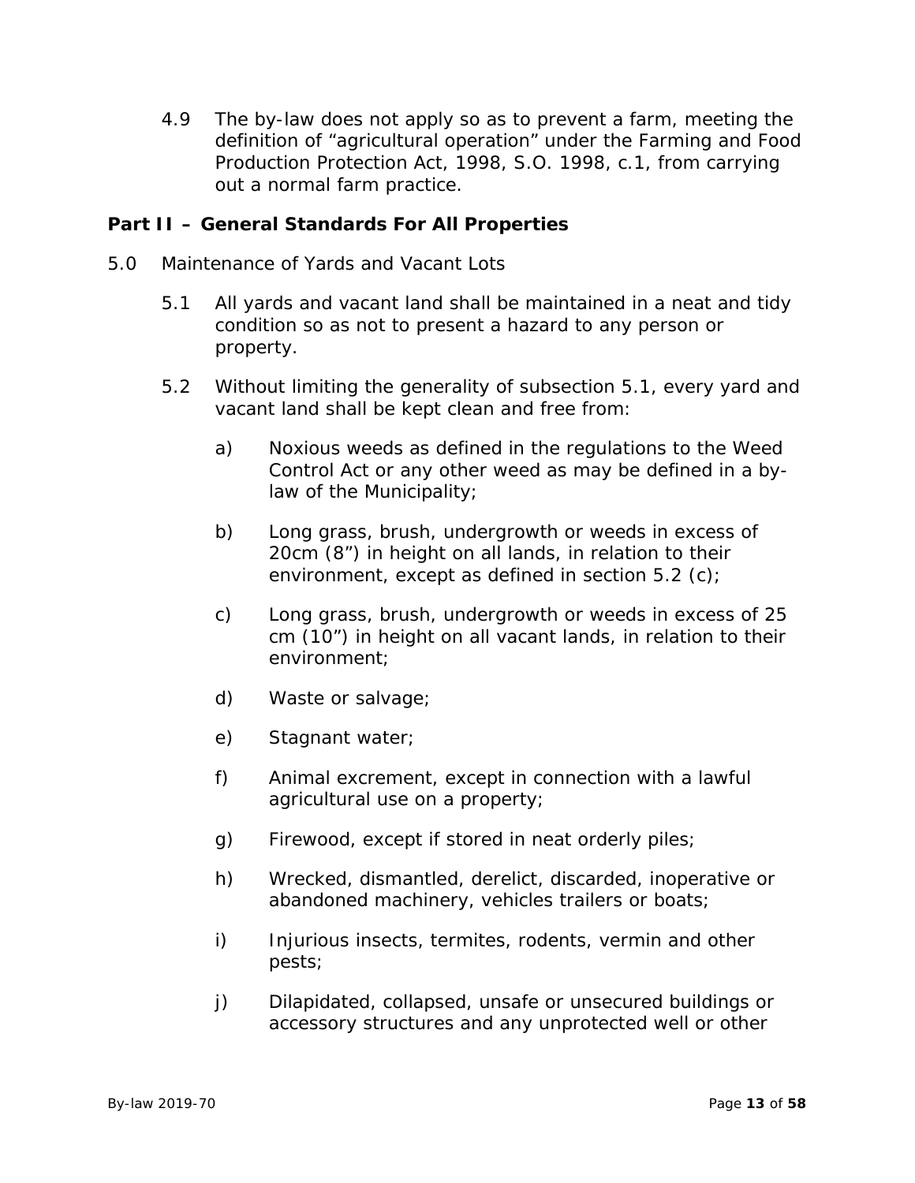4.9 The by-law does not apply so as to prevent a farm, meeting the definition of "agricultural operation" under the Farming and Food Production Protection Act, 1998, S.O. 1998, c.1, from carrying out a normal farm practice.

## Part II – General Standards For All Properties

5.0 Maintenance of Yards and Vacant Lots

5.1 All yards and vacant land shall be maintained in a neat and tidy condition so as not to present a hazard to any person or property.

5.2 Without limiting the generality of subsection 5.1, every yard and vacant land shall be kept clean and free from:

a) Noxious weeds as defined in the regulations to the Weed Control Act or any other weed as may be defined in a by-law of the Municipality;

b) Long grass, brush, undergrowth or weeds in excess of 20cm (8") in height on all lands, in relation to their environment, except as defined in section 5.2 (c);

c) Long grass, brush, undergrowth or weeds in excess of 25 cm (10") in height on all vacant lands, in relation to their environment;

d) Waste or salvage;

e) Stagnant water;

f) Animal excrement, except in connection with a lawful agricultural use on a property;

g) Firewood, except if stored in neat orderly piles;

h) Wrecked, dismantled, derelict, discarded, inoperative or abandoned machinery, vehicles trailers or boats;

i) Injurious insects, termites, rodents, vermin and other pests;

j) Dilapidated, collapsed, unsafe or unsecured buildings or accessory structures and any unprotected well or other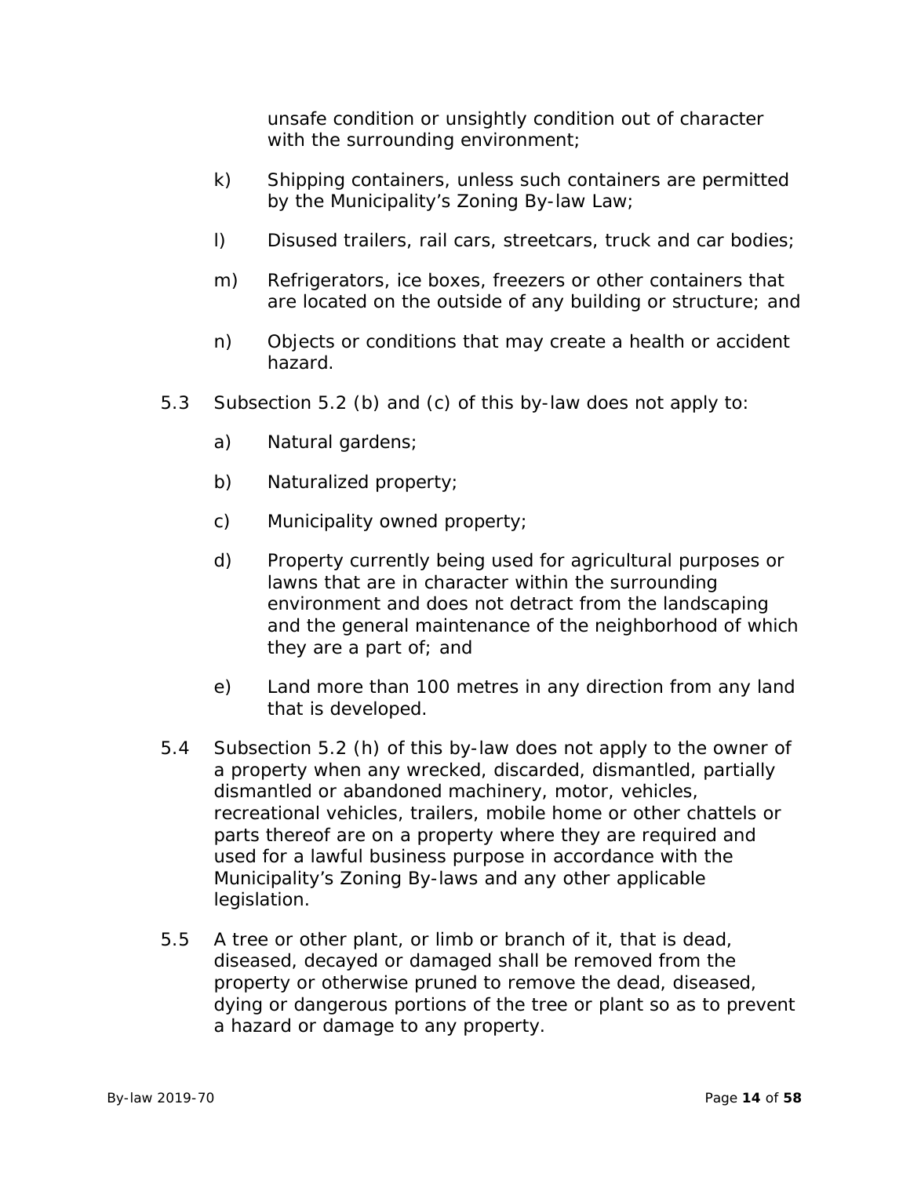unsafe condition or unsightly condition out of character with the surrounding environment;

k) Shipping containers, unless such containers are permitted by the Municipality's Zoning By-law Law;

l) Disused trailers, rail cars, streetcars, truck and car bodies;

m) Refrigerators, ice boxes, freezers or other containers that are located on the outside of any building or structure; and

n) Objects or conditions that may create a health or accident hazard.

5.3 Subsection 5.2 (b) and (c) of this by-law does not apply to:

a) Natural gardens;

b) Naturalized property;

c) Municipality owned property;

d) Property currently being used for agricultural purposes or lawns that are in character within the surrounding environment and does not detract from the landscaping and the general maintenance of the neighborhood of which they are a part of; and

e) Land more than 100 metres in any direction from any land that is developed.

5.4 Subsection 5.2 (h) of this by-law does not apply to the owner of a property when any wrecked, discarded, dismantled, partially dismantled or abandoned machinery, motor, vehicles, recreational vehicles, trailers, mobile home or other chattels or parts thereof are on a property where they are required and used for a lawful business purpose in accordance with the Municipality's Zoning By-laws and any other applicable legislation.

5.5 A tree or other plant, or limb or branch of it, that is dead, diseased, decayed or damaged shall be removed from the property or otherwise pruned to remove the dead, diseased, dying or dangerous portions of the tree or plant so as to prevent a hazard or damage to any property.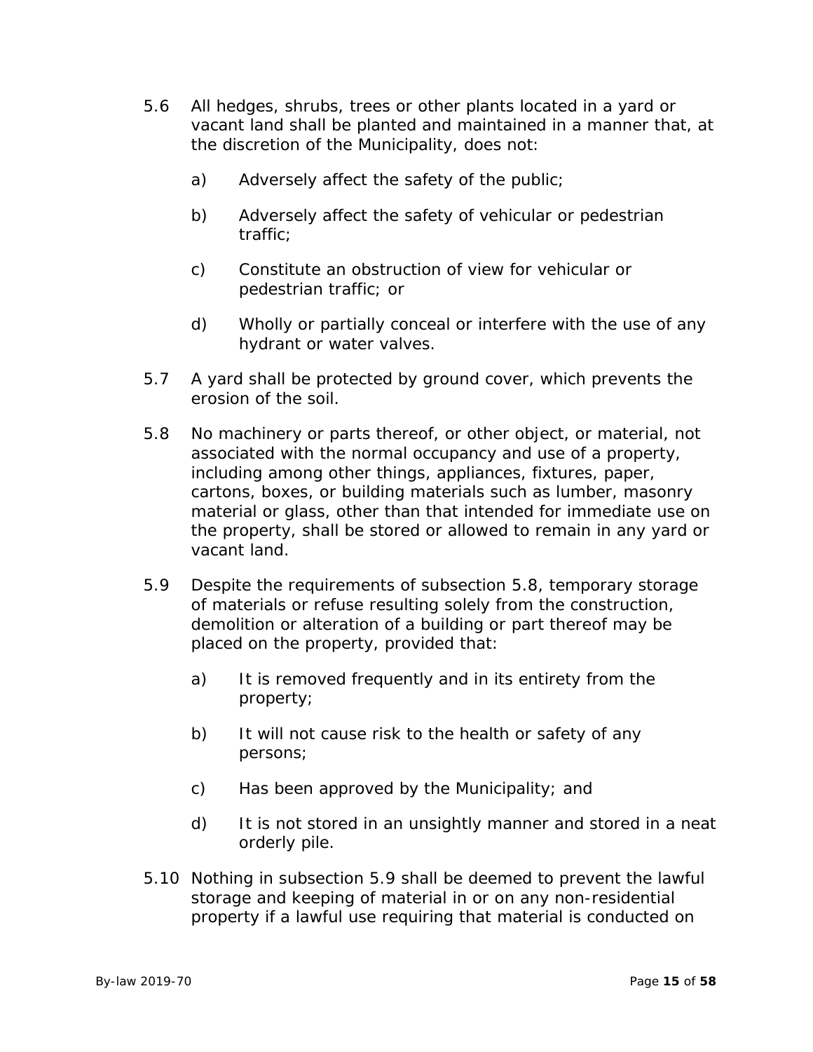5.6 All hedges, shrubs, trees or other plants located in a yard or vacant land shall be planted and maintained in a manner that, at the discretion of the Municipality, does not:

a) Adversely affect the safety of the public;

b) Adversely affect the safety of vehicular or pedestrian traffic;

c) Constitute an obstruction of view for vehicular or pedestrian traffic; or

d) Wholly or partially conceal or interfere with the use of any hydrant or water valves.

5.7 A yard shall be protected by ground cover, which prevents the erosion of the soil.

5.8 No machinery or parts thereof, or other object, or material, not associated with the normal occupancy and use of a property, including among other things, appliances, fixtures, paper, cartons, boxes, or building materials such as lumber, masonry material or glass, other than that intended for immediate use on the property, shall be stored or allowed to remain in any yard or vacant land.

5.9 Despite the requirements of subsection 5.8, temporary storage of materials or refuse resulting solely from the construction, demolition or alteration of a building or part thereof may be placed on the property, provided that:

a) It is removed frequently and in its entirety from the property;

b) It will not cause risk to the health or safety of any persons;

c) Has been approved by the Municipality; and

d) It is not stored in an unsightly manner and stored in a neat orderly pile.

5.10 Nothing in subsection 5.9 shall be deemed to prevent the lawful storage and keeping of material in or on any non-residential property if a lawful use requiring that material is conducted on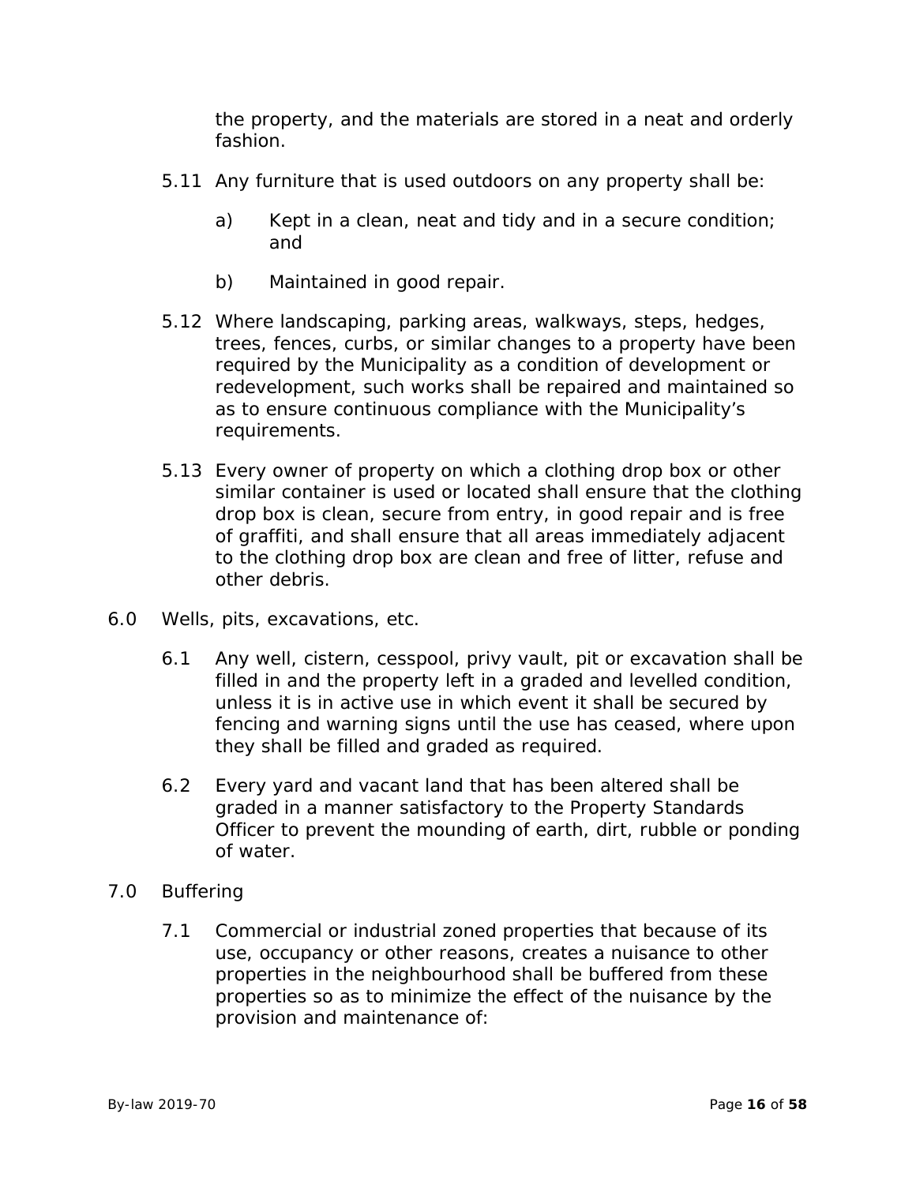the property, and the materials are stored in a neat and orderly fashion.

5.11 Any furniture that is used outdoors on any property shall be:

a) Kept in a clean, neat and tidy and in a secure condition; and

b) Maintained in good repair.

5.12 Where landscaping, parking areas, walkways, steps, hedges, trees, fences, curbs, or similar changes to a property have been required by the Municipality as a condition of development or redevelopment, such works shall be repaired and maintained so as to ensure continuous compliance with the Municipality's requirements.

5.13 Every owner of property on which a clothing drop box or other similar container is used or located shall ensure that the clothing drop box is clean, secure from entry, in good repair and is free of graffiti, and shall ensure that all areas immediately adjacent to the clothing drop box are clean and free of litter, refuse and other debris.

6.0 Wells, pits, excavations, etc.

6.1 Any well, cistern, cesspool, privy vault, pit or excavation shall be filled in and the property left in a graded and levelled condition, unless it is in active use in which event it shall be secured by fencing and warning signs until the use has ceased, where upon they shall be filled and graded as required.

6.2 Every yard and vacant land that has been altered shall be graded in a manner satisfactory to the Property Standards Officer to prevent the mounding of earth, dirt, rubble or ponding of water.

7.0 Buffering

7.1 Commercial or industrial zoned properties that because of its use, occupancy or other reasons, creates a nuisance to other properties in the neighbourhood shall be buffered from these properties so as to minimize the effect of the nuisance by the provision and maintenance of: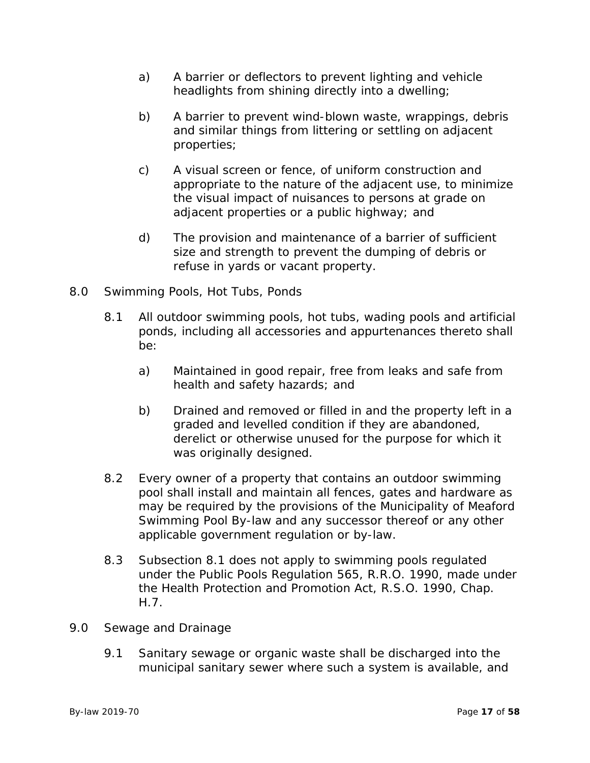a) A barrier or deflectors to prevent lighting and vehicle headlights from shining directly into a dwelling;

b) A barrier to prevent wind-blown waste, wrappings, debris and similar things from littering or settling on adjacent properties;

c) A visual screen or fence, of uniform construction and appropriate to the nature of the adjacent use, to minimize the visual impact of nuisances to persons at grade on adjacent properties or a public highway; and

d) The provision and maintenance of a barrier of sufficient size and strength to prevent the dumping of debris or refuse in yards or vacant property.

8.0 Swimming Pools, Hot Tubs, Ponds

8.1 All outdoor swimming pools, hot tubs, wading pools and artificial ponds, including all accessories and appurtenances thereto shall be:

a) Maintained in good repair, free from leaks and safe from health and safety hazards; and

b) Drained and removed or filled in and the property left in a graded and levelled condition if they are abandoned, derelict or otherwise unused for the purpose for which it was originally designed.

8.2 Every owner of a property that contains an outdoor swimming pool shall install and maintain all fences, gates and hardware as may be required by the provisions of the Municipality of Meaford Swimming Pool By-law and any successor thereof or any other applicable government regulation or by-law.

8.3 Subsection 8.1 does not apply to swimming pools regulated under the Public Pools Regulation 565, R.R.O. 1990, made under the Health Protection and Promotion Act, R.S.O. 1990, Chap. H.7.

9.0 Sewage and Drainage

9.1 Sanitary sewage or organic waste shall be discharged into the municipal sanitary sewer where such a system is available, and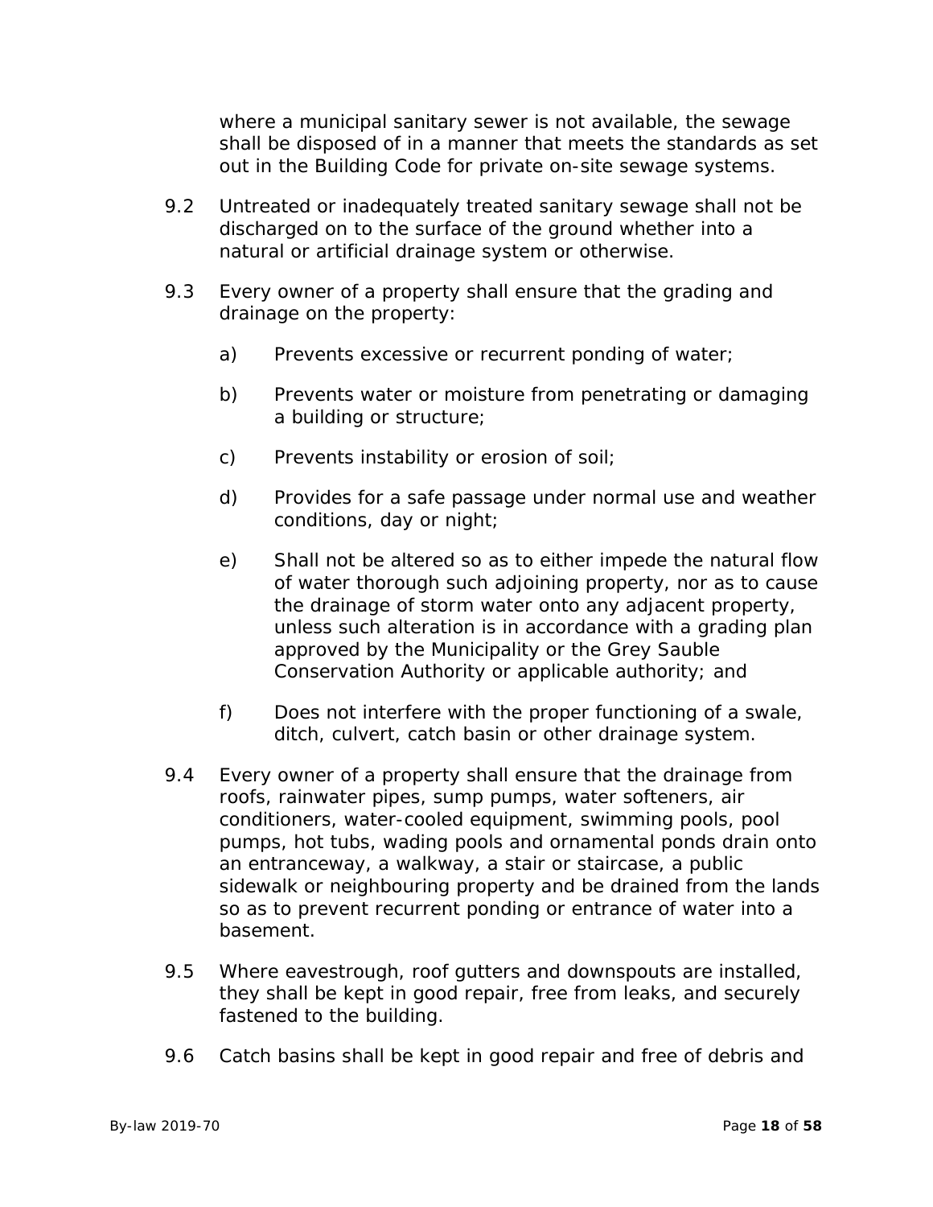where a municipal sanitary sewer is not available, the sewage shall be disposed of in a manner that meets the standards as set out in the Building Code for private on-site sewage systems.

9.2 Untreated or inadequately treated sanitary sewage shall not be discharged on to the surface of the ground whether into a natural or artificial drainage system or otherwise.

9.3 Every owner of a property shall ensure that the grading and drainage on the property:

a) Prevents excessive or recurrent ponding of water;

b) Prevents water or moisture from penetrating or damaging a building or structure;

c) Prevents instability or erosion of soil;

d) Provides for a safe passage under normal use and weather conditions, day or night;

e) Shall not be altered so as to either impede the natural flow of water thorough such adjoining property, nor as to cause the drainage of storm water onto any adjacent property, unless such alteration is in accordance with a grading plan approved by the Municipality or the Grey Sauble Conservation Authority or applicable authority; and

f) Does not interfere with the proper functioning of a swale, ditch, culvert, catch basin or other drainage system.

9.4 Every owner of a property shall ensure that the drainage from roofs, rainwater pipes, sump pumps, water softeners, air conditioners, water-cooled equipment, swimming pools, pool pumps, hot tubs, wading pools and ornamental ponds drain onto an entranceway, a walkway, a stair or staircase, a public sidewalk or neighbouring property and be drained from the lands so as to prevent recurrent ponding or entrance of water into a basement.

9.5 Where eavestrough, roof gutters and downspouts are installed, they shall be kept in good repair, free from leaks, and securely fastened to the building.

9.6 Catch basins shall be kept in good repair and free of debris and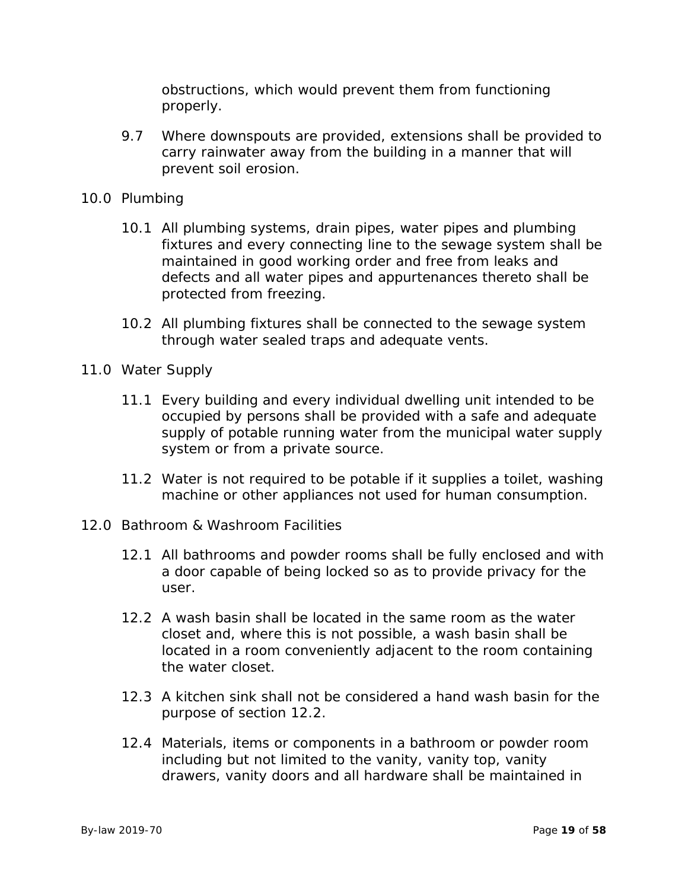obstructions, which would prevent them from functioning properly.

9.7 Where downspouts are provided, extensions shall be provided to carry rainwater away from the building in a manner that will prevent soil erosion.

10.0 Plumbing

10.1 All plumbing systems, drain pipes, water pipes and plumbing fixtures and every connecting line to the sewage system shall be maintained in good working order and free from leaks and defects and all water pipes and appurtenances thereto shall be protected from freezing.

10.2 All plumbing fixtures shall be connected to the sewage system through water sealed traps and adequate vents.

11.0 Water Supply

11.1 Every building and every individual dwelling unit intended to be occupied by persons shall be provided with a safe and adequate supply of potable running water from the municipal water supply system or from a private source.

11.2 Water is not required to be potable if it supplies a toilet, washing machine or other appliances not used for human consumption.

12.0 Bathroom & Washroom Facilities

12.1 All bathrooms and powder rooms shall be fully enclosed and with a door capable of being locked so as to provide privacy for the user.

12.2 A wash basin shall be located in the same room as the water closet and, where this is not possible, a wash basin shall be located in a room conveniently adjacent to the room containing the water closet.

12.3 A kitchen sink shall not be considered a hand wash basin for the purpose of section 12.2.

12.4 Materials, items or components in a bathroom or powder room including but not limited to the vanity, vanity top, vanity drawers, vanity doors and all hardware shall be maintained in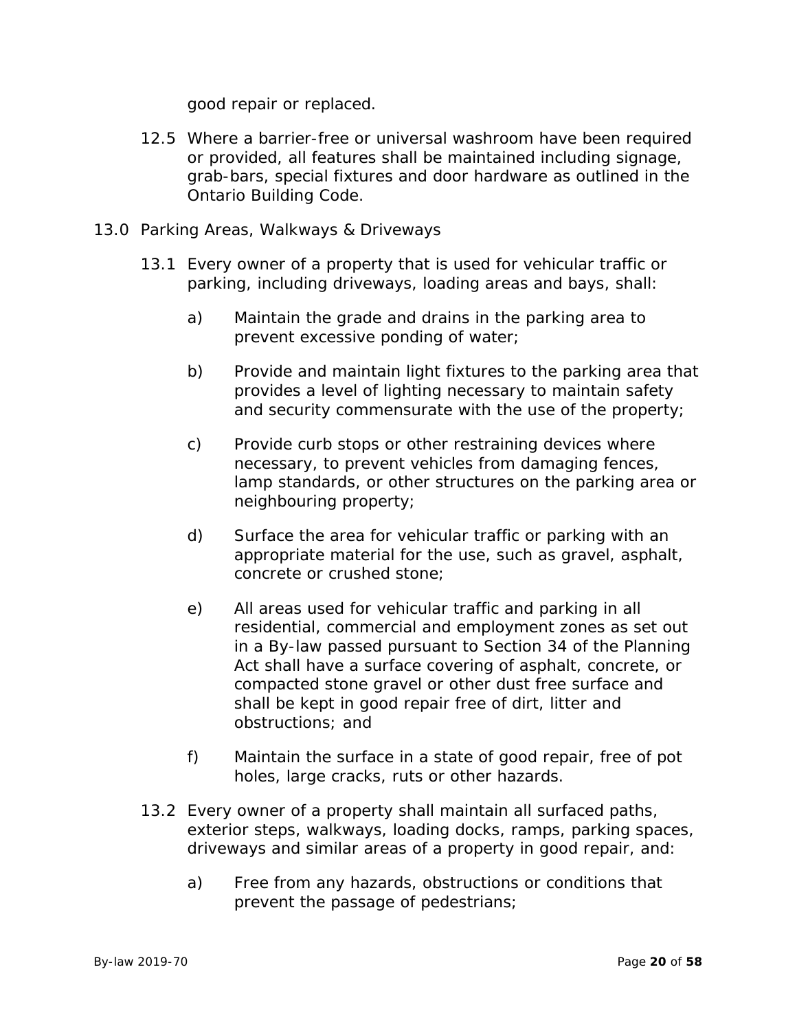good repair or replaced.

12.5 Where a barrier-free or universal washroom have been required or provided, all features shall be maintained including signage, grab-bars, special fixtures and door hardware as outlined in the Ontario Building Code.

## 13.0 Parking Areas, Walkways & Driveways

13.1 Every owner of a property that is used for vehicular traffic or parking, including driveways, loading areas and bays, shall:

a) Maintain the grade and drains in the parking area to prevent excessive ponding of water;

b) Provide and maintain light fixtures to the parking area that provides a level of lighting necessary to maintain safety and security commensurate with the use of the property;

c) Provide curb stops or other restraining devices where necessary, to prevent vehicles from damaging fences, lamp standards, or other structures on the parking area or neighbouring property;

d) Surface the area for vehicular traffic or parking with an appropriate material for the use, such as gravel, asphalt, concrete or crushed stone;

e) All areas used for vehicular traffic and parking in all residential, commercial and employment zones as set out in a By-law passed pursuant to Section 34 of the Planning Act shall have a surface covering of asphalt, concrete, or compacted stone gravel or other dust free surface and shall be kept in good repair free of dirt, litter and obstructions; and

f) Maintain the surface in a state of good repair, free of pot holes, large cracks, ruts or other hazards.

13.2 Every owner of a property shall maintain all surfaced paths, exterior steps, walkways, loading docks, ramps, parking spaces, driveways and similar areas of a property in good repair, and:

a) Free from any hazards, obstructions or conditions that prevent the passage of pedestrians;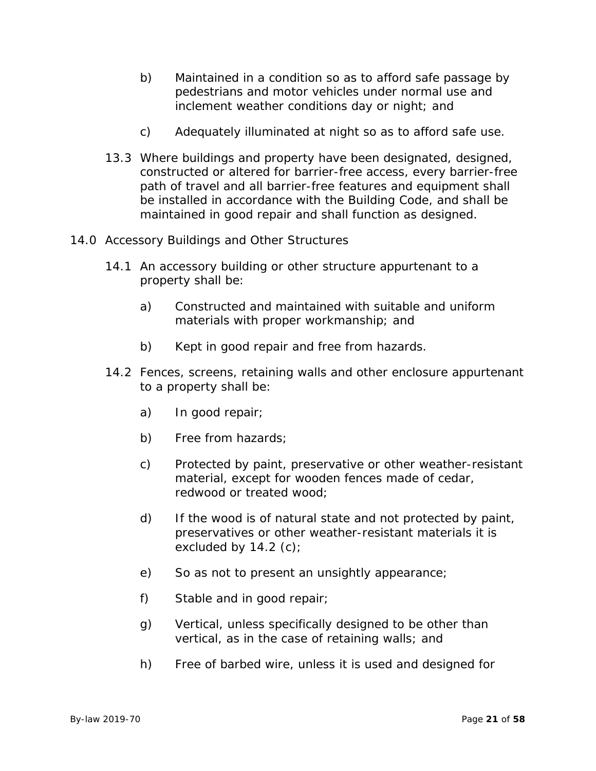b) Maintained in a condition so as to afford safe passage by pedestrians and motor vehicles under normal use and inclement weather conditions day or night; and

c) Adequately illuminated at night so as to afford safe use.

13.3 Where buildings and property have been designated, designed, constructed or altered for barrier-free access, every barrier-free path of travel and all barrier-free features and equipment shall be installed in accordance with the Building Code, and shall be maintained in good repair and shall function as designed.

## 14.0 Accessory Buildings and Other Structures

14.1 An accessory building or other structure appurtenant to a property shall be:

a) Constructed and maintained with suitable and uniform materials with proper workmanship; and

b) Kept in good repair and free from hazards.

14.2 Fences, screens, retaining walls and other enclosure appurtenant to a property shall be:

a) In good repair;

b) Free from hazards;

c) Protected by paint, preservative or other weather-resistant material, except for wooden fences made of cedar, redwood or treated wood;

d) If the wood is of natural state and not protected by paint, preservatives or other weather-resistant materials it is excluded by 14.2 (c);

e) So as not to present an unsightly appearance;

f) Stable and in good repair;

g) Vertical, unless specifically designed to be other than vertical, as in the case of retaining walls; and

h) Free of barbed wire, unless it is used and designed for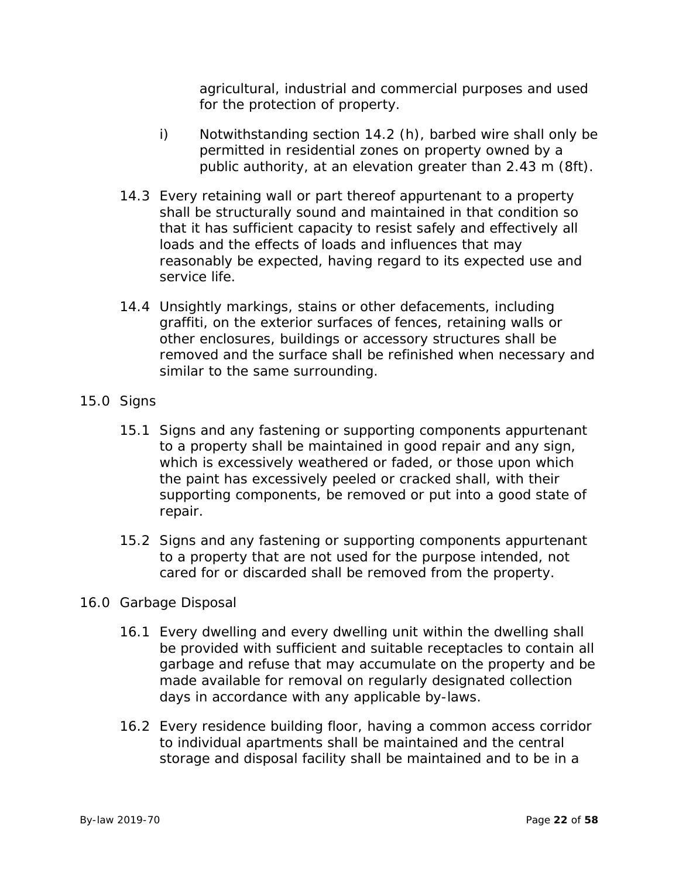agricultural, industrial and commercial purposes and used for the protection of property.

i) Notwithstanding section 14.2 (h), barbed wire shall only be permitted in residential zones on property owned by a public authority, at an elevation greater than 2.43 m (8ft).

14.3 Every retaining wall or part thereof appurtenant to a property shall be structurally sound and maintained in that condition so that it has sufficient capacity to resist safely and effectively all loads and the effects of loads and influences that may reasonably be expected, having regard to its expected use and service life.

14.4 Unsightly markings, stains or other defacements, including graffiti, on the exterior surfaces of fences, retaining walls or other enclosures, buildings or accessory structures shall be removed and the surface shall be refinished when necessary and similar to the same surrounding.

## 15.0 Signs

15.1 Signs and any fastening or supporting components appurtenant to a property shall be maintained in good repair and any sign, which is excessively weathered or faded, or those upon which the paint has excessively peeled or cracked shall, with their supporting components, be removed or put into a good state of repair.

15.2 Signs and any fastening or supporting components appurtenant to a property that are not used for the purpose intended, not cared for or discarded shall be removed from the property.

## 16.0 Garbage Disposal

16.1 Every dwelling and every dwelling unit within the dwelling shall be provided with sufficient and suitable receptacles to contain all garbage and refuse that may accumulate on the property and be made available for removal on regularly designated collection days in accordance with any applicable by-laws.

16.2 Every residence building floor, having a common access corridor to individual apartments shall be maintained and the central storage and disposal facility shall be maintained and to be in a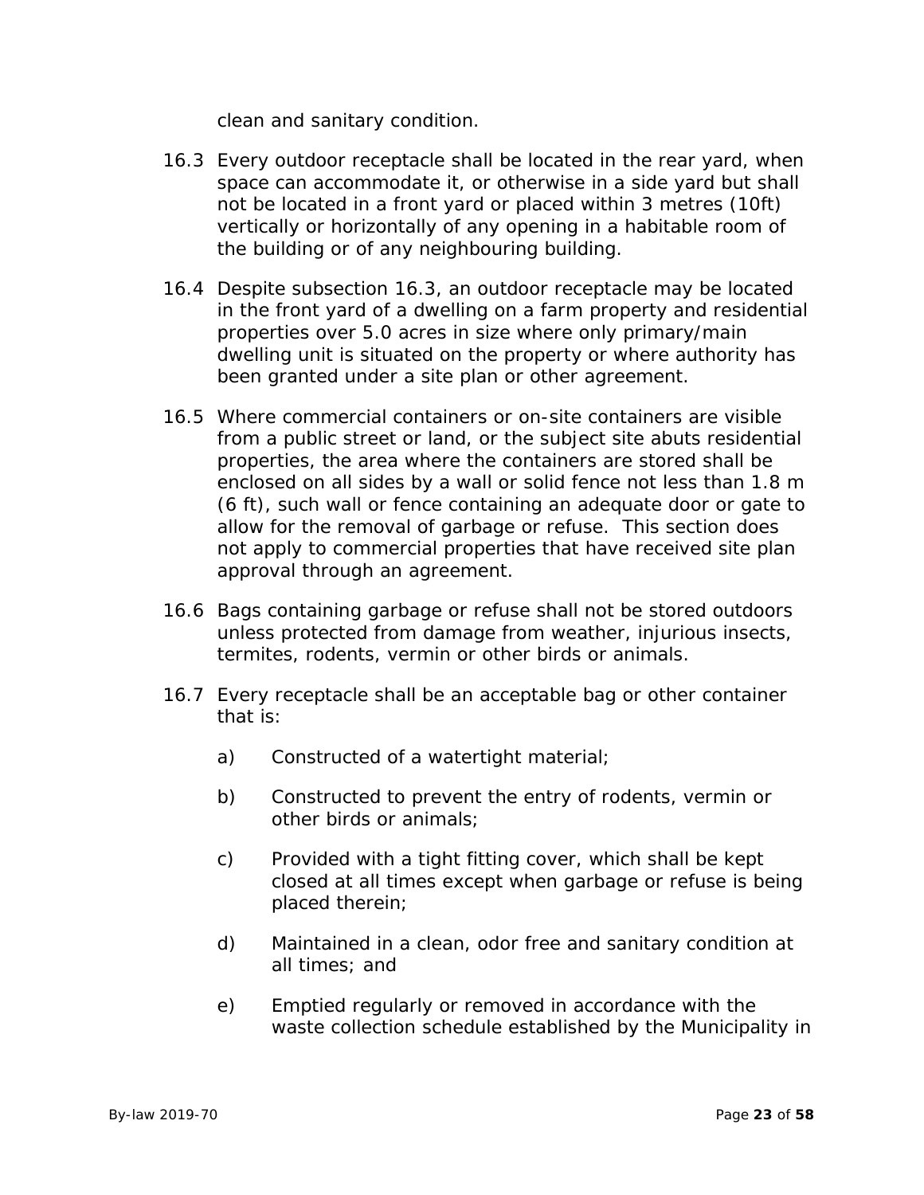clean and sanitary condition.

16.3 Every outdoor receptacle shall be located in the rear yard, when space can accommodate it, or otherwise in a side yard but shall not be located in a front yard or placed within 3 metres (10ft) vertically or horizontally of any opening in a habitable room of the building or of any neighbouring building.

16.4 Despite subsection 16.3, an outdoor receptacle may be located in the front yard of a dwelling on a farm property and residential properties over 5.0 acres in size where only primary/main dwelling unit is situated on the property or where authority has been granted under a site plan or other agreement.

16.5 Where commercial containers or on-site containers are visible from a public street or land, or the subject site abuts residential properties, the area where the containers are stored shall be enclosed on all sides by a wall or solid fence not less than 1.8 m (6 ft), such wall or fence containing an adequate door or gate to allow for the removal of garbage or refuse. This section does not apply to commercial properties that have received site plan approval through an agreement.

16.6 Bags containing garbage or refuse shall not be stored outdoors unless protected from damage from weather, injurious insects, termites, rodents, vermin or other birds or animals.

16.7 Every receptacle shall be an acceptable bag or other container that is:

a) Constructed of a watertight material;

b) Constructed to prevent the entry of rodents, vermin or other birds or animals;

c) Provided with a tight fitting cover, which shall be kept closed at all times except when garbage or refuse is being placed therein;

d) Maintained in a clean, odor free and sanitary condition at all times; and

e) Emptied regularly or removed in accordance with the waste collection schedule established by the Municipality in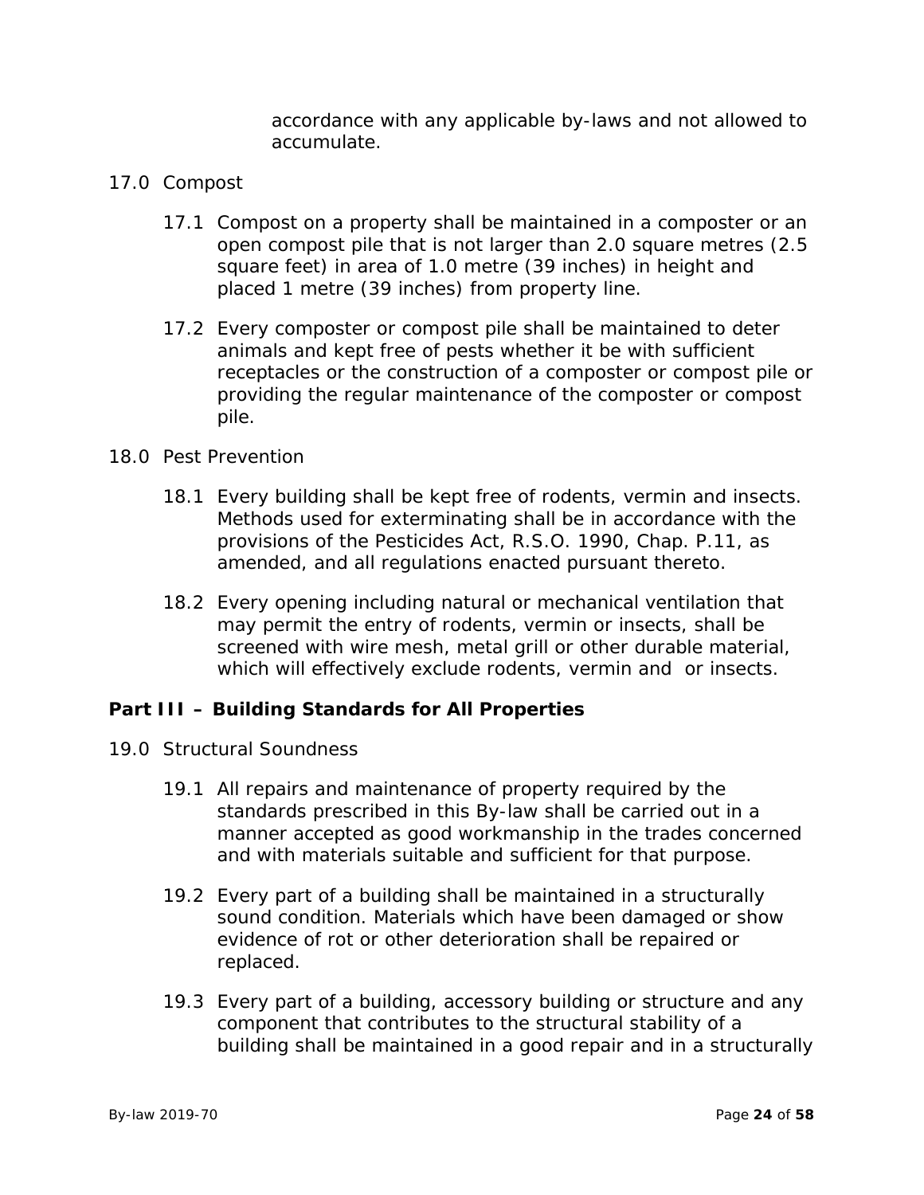accordance with any applicable by-laws and not allowed to accumulate.

17.0 Compost

17.1 Compost on a property shall be maintained in a composter or an open compost pile that is not larger than 2.0 square metres (2.5 square feet) in area of 1.0 metre (39 inches) in height and placed 1 metre (39 inches) from property line.

17.2 Every composter or compost pile shall be maintained to deter animals and kept free of pests whether it be with sufficient receptacles or the construction of a composter or compost pile or providing the regular maintenance of the composter or compost pile.

18.0 Pest Prevention

18.1 Every building shall be kept free of rodents, vermin and insects. Methods used for exterminating shall be in accordance with the provisions of the Pesticides Act, R.S.O. 1990, Chap. P.11, as amended, and all regulations enacted pursuant thereto.

18.2 Every opening including natural or mechanical ventilation that may permit the entry of rodents, vermin or insects, shall be screened with wire mesh, metal grill or other durable material, which will effectively exclude rodents, vermin and  or insects.

**Part III – Building Standards for All Properties**

19.0 Structural Soundness

19.1 All repairs and maintenance of property required by the standards prescribed in this By-law shall be carried out in a manner accepted as good workmanship in the trades concerned and with materials suitable and sufficient for that purpose.

19.2 Every part of a building shall be maintained in a structurally sound condition. Materials which have been damaged or show evidence of rot or other deterioration shall be repaired or replaced.

19.3 Every part of a building, accessory building or structure and any component that contributes to the structural stability of a building shall be maintained in a good repair and in a structurally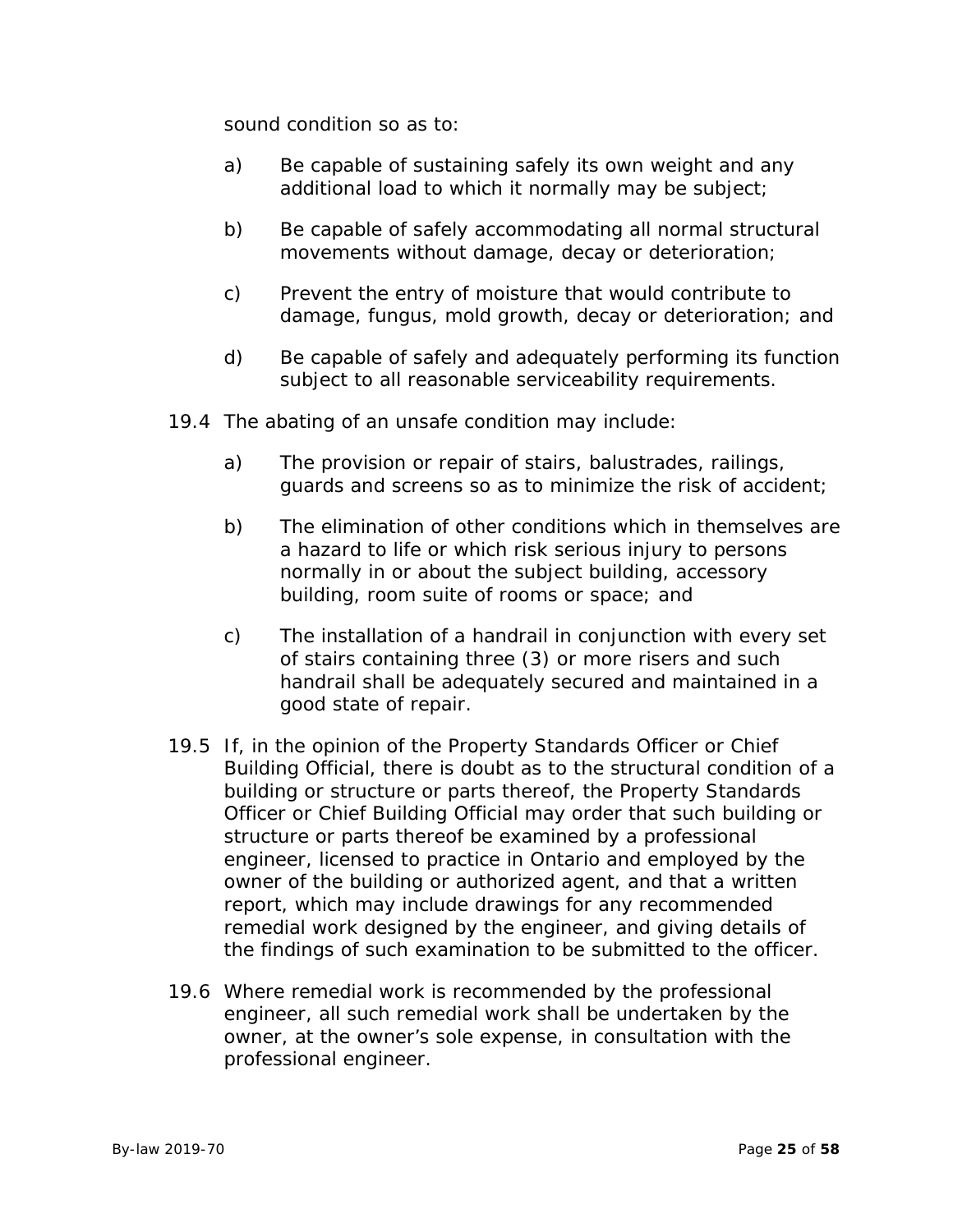sound condition so as to:

a) Be capable of sustaining safely its own weight and any additional load to which it normally may be subject;

b) Be capable of safely accommodating all normal structural movements without damage, decay or deterioration;

c) Prevent the entry of moisture that would contribute to damage, fungus, mold growth, decay or deterioration; and

d) Be capable of safely and adequately performing its function subject to all reasonable serviceability requirements.

19.4 The abating of an unsafe condition may include:

a) The provision or repair of stairs, balustrades, railings, guards and screens so as to minimize the risk of accident;

b) The elimination of other conditions which in themselves are a hazard to life or which risk serious injury to persons normally in or about the subject building, accessory building, room suite of rooms or space; and

c) The installation of a handrail in conjunction with every set of stairs containing three (3) or more risers and such handrail shall be adequately secured and maintained in a good state of repair.

19.5 If, in the opinion of the Property Standards Officer or Chief Building Official, there is doubt as to the structural condition of a building or structure or parts thereof, the Property Standards Officer or Chief Building Official may order that such building or structure or parts thereof be examined by a professional engineer, licensed to practice in Ontario and employed by the owner of the building or authorized agent, and that a written report, which may include drawings for any recommended remedial work designed by the engineer, and giving details of the findings of such examination to be submitted to the officer.

19.6 Where remedial work is recommended by the professional engineer, all such remedial work shall be undertaken by the owner, at the owner's sole expense, in consultation with the professional engineer.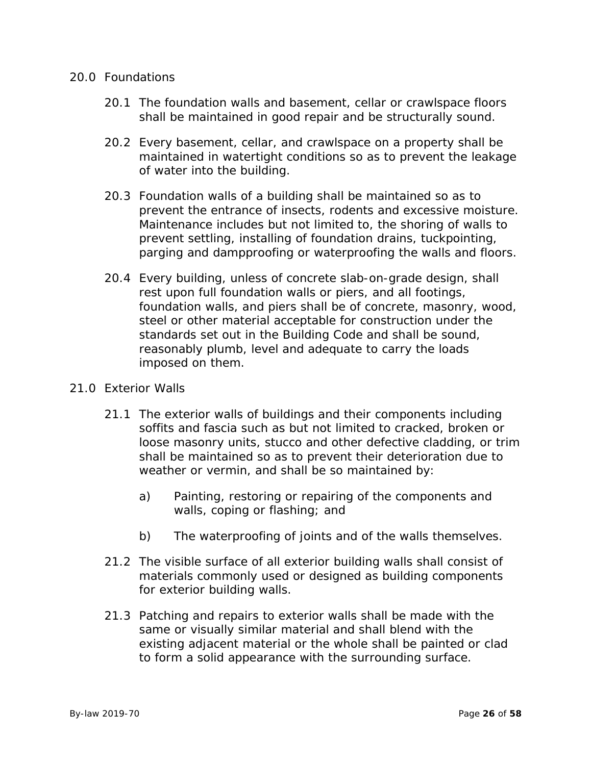20.0 Foundations

20.1 The foundation walls and basement, cellar or crawlspace floors shall be maintained in good repair and be structurally sound.

20.2 Every basement, cellar, and crawlspace on a property shall be maintained in watertight conditions so as to prevent the leakage of water into the building.

20.3 Foundation walls of a building shall be maintained so as to prevent the entrance of insects, rodents and excessive moisture. Maintenance includes but not limited to, the shoring of walls to prevent settling, installing of foundation drains, tuckpointing, parging and dampproofing or waterproofing the walls and floors.

20.4 Every building, unless of concrete slab-on-grade design, shall rest upon full foundation walls or piers, and all footings, foundation walls, and piers shall be of concrete, masonry, wood, steel or other material acceptable for construction under the standards set out in the Building Code and shall be sound, reasonably plumb, level and adequate to carry the loads imposed on them.

21.0 Exterior Walls

21.1 The exterior walls of buildings and their components including soffits and fascia such as but not limited to cracked, broken or loose masonry units, stucco and other defective cladding, or trim shall be maintained so as to prevent their deterioration due to weather or vermin, and shall be so maintained by:

a) Painting, restoring or repairing of the components and walls, coping or flashing; and

b) The waterproofing of joints and of the walls themselves.

21.2 The visible surface of all exterior building walls shall consist of materials commonly used or designed as building components for exterior building walls.

21.3 Patching and repairs to exterior walls shall be made with the same or visually similar material and shall blend with the existing adjacent material or the whole shall be painted or clad to form a solid appearance with the surrounding surface.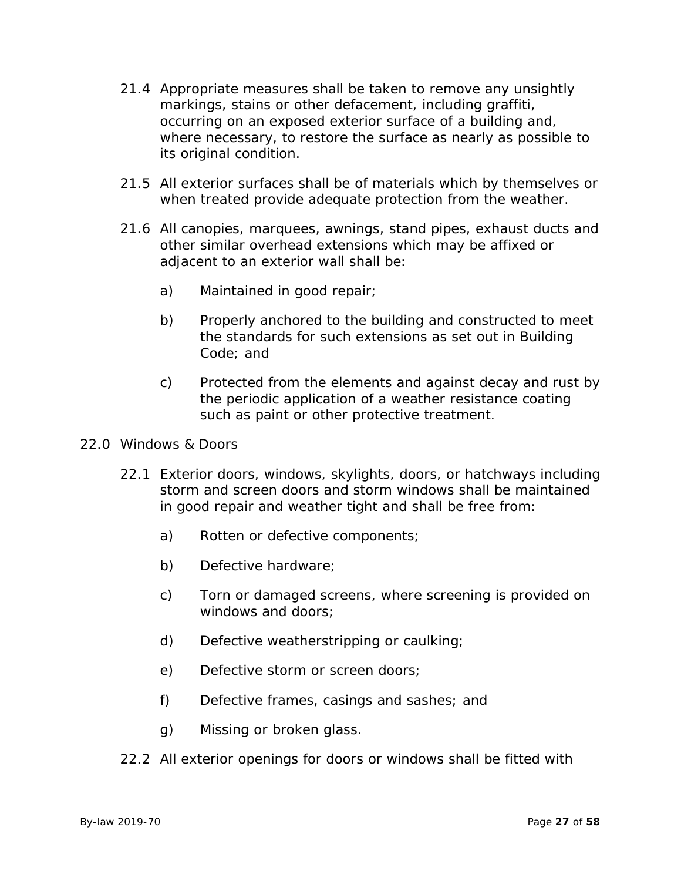21.4 Appropriate measures shall be taken to remove any unsightly markings, stains or other defacement, including graffiti, occurring on an exposed exterior surface of a building and, where necessary, to restore the surface as nearly as possible to its original condition.

21.5 All exterior surfaces shall be of materials which by themselves or when treated provide adequate protection from the weather.

21.6 All canopies, marquees, awnings, stand pipes, exhaust ducts and other similar overhead extensions which may be affixed or adjacent to an exterior wall shall be:

a) Maintained in good repair;

b) Properly anchored to the building and constructed to meet the standards for such extensions as set out in Building Code; and

c) Protected from the elements and against decay and rust by the periodic application of a weather resistance coating such as paint or other protective treatment.

## 22.0 Windows & Doors

22.1 Exterior doors, windows, skylights, doors, or hatchways including storm and screen doors and storm windows shall be maintained in good repair and weather tight and shall be free from:

a) Rotten or defective components;

b) Defective hardware;

c) Torn or damaged screens, where screening is provided on windows and doors;

d) Defective weatherstripping or caulking;

e) Defective storm or screen doors;

f) Defective frames, casings and sashes; and

g) Missing or broken glass.

22.2 All exterior openings for doors or windows shall be fitted with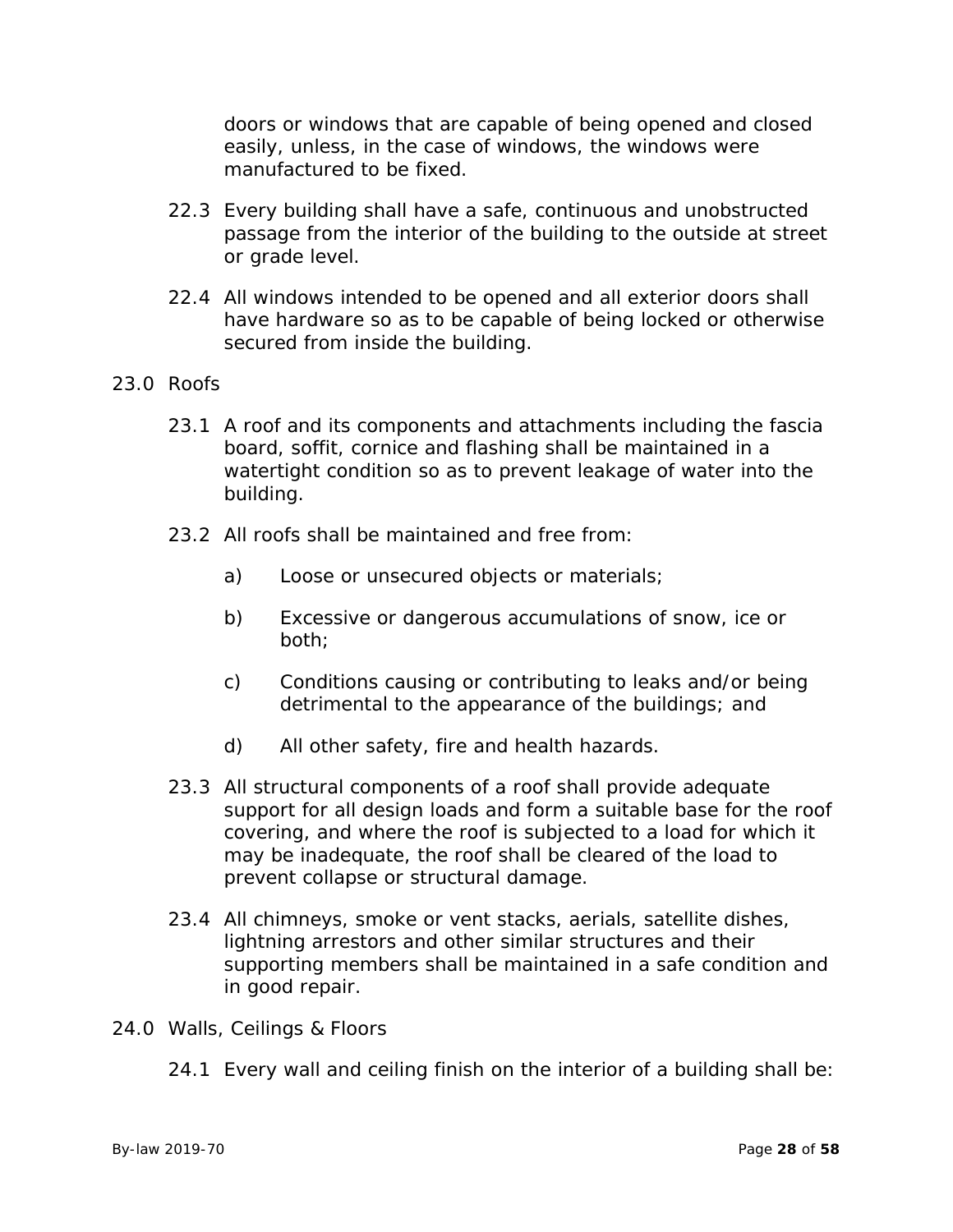doors or windows that are capable of being opened and closed easily, unless, in the case of windows, the windows were manufactured to be fixed.

22.3 Every building shall have a safe, continuous and unobstructed passage from the interior of the building to the outside at street or grade level.

22.4 All windows intended to be opened and all exterior doors shall have hardware so as to be capable of being locked or otherwise secured from inside the building.

## 23.0 Roofs

23.1 A roof and its components and attachments including the fascia board, soffit, cornice and flashing shall be maintained in a watertight condition so as to prevent leakage of water into the building.

23.2 All roofs shall be maintained and free from:

a) Loose or unsecured objects or materials;

b) Excessive or dangerous accumulations of snow, ice or both;

c) Conditions causing or contributing to leaks and/or being detrimental to the appearance of the buildings; and

d) All other safety, fire and health hazards.

23.3 All structural components of a roof shall provide adequate support for all design loads and form a suitable base for the roof covering, and where the roof is subjected to a load for which it may be inadequate, the roof shall be cleared of the load to prevent collapse or structural damage.

23.4 All chimneys, smoke or vent stacks, aerials, satellite dishes, lightning arrestors and other similar structures and their supporting members shall be maintained in a safe condition and in good repair.

## 24.0 Walls, Ceilings & Floors

24.1 Every wall and ceiling finish on the interior of a building shall be: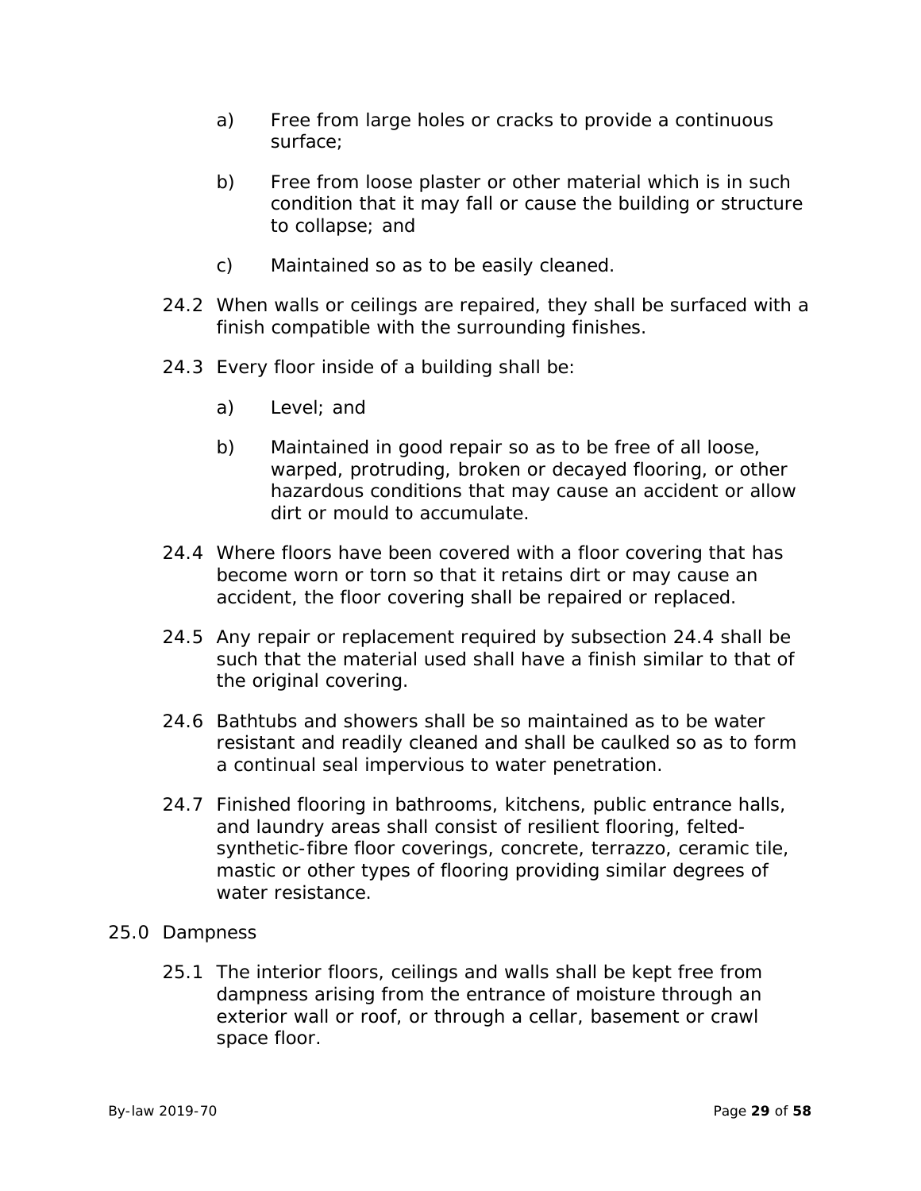a) Free from large holes or cracks to provide a continuous surface;

b) Free from loose plaster or other material which is in such condition that it may fall or cause the building or structure to collapse; and

c) Maintained so as to be easily cleaned.

24.2 When walls or ceilings are repaired, they shall be surfaced with a finish compatible with the surrounding finishes.

24.3 Every floor inside of a building shall be:

a) Level; and

b) Maintained in good repair so as to be free of all loose, warped, protruding, broken or decayed flooring, or other hazardous conditions that may cause an accident or allow dirt or mould to accumulate.

24.4 Where floors have been covered with a floor covering that has become worn or torn so that it retains dirt or may cause an accident, the floor covering shall be repaired or replaced.

24.5 Any repair or replacement required by subsection 24.4 shall be such that the material used shall have a finish similar to that of the original covering.

24.6 Bathtubs and showers shall be so maintained as to be water resistant and readily cleaned and shall be caulked so as to form a continual seal impervious to water penetration.

24.7 Finished flooring in bathrooms, kitchens, public entrance halls, and laundry areas shall consist of resilient flooring, felted-synthetic-fibre floor coverings, concrete, terrazzo, ceramic tile, mastic or other types of flooring providing similar degrees of water resistance.

25.0 Dampness

25.1 The interior floors, ceilings and walls shall be kept free from dampness arising from the entrance of moisture through an exterior wall or roof, or through a cellar, basement or crawl space floor.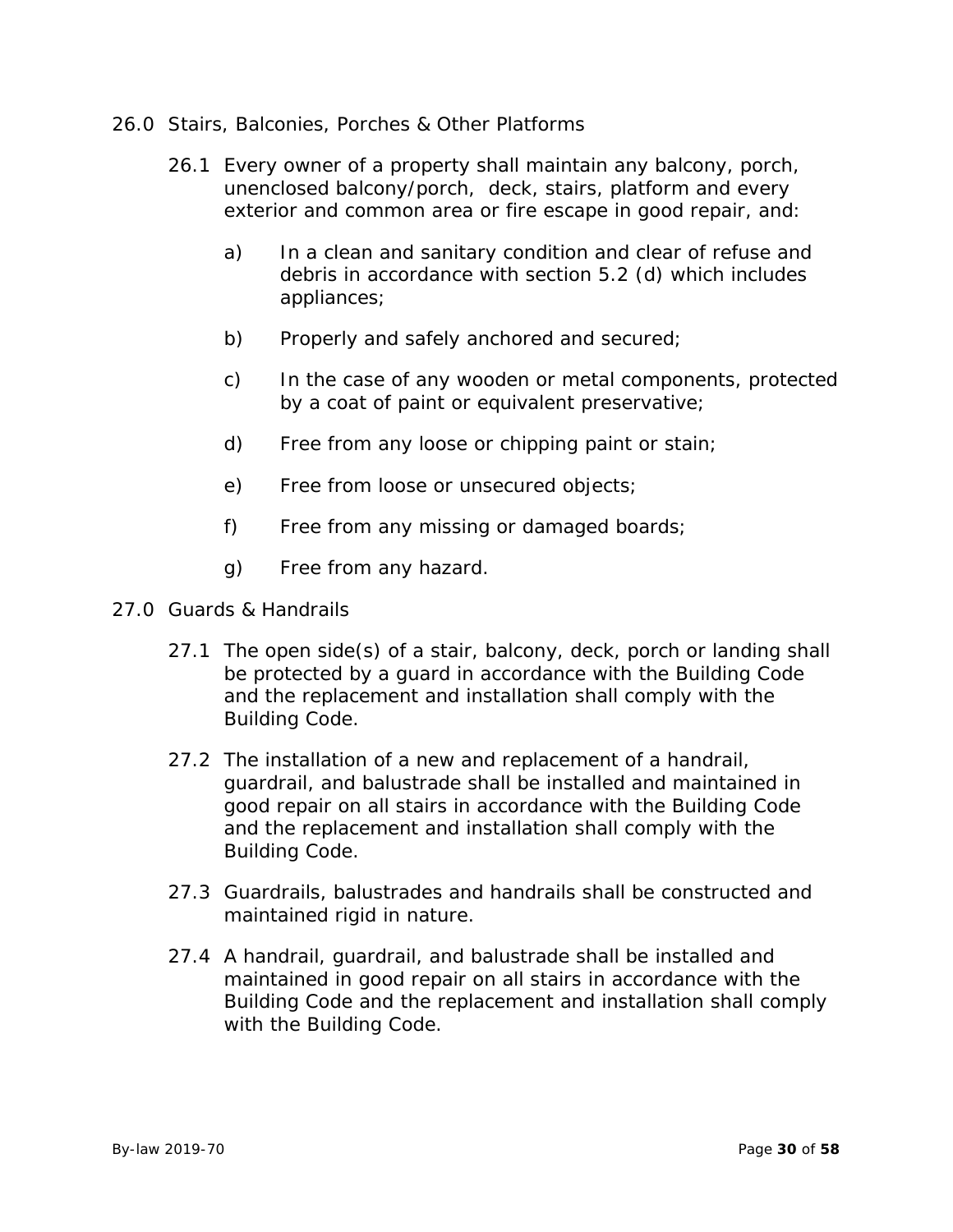## 26.0 Stairs, Balconies, Porches & Other Platforms

26.1 Every owner of a property shall maintain any balcony, porch, unenclosed balcony/porch, deck, stairs, platform and every exterior and common area or fire escape in good repair, and:

a) In a clean and sanitary condition and clear of refuse and debris in accordance with section 5.2 (d) which includes appliances;

b) Properly and safely anchored and secured;

c) In the case of any wooden or metal components, protected by a coat of paint or equivalent preservative;

d) Free from any loose or chipping paint or stain;

e) Free from loose or unsecured objects;

f) Free from any missing or damaged boards;

g) Free from any hazard.

## 27.0 Guards & Handrails

27.1 The open side(s) of a stair, balcony, deck, porch or landing shall be protected by a guard in accordance with the Building Code and the replacement and installation shall comply with the Building Code.

27.2 The installation of a new and replacement of a handrail, guardrail, and balustrade shall be installed and maintained in good repair on all stairs in accordance with the Building Code and the replacement and installation shall comply with the Building Code.

27.3 Guardrails, balustrades and handrails shall be constructed and maintained rigid in nature.

27.4 A handrail, guardrail, and balustrade shall be installed and maintained in good repair on all stairs in accordance with the Building Code and the replacement and installation shall comply with the Building Code.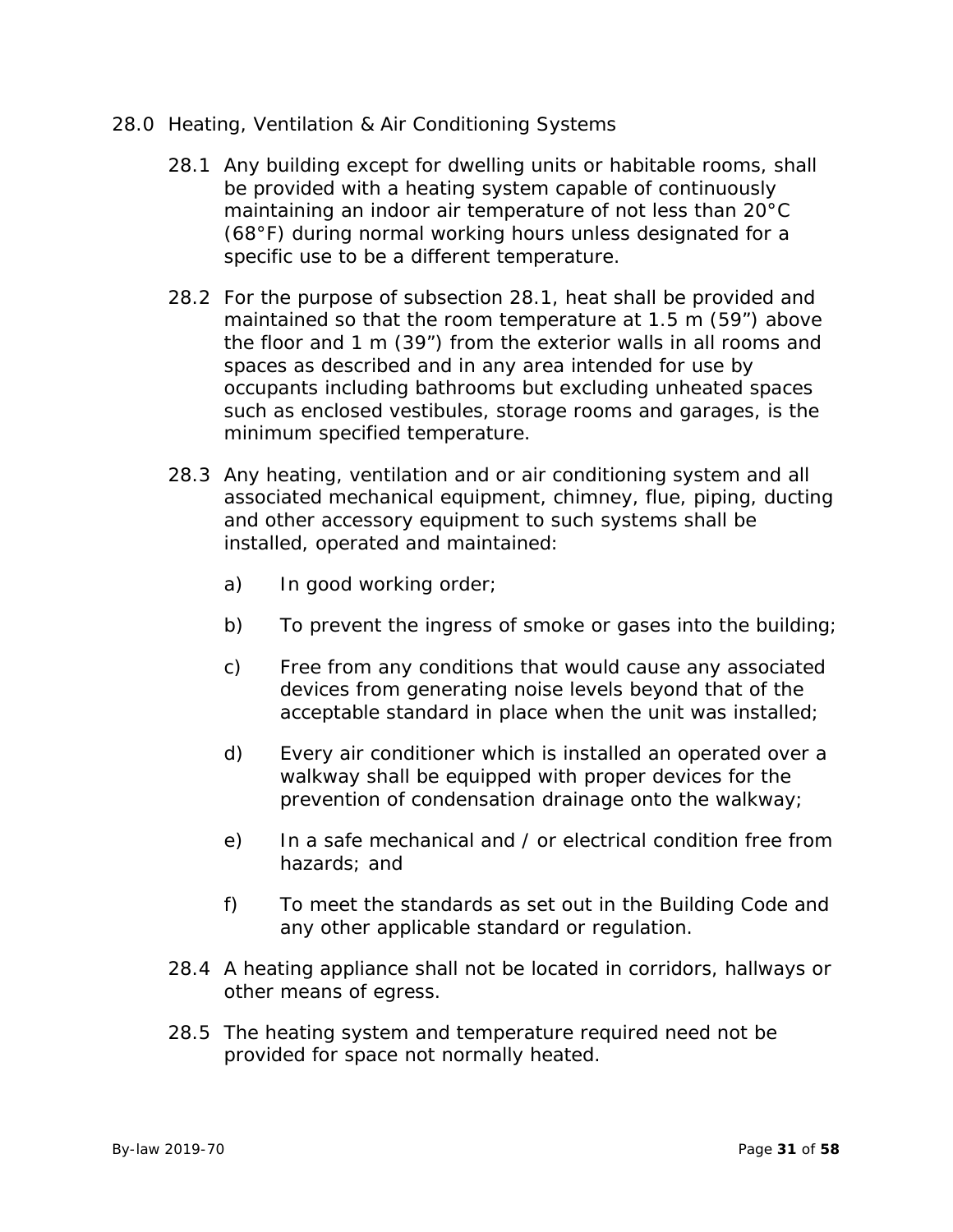## 28.0 Heating, Ventilation & Air Conditioning Systems

28.1 Any building except for dwelling units or habitable rooms, shall be provided with a heating system capable of continuously maintaining an indoor air temperature of not less than 20°C (68°F) during normal working hours unless designated for a specific use to be a different temperature.

28.2 For the purpose of subsection 28.1, heat shall be provided and maintained so that the room temperature at 1.5 m (59") above the floor and 1 m (39") from the exterior walls in all rooms and spaces as described and in any area intended for use by occupants including bathrooms but excluding unheated spaces such as enclosed vestibules, storage rooms and garages, is the minimum specified temperature.

28.3 Any heating, ventilation and or air conditioning system and all associated mechanical equipment, chimney, flue, piping, ducting and other accessory equipment to such systems shall be installed, operated and maintained:

a) In good working order;

b) To prevent the ingress of smoke or gases into the building;

c) Free from any conditions that would cause any associated devices from generating noise levels beyond that of the acceptable standard in place when the unit was installed;

d) Every air conditioner which is installed an operated over a walkway shall be equipped with proper devices for the prevention of condensation drainage onto the walkway;

e) In a safe mechanical and / or electrical condition free from hazards; and

f) To meet the standards as set out in the Building Code and any other applicable standard or regulation.

28.4 A heating appliance shall not be located in corridors, hallways or other means of egress.

28.5 The heating system and temperature required need not be provided for space not normally heated.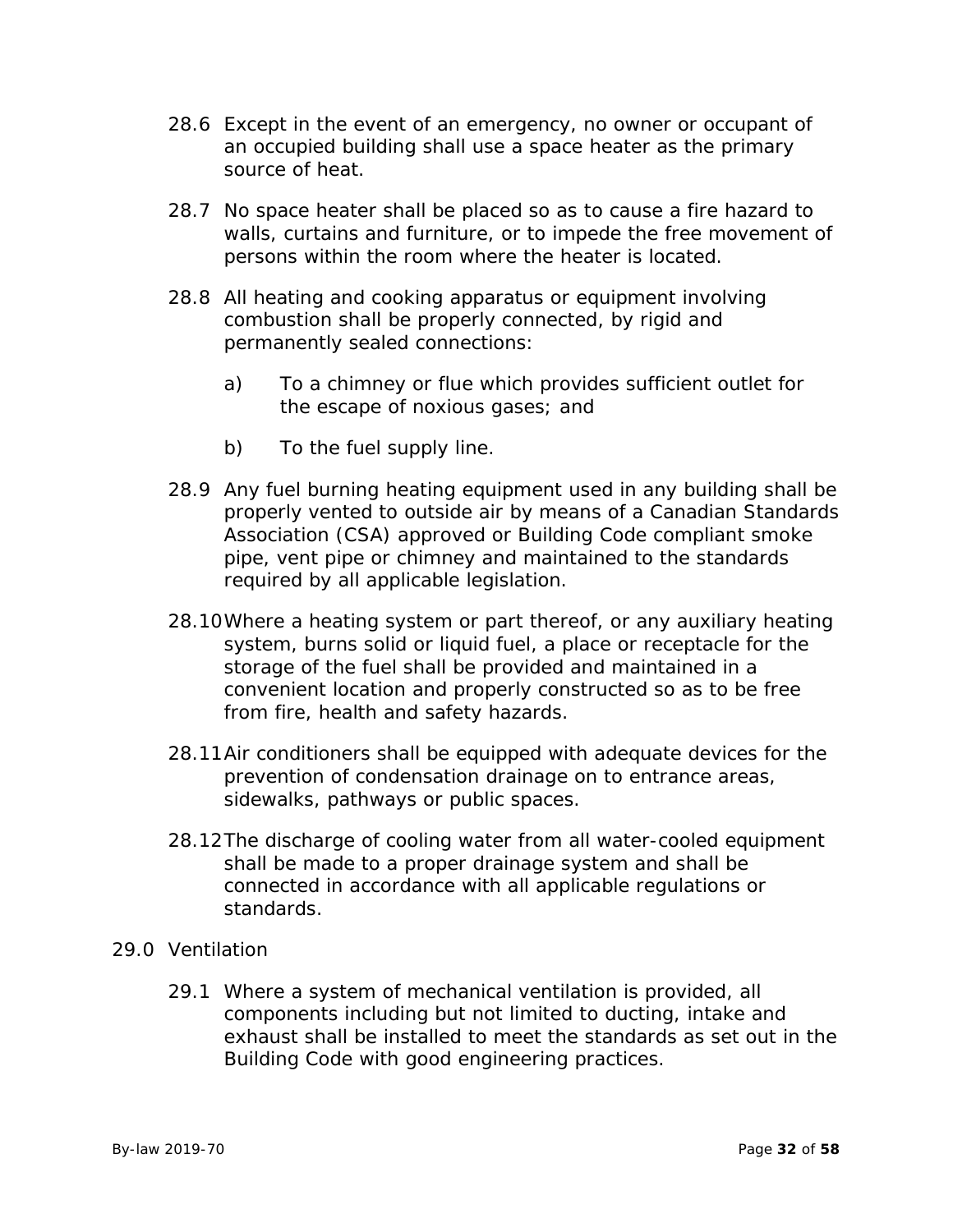28.6 Except in the event of an emergency, no owner or occupant of an occupied building shall use a space heater as the primary source of heat.

28.7 No space heater shall be placed so as to cause a fire hazard to walls, curtains and furniture, or to impede the free movement of persons within the room where the heater is located.

28.8 All heating and cooking apparatus or equipment involving combustion shall be properly connected, by rigid and permanently sealed connections:

a) To a chimney or flue which provides sufficient outlet for the escape of noxious gases; and

b) To the fuel supply line.

28.9 Any fuel burning heating equipment used in any building shall be properly vented to outside air by means of a Canadian Standards Association (CSA) approved or Building Code compliant smoke pipe, vent pipe or chimney and maintained to the standards required by all applicable legislation.

28.10 Where a heating system or part thereof, or any auxiliary heating system, burns solid or liquid fuel, a place or receptacle for the storage of the fuel shall be provided and maintained in a convenient location and properly constructed so as to be free from fire, health and safety hazards.

28.11 Air conditioners shall be equipped with adequate devices for the prevention of condensation drainage on to entrance areas, sidewalks, pathways or public spaces.

28.12 The discharge of cooling water from all water-cooled equipment shall be made to a proper drainage system and shall be connected in accordance with all applicable regulations or standards.

29.0 Ventilation

29.1 Where a system of mechanical ventilation is provided, all components including but not limited to ducting, intake and exhaust shall be installed to meet the standards as set out in the Building Code with good engineering practices.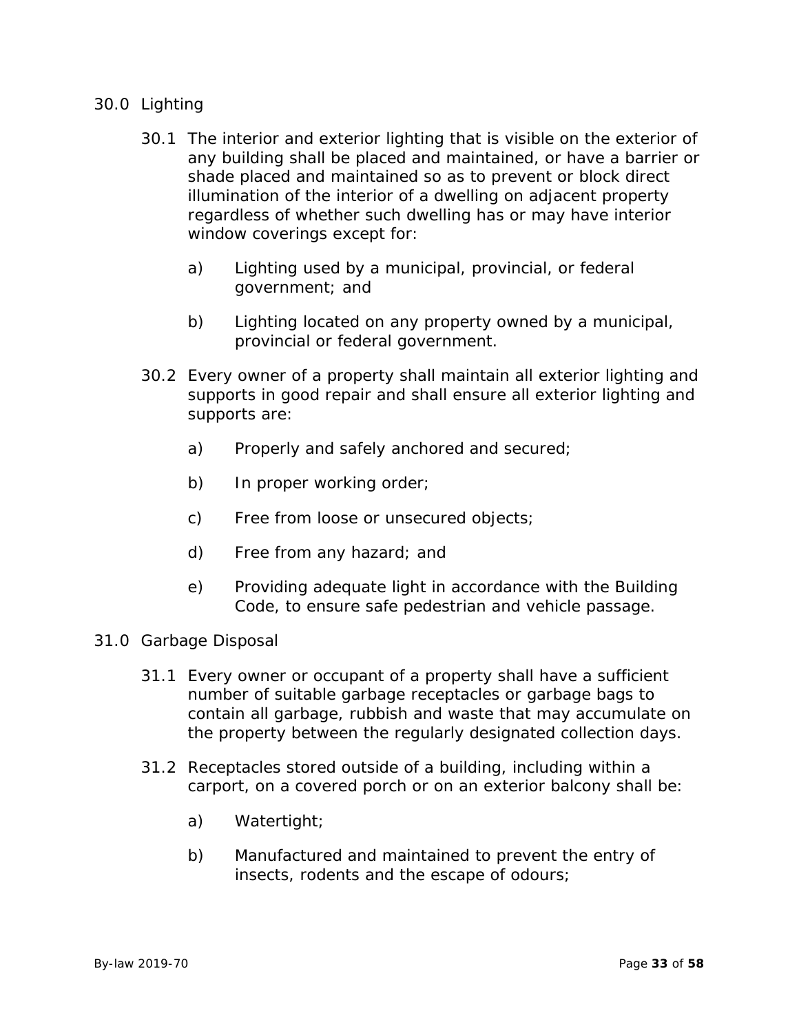## 30.0 Lighting

30.1 The interior and exterior lighting that is visible on the exterior of any building shall be placed and maintained, or have a barrier or shade placed and maintained so as to prevent or block direct illumination of the interior of a dwelling on adjacent property regardless of whether such dwelling has or may have interior window coverings except for:

a) Lighting used by a municipal, provincial, or federal government; and

b) Lighting located on any property owned by a municipal, provincial or federal government.

30.2 Every owner of a property shall maintain all exterior lighting and supports in good repair and shall ensure all exterior lighting and supports are:

a) Properly and safely anchored and secured;

b) In proper working order;

c) Free from loose or unsecured objects;

d) Free from any hazard; and

e) Providing adequate light in accordance with the Building Code, to ensure safe pedestrian and vehicle passage.

## 31.0 Garbage Disposal

31.1 Every owner or occupant of a property shall have a sufficient number of suitable garbage receptacles or garbage bags to contain all garbage, rubbish and waste that may accumulate on the property between the regularly designated collection days.

31.2 Receptacles stored outside of a building, including within a carport, on a covered porch or on an exterior balcony shall be:

a) Watertight;

b) Manufactured and maintained to prevent the entry of insects, rodents and the escape of odours;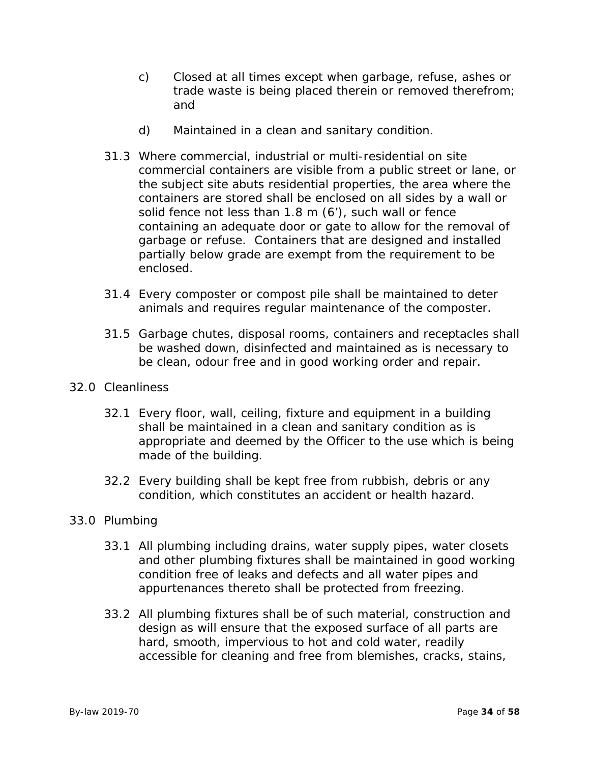c) Closed at all times except when garbage, refuse, ashes or trade waste is being placed therein or removed therefrom; and

d) Maintained in a clean and sanitary condition.

31.3 Where commercial, industrial or multi-residential on site commercial containers are visible from a public street or lane, or the subject site abuts residential properties, the area where the containers are stored shall be enclosed on all sides by a wall or solid fence not less than 1.8 m (6'), such wall or fence containing an adequate door or gate to allow for the removal of garbage or refuse. Containers that are designed and installed partially below grade are exempt from the requirement to be enclosed.

31.4 Every composter or compost pile shall be maintained to deter animals and requires regular maintenance of the composter.

31.5 Garbage chutes, disposal rooms, containers and receptacles shall be washed down, disinfected and maintained as is necessary to be clean, odour free and in good working order and repair.

## 32.0 Cleanliness

32.1 Every floor, wall, ceiling, fixture and equipment in a building shall be maintained in a clean and sanitary condition as is appropriate and deemed by the Officer to the use which is being made of the building.

32.2 Every building shall be kept free from rubbish, debris or any condition, which constitutes an accident or health hazard.

## 33.0 Plumbing

33.1 All plumbing including drains, water supply pipes, water closets and other plumbing fixtures shall be maintained in good working condition free of leaks and defects and all water pipes and appurtenances thereto shall be protected from freezing.

33.2 All plumbing fixtures shall be of such material, construction and design as will ensure that the exposed surface of all parts are hard, smooth, impervious to hot and cold water, readily accessible for cleaning and free from blemishes, cracks, stains,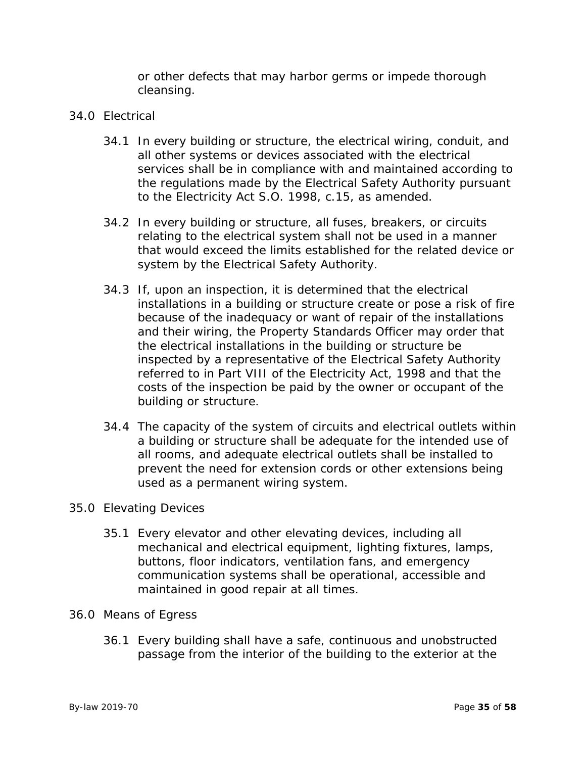or other defects that may harbor germs or impede thorough cleansing.

34.0 Electrical

34.1 In every building or structure, the electrical wiring, conduit, and all other systems or devices associated with the electrical services shall be in compliance with and maintained according to the regulations made by the Electrical Safety Authority pursuant to the Electricity Act S.O. 1998, c.15, as amended.

34.2 In every building or structure, all fuses, breakers, or circuits relating to the electrical system shall not be used in a manner that would exceed the limits established for the related device or system by the Electrical Safety Authority.

34.3 If, upon an inspection, it is determined that the electrical installations in a building or structure create or pose a risk of fire because of the inadequacy or want of repair of the installations and their wiring, the Property Standards Officer may order that the electrical installations in the building or structure be inspected by a representative of the Electrical Safety Authority referred to in Part VIII of the Electricity Act, 1998 and that the costs of the inspection be paid by the owner or occupant of the building or structure.

34.4 The capacity of the system of circuits and electrical outlets within a building or structure shall be adequate for the intended use of all rooms, and adequate electrical outlets shall be installed to prevent the need for extension cords or other extensions being used as a permanent wiring system.

35.0 Elevating Devices

35.1 Every elevator and other elevating devices, including all mechanical and electrical equipment, lighting fixtures, lamps, buttons, floor indicators, ventilation fans, and emergency communication systems shall be operational, accessible and maintained in good repair at all times.

36.0 Means of Egress

36.1 Every building shall have a safe, continuous and unobstructed passage from the interior of the building to the exterior at the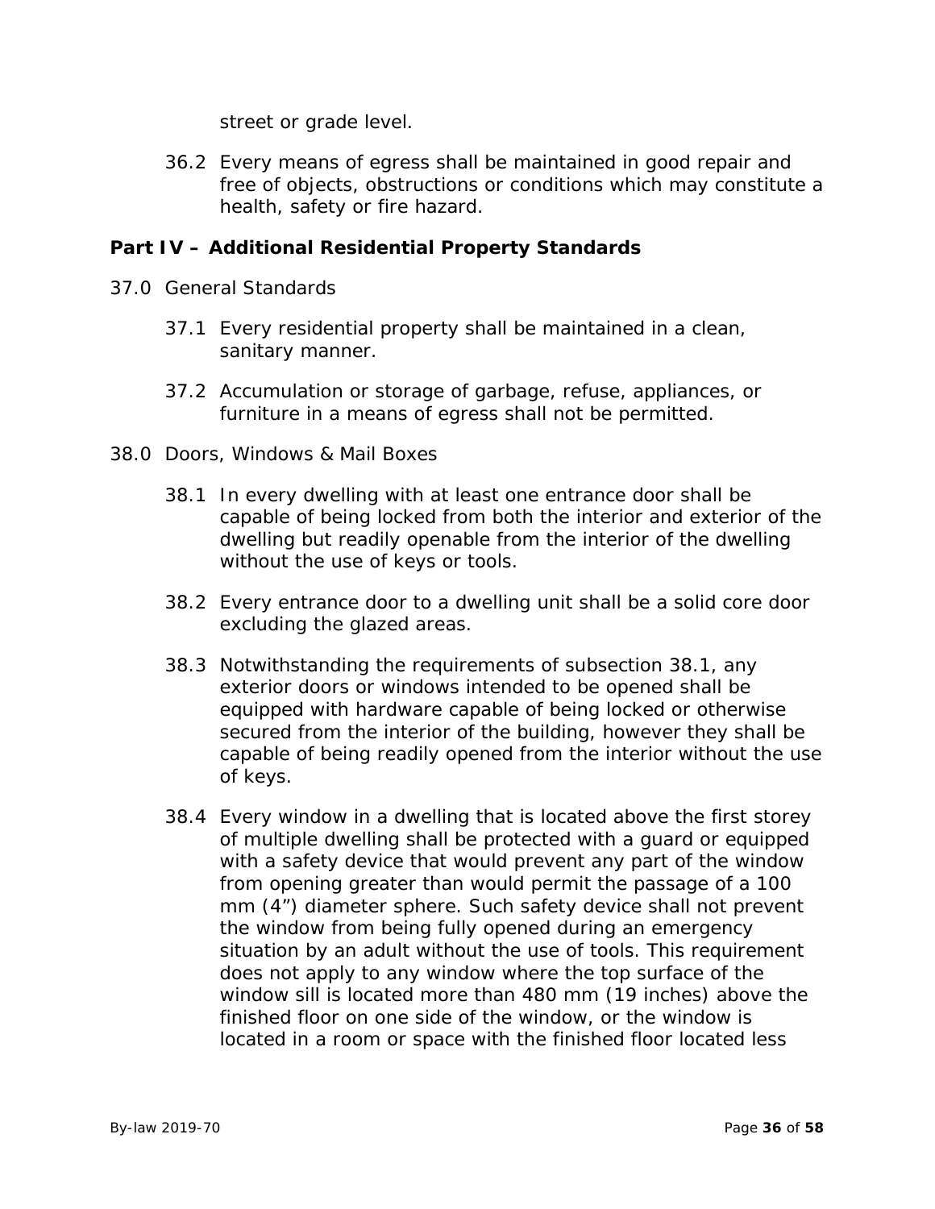street or grade level.

36.2 Every means of egress shall be maintained in good repair and free of objects, obstructions or conditions which may constitute a health, safety or fire hazard.

## Part IV – Additional Residential Property Standards

37.0 General Standards

37.1 Every residential property shall be maintained in a clean, sanitary manner.

37.2 Accumulation or storage of garbage, refuse, appliances, or furniture in a means of egress shall not be permitted.

38.0 Doors, Windows & Mail Boxes

38.1 In every dwelling with at least one entrance door shall be capable of being locked from both the interior and exterior of the dwelling but readily openable from the interior of the dwelling without the use of keys or tools.

38.2 Every entrance door to a dwelling unit shall be a solid core door excluding the glazed areas.

38.3 Notwithstanding the requirements of subsection 38.1, any exterior doors or windows intended to be opened shall be equipped with hardware capable of being locked or otherwise secured from the interior of the building, however they shall be capable of being readily opened from the interior without the use of keys.

38.4 Every window in a dwelling that is located above the first storey of multiple dwelling shall be protected with a guard or equipped with a safety device that would prevent any part of the window from opening greater than would permit the passage of a 100 mm (4”) diameter sphere. Such safety device shall not prevent the window from being fully opened during an emergency situation by an adult without the use of tools. This requirement does not apply to any window where the top surface of the window sill is located more than 480 mm (19 inches) above the finished floor on one side of the window, or the window is located in a room or space with the finished floor located less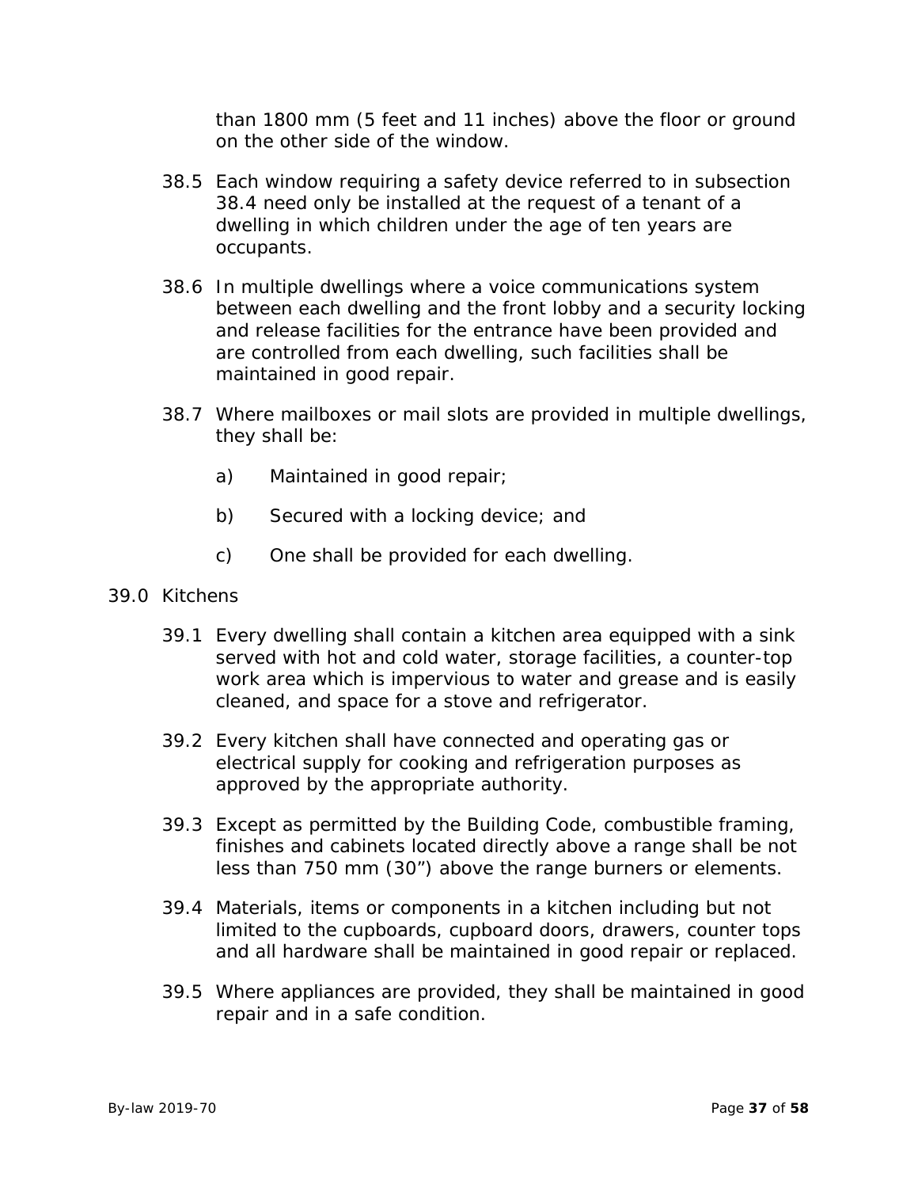than 1800 mm (5 feet and 11 inches) above the floor or ground on the other side of the window.

38.5 Each window requiring a safety device referred to in subsection 38.4 need only be installed at the request of a tenant of a dwelling in which children under the age of ten years are occupants.

38.6 In multiple dwellings where a voice communications system between each dwelling and the front lobby and a security locking and release facilities for the entrance have been provided and are controlled from each dwelling, such facilities shall be maintained in good repair.

38.7 Where mailboxes or mail slots are provided in multiple dwellings, they shall be:

a) Maintained in good repair;

b) Secured with a locking device; and

c) One shall be provided for each dwelling.

## 39.0 Kitchens

39.1 Every dwelling shall contain a kitchen area equipped with a sink served with hot and cold water, storage facilities, a counter-top work area which is impervious to water and grease and is easily cleaned, and space for a stove and refrigerator.

39.2 Every kitchen shall have connected and operating gas or electrical supply for cooking and refrigeration purposes as approved by the appropriate authority.

39.3 Except as permitted by the Building Code, combustible framing, finishes and cabinets located directly above a range shall be not less than 750 mm (30”) above the range burners or elements.

39.4 Materials, items or components in a kitchen including but not limited to the cupboards, cupboard doors, drawers, counter tops and all hardware shall be maintained in good repair or replaced.

39.5 Where appliances are provided, they shall be maintained in good repair and in a safe condition.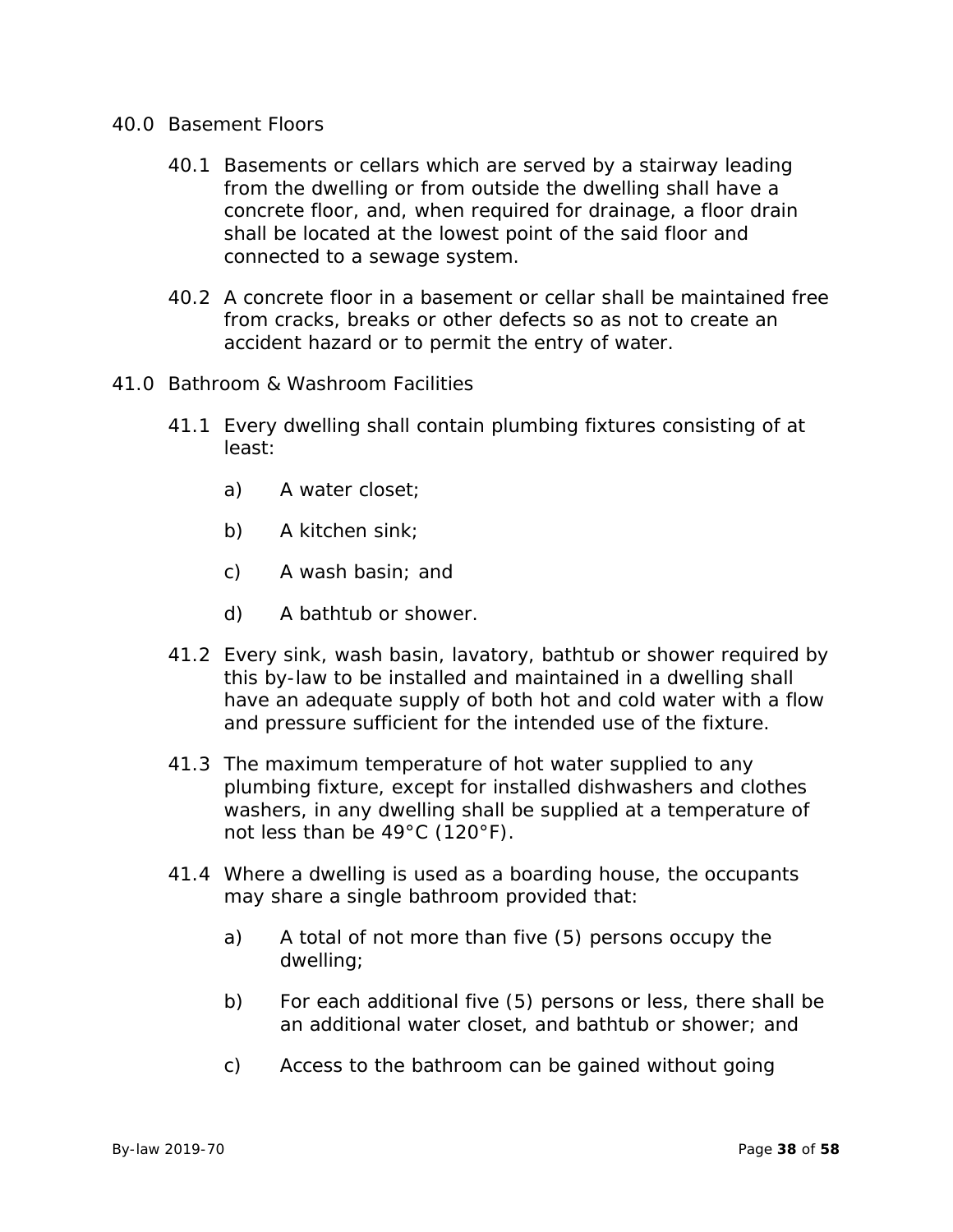## 40.0 Basement Floors

40.1 Basements or cellars which are served by a stairway leading from the dwelling or from outside the dwelling shall have a concrete floor, and, when required for drainage, a floor drain shall be located at the lowest point of the said floor and connected to a sewage system.

40.2 A concrete floor in a basement or cellar shall be maintained free from cracks, breaks or other defects so as not to create an accident hazard or to permit the entry of water.

## 41.0 Bathroom & Washroom Facilities

41.1 Every dwelling shall contain plumbing fixtures consisting of at least:

a) A water closet;

b) A kitchen sink;

c) A wash basin; and

d) A bathtub or shower.

41.2 Every sink, wash basin, lavatory, bathtub or shower required by this by-law to be installed and maintained in a dwelling shall have an adequate supply of both hot and cold water with a flow and pressure sufficient for the intended use of the fixture.

41.3 The maximum temperature of hot water supplied to any plumbing fixture, except for installed dishwashers and clothes washers, in any dwelling shall be supplied at a temperature of not less than be 49°C (120°F).

41.4 Where a dwelling is used as a boarding house, the occupants may share a single bathroom provided that:

a) A total of not more than five (5) persons occupy the dwelling;

b) For each additional five (5) persons or less, there shall be an additional water closet, and bathtub or shower; and

c) Access to the bathroom can be gained without going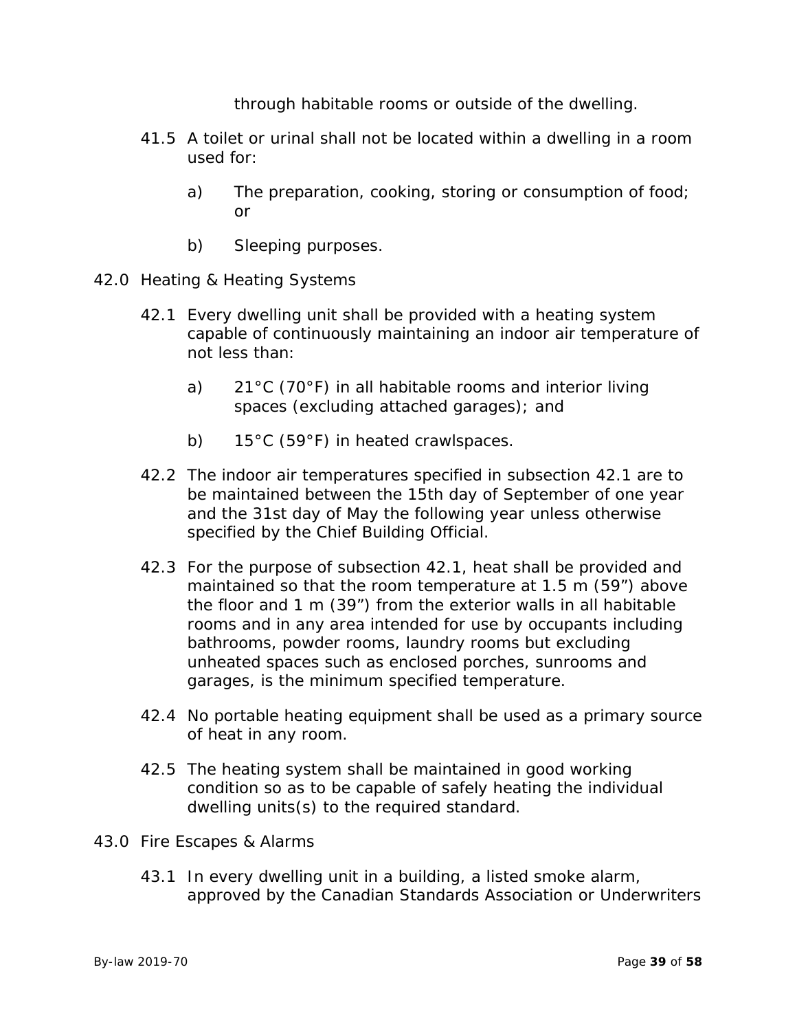through habitable rooms or outside of the dwelling.

41.5 A toilet or urinal shall not be located within a dwelling in a room used for:

a) The preparation, cooking, storing or consumption of food; or

b) Sleeping purposes.

## 42.0 Heating & Heating Systems

42.1 Every dwelling unit shall be provided with a heating system capable of continuously maintaining an indoor air temperature of not less than:

a) 21°C (70°F) in all habitable rooms and interior living spaces (excluding attached garages); and

b) 15°C (59°F) in heated crawlspaces.

42.2 The indoor air temperatures specified in subsection 42.1 are to be maintained between the 15th day of September of one year and the 31st day of May the following year unless otherwise specified by the Chief Building Official.

42.3 For the purpose of subsection 42.1, heat shall be provided and maintained so that the room temperature at 1.5 m (59") above the floor and 1 m (39") from the exterior walls in all habitable rooms and in any area intended for use by occupants including bathrooms, powder rooms, laundry rooms but excluding unheated spaces such as enclosed porches, sunrooms and garages, is the minimum specified temperature.

42.4 No portable heating equipment shall be used as a primary source of heat in any room.

42.5 The heating system shall be maintained in good working condition so as to be capable of safely heating the individual dwelling units(s) to the required standard.

## 43.0 Fire Escapes & Alarms

43.1 In every dwelling unit in a building, a listed smoke alarm, approved by the Canadian Standards Association or Underwriters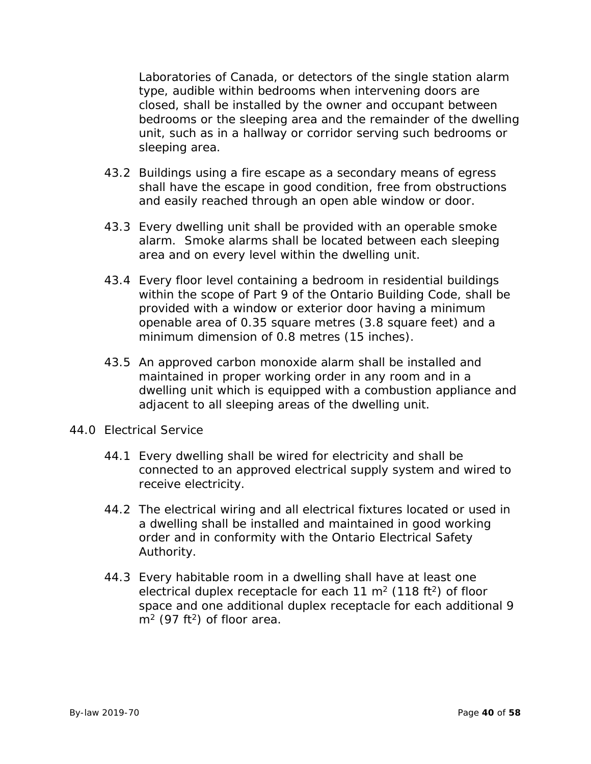Laboratories of Canada, or detectors of the single station alarm type, audible within bedrooms when intervening doors are closed, shall be installed by the owner and occupant between bedrooms or the sleeping area and the remainder of the dwelling unit, such as in a hallway or corridor serving such bedrooms or sleeping area.

43.2 Buildings using a fire escape as a secondary means of egress shall have the escape in good condition, free from obstructions and easily reached through an open able window or door.

43.3 Every dwelling unit shall be provided with an operable smoke alarm. Smoke alarms shall be located between each sleeping area and on every level within the dwelling unit.

43.4 Every floor level containing a bedroom in residential buildings within the scope of Part 9 of the Ontario Building Code, shall be provided with a window or exterior door having a minimum openable area of 0.35 square metres (3.8 square feet) and a minimum dimension of 0.8 metres (15 inches).

43.5 An approved carbon monoxide alarm shall be installed and maintained in proper working order in any room and in a dwelling unit which is equipped with a combustion appliance and adjacent to all sleeping areas of the dwelling unit.

44.0 Electrical Service

44.1 Every dwelling shall be wired for electricity and shall be connected to an approved electrical supply system and wired to receive electricity.

44.2 The electrical wiring and all electrical fixtures located or used in a dwelling shall be installed and maintained in good working order and in conformity with the Ontario Electrical Safety Authority.

44.3 Every habitable room in a dwelling shall have at least one electrical duplex receptacle for each 11 $m^2$ (118 $ft^2$) of floor space and one additional duplex receptacle for each additional 9 $m^2$ (97 $ft^2$) of floor area.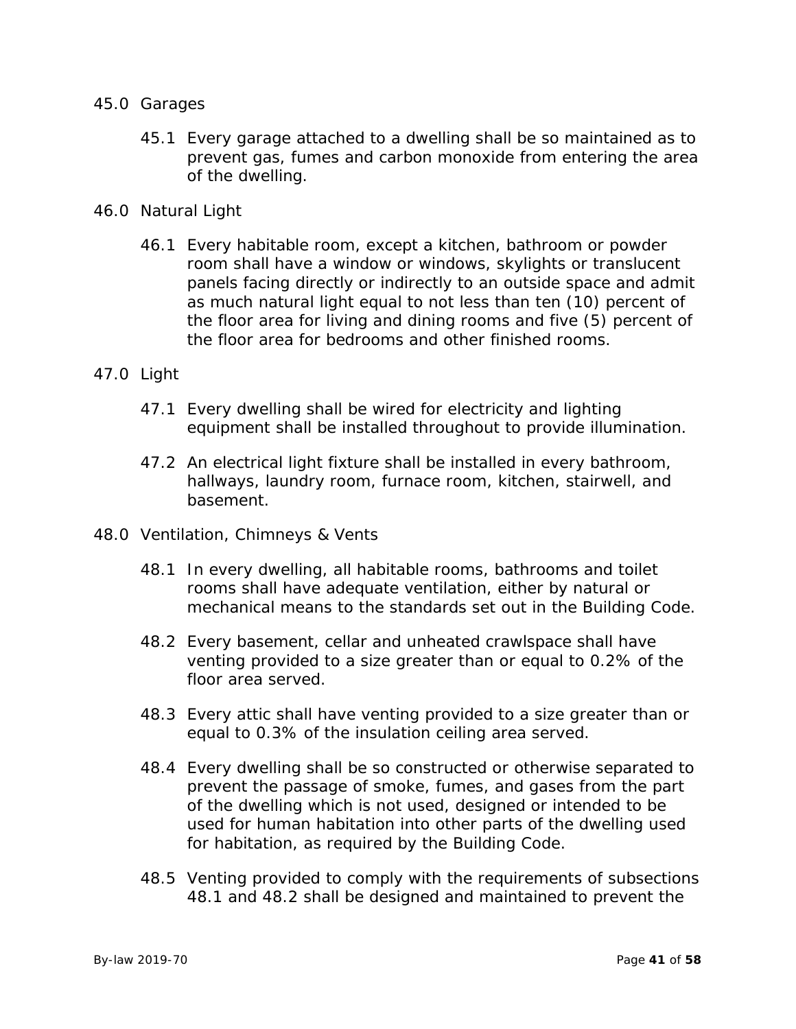## 45.0 Garages

45.1 Every garage attached to a dwelling shall be so maintained as to prevent gas, fumes and carbon monoxide from entering the area of the dwelling.

## 46.0 Natural Light

46.1 Every habitable room, except a kitchen, bathroom or powder room shall have a window or windows, skylights or translucent panels facing directly or indirectly to an outside space and admit as much natural light equal to not less than ten (10) percent of the floor area for living and dining rooms and five (5) percent of the floor area for bedrooms and other finished rooms.

## 47.0 Light

47.1 Every dwelling shall be wired for electricity and lighting equipment shall be installed throughout to provide illumination.

47.2 An electrical light fixture shall be installed in every bathroom, hallways, laundry room, furnace room, kitchen, stairwell, and basement.

## 48.0 Ventilation, Chimneys & Vents

48.1 In every dwelling, all habitable rooms, bathrooms and toilet rooms shall have adequate ventilation, either by natural or mechanical means to the standards set out in the Building Code.

48.2 Every basement, cellar and unheated crawlspace shall have venting provided to a size greater than or equal to 0.2% of the floor area served.

48.3 Every attic shall have venting provided to a size greater than or equal to 0.3% of the insulation ceiling area served.

48.4 Every dwelling shall be so constructed or otherwise separated to prevent the passage of smoke, fumes, and gases from the part of the dwelling which is not used, designed or intended to be used for human habitation into other parts of the dwelling used for habitation, as required by the Building Code.

48.5 Venting provided to comply with the requirements of subsections 48.1 and 48.2 shall be designed and maintained to prevent the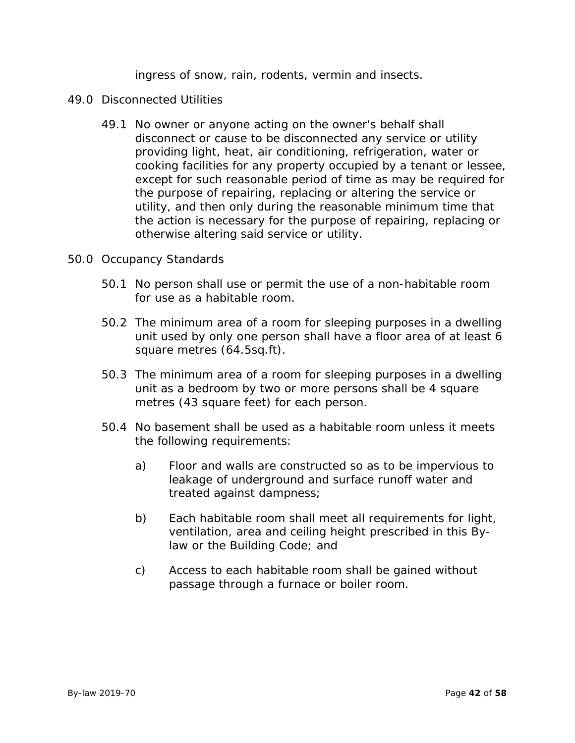ingress of snow, rain, rodents, vermin and insects.

## 49.0 Disconnected Utilities

49.1 No owner or anyone acting on the owner's behalf shall disconnect or cause to be disconnected any service or utility providing light, heat, air conditioning, refrigeration, water or cooking facilities for any property occupied by a tenant or lessee, except for such reasonable period of time as may be required for the purpose of repairing, replacing or altering the service or utility, and then only during the reasonable minimum time that the action is necessary for the purpose of repairing, replacing or otherwise altering said service or utility.

## 50.0 Occupancy Standards

50.1 No person shall use or permit the use of a non-habitable room for use as a habitable room.

50.2 The minimum area of a room for sleeping purposes in a dwelling unit used by only one person shall have a floor area of at least 6 square metres (64.5sq.ft).

50.3 The minimum area of a room for sleeping purposes in a dwelling unit as a bedroom by two or more persons shall be 4 square metres (43 square feet) for each person.

50.4 No basement shall be used as a habitable room unless it meets the following requirements:

a) Floor and walls are constructed so as to be impervious to leakage of underground and surface runoff water and treated against dampness;

b) Each habitable room shall meet all requirements for light, ventilation, area and ceiling height prescribed in this By-law or the Building Code; and

c) Access to each habitable room shall be gained without passage through a furnace or boiler room.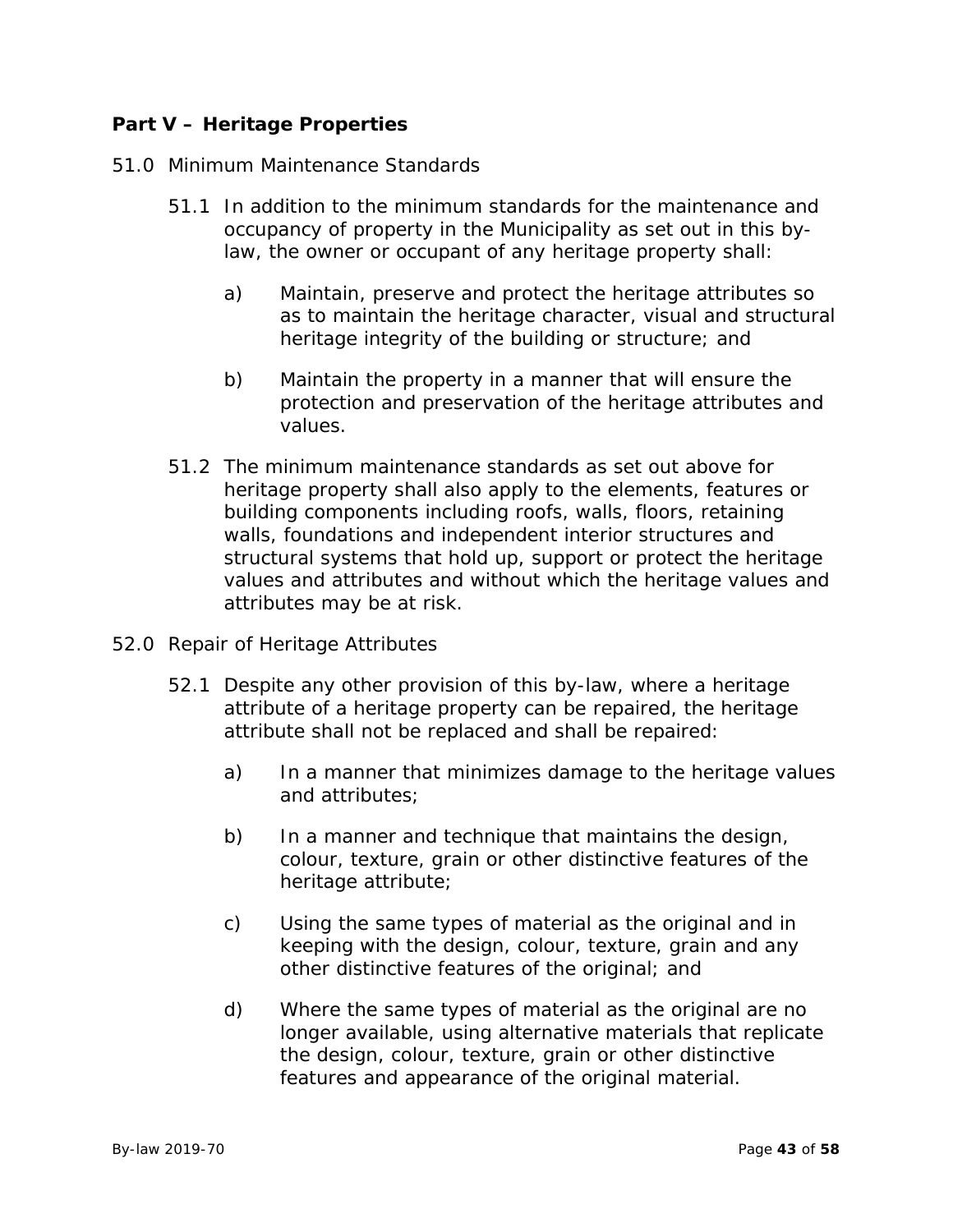## Part V – Heritage Properties

51.0 Minimum Maintenance Standards

51.1 In addition to the minimum standards for the maintenance and occupancy of property in the Municipality as set out in this by-law, the owner or occupant of any heritage property shall:

a) Maintain, preserve and protect the heritage attributes so as to maintain the heritage character, visual and structural heritage integrity of the building or structure; and

b) Maintain the property in a manner that will ensure the protection and preservation of the heritage attributes and values.

51.2 The minimum maintenance standards as set out above for heritage property shall also apply to the elements, features or building components including roofs, walls, floors, retaining walls, foundations and independent interior structures and structural systems that hold up, support or protect the heritage values and attributes and without which the heritage values and attributes may be at risk.

52.0 Repair of Heritage Attributes

52.1 Despite any other provision of this by-law, where a heritage attribute of a heritage property can be repaired, the heritage attribute shall not be replaced and shall be repaired:

a) In a manner that minimizes damage to the heritage values and attributes;

b) In a manner and technique that maintains the design, colour, texture, grain or other distinctive features of the heritage attribute;

c) Using the same types of material as the original and in keeping with the design, colour, texture, grain and any other distinctive features of the original; and

d) Where the same types of material as the original are no longer available, using alternative materials that replicate the design, colour, texture, grain or other distinctive features and appearance of the original material.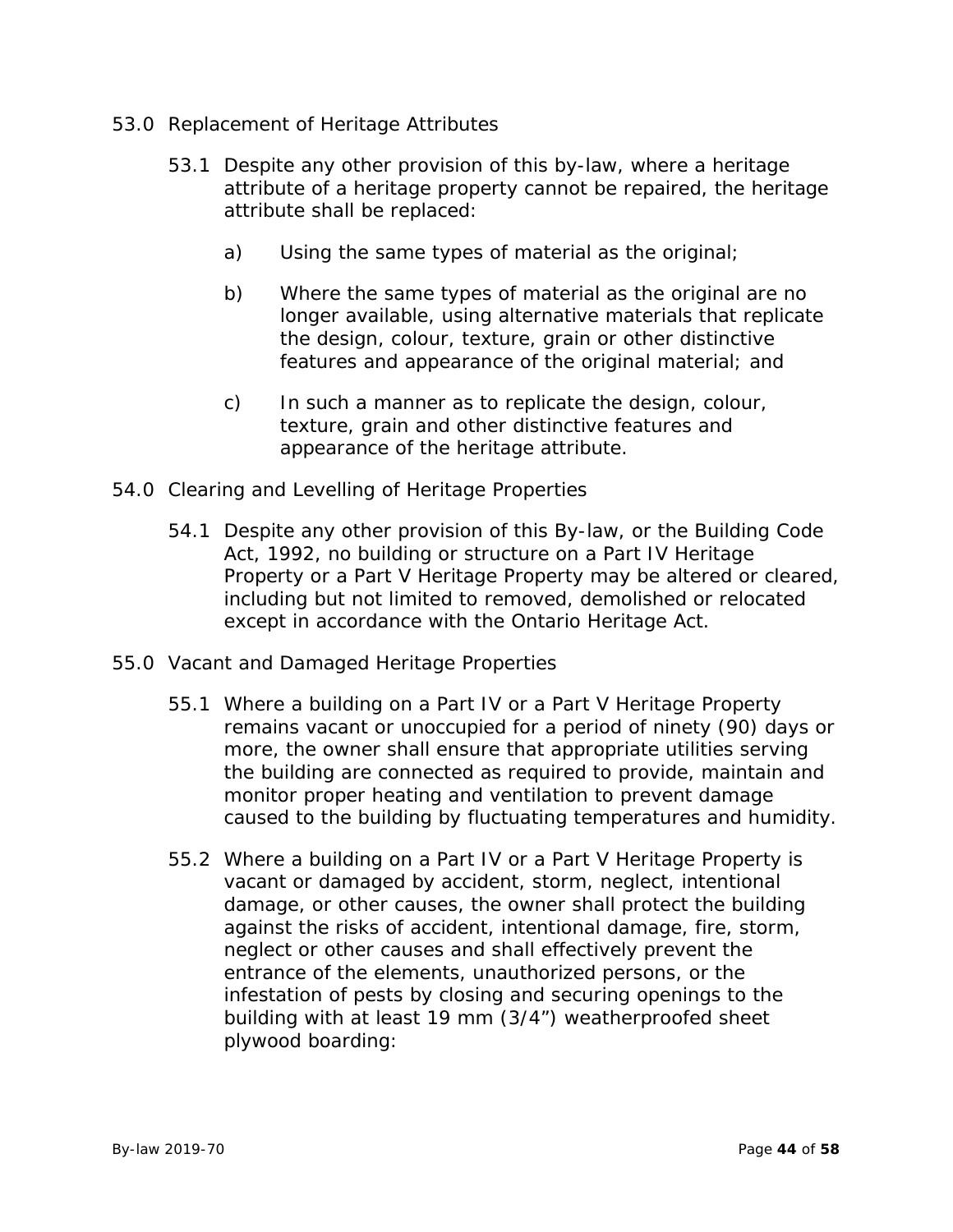## 53.0 Replacement of Heritage Attributes

53.1 Despite any other provision of this by-law, where a heritage attribute of a heritage property cannot be repaired, the heritage attribute shall be replaced:

a) Using the same types of material as the original;

b) Where the same types of material as the original are no longer available, using alternative materials that replicate the design, colour, texture, grain or other distinctive features and appearance of the original material; and

c) In such a manner as to replicate the design, colour, texture, grain and other distinctive features and appearance of the heritage attribute.

## 54.0 Clearing and Levelling of Heritage Properties

54.1 Despite any other provision of this By-law, or the Building Code Act, 1992, no building or structure on a Part IV Heritage Property or a Part V Heritage Property may be altered or cleared, including but not limited to removed, demolished or relocated except in accordance with the Ontario Heritage Act.

## 55.0 Vacant and Damaged Heritage Properties

55.1 Where a building on a Part IV or a Part V Heritage Property remains vacant or unoccupied for a period of ninety (90) days or more, the owner shall ensure that appropriate utilities serving the building are connected as required to provide, maintain and monitor proper heating and ventilation to prevent damage caused to the building by fluctuating temperatures and humidity.

55.2 Where a building on a Part IV or a Part V Heritage Property is vacant or damaged by accident, storm, neglect, intentional damage, or other causes, the owner shall protect the building against the risks of accident, intentional damage, fire, storm, neglect or other causes and shall effectively prevent the entrance of the elements, unauthorized persons, or the infestation of pests by closing and securing openings to the building with at least 19 mm (3/4") weatherproofed sheet plywood boarding: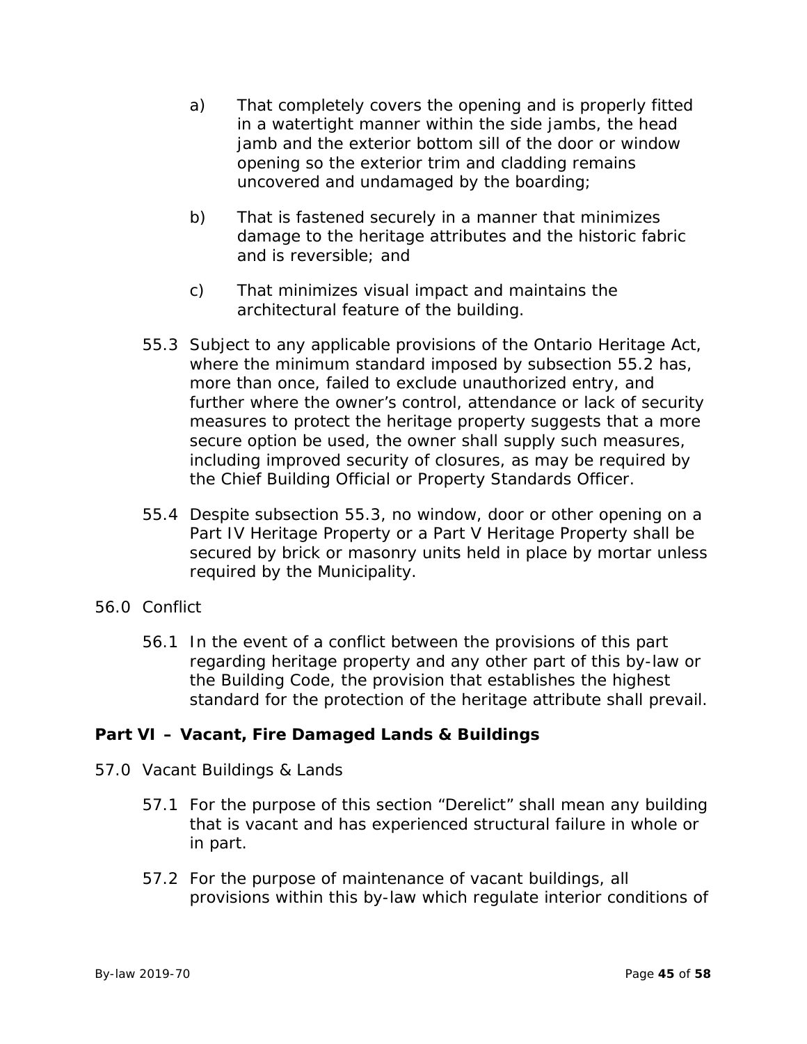a) That completely covers the opening and is properly fitted in a watertight manner within the side jambs, the head jamb and the exterior bottom sill of the door or window opening so the exterior trim and cladding remains uncovered and undamaged by the boarding;

b) That is fastened securely in a manner that minimizes damage to the heritage attributes and the historic fabric and is reversible; and

c) That minimizes visual impact and maintains the architectural feature of the building.

55.3 Subject to any applicable provisions of the Ontario Heritage Act, where the minimum standard imposed by subsection 55.2 has, more than once, failed to exclude unauthorized entry, and further where the owner's control, attendance or lack of security measures to protect the heritage property suggests that a more secure option be used, the owner shall supply such measures, including improved security of closures, as may be required by the Chief Building Official or Property Standards Officer.

55.4 Despite subsection 55.3, no window, door or other opening on a Part IV Heritage Property or a Part V Heritage Property shall be secured by brick or masonry units held in place by mortar unless required by the Municipality.

56.0 Conflict

56.1 In the event of a conflict between the provisions of this part regarding heritage property and any other part of this by-law or the Building Code, the provision that establishes the highest standard for the protection of the heritage attribute shall prevail.

## Part VI – Vacant, Fire Damaged Lands & Buildings

57.0 Vacant Buildings & Lands

57.1 For the purpose of this section "Derelict" shall mean any building that is vacant and has experienced structural failure in whole or in part.

57.2 For the purpose of maintenance of vacant buildings, all provisions within this by-law which regulate interior conditions of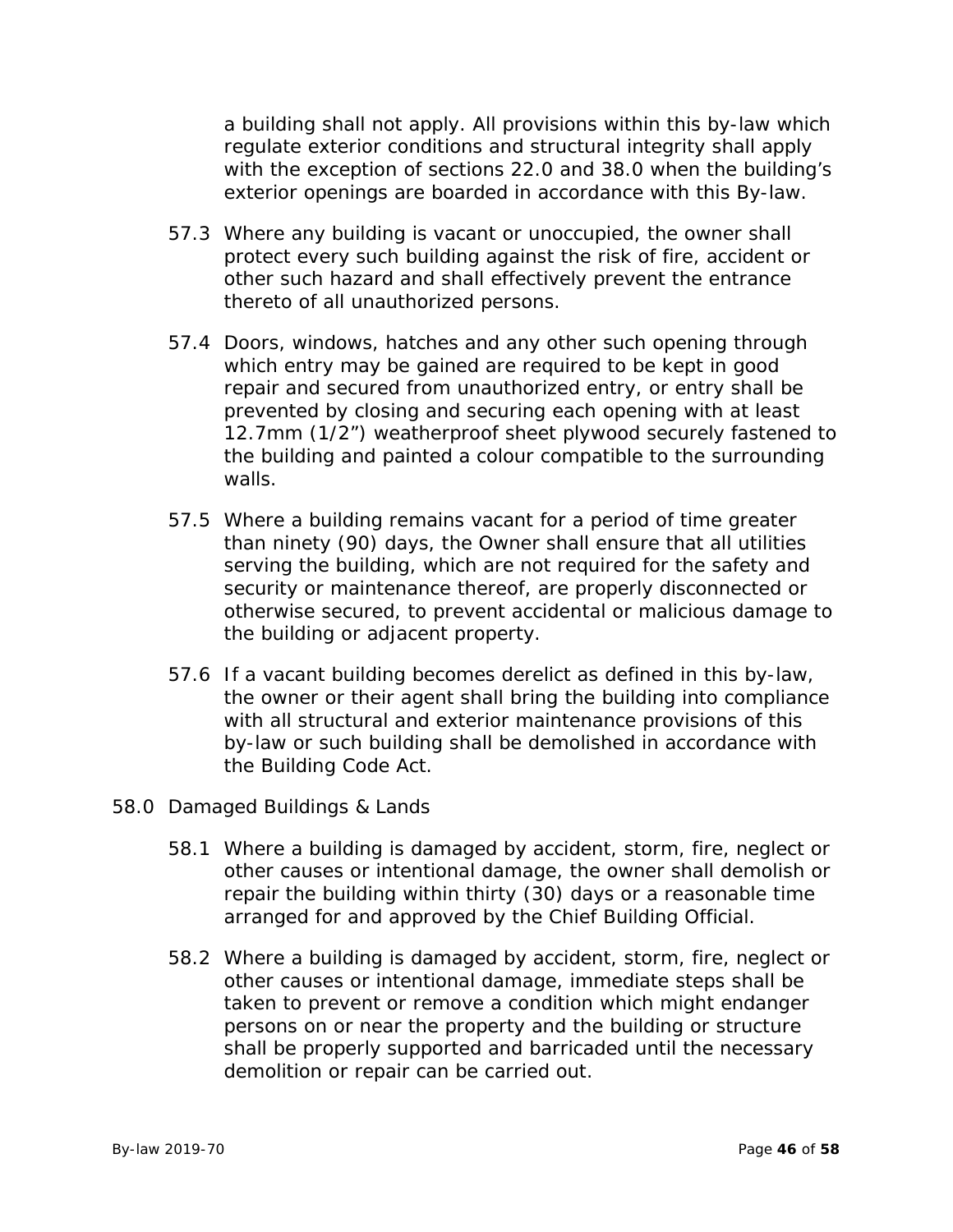a building shall not apply. All provisions within this by-law which regulate exterior conditions and structural integrity shall apply with the exception of sections 22.0 and 38.0 when the building's exterior openings are boarded in accordance with this By-law.

57.3 Where any building is vacant or unoccupied, the owner shall protect every such building against the risk of fire, accident or other such hazard and shall effectively prevent the entrance thereto of all unauthorized persons.

57.4 Doors, windows, hatches and any other such opening through which entry may be gained are required to be kept in good repair and secured from unauthorized entry, or entry shall be prevented by closing and securing each opening with at least 12.7mm (1/2") weatherproof sheet plywood securely fastened to the building and painted a colour compatible to the surrounding walls.

57.5 Where a building remains vacant for a period of time greater than ninety (90) days, the Owner shall ensure that all utilities serving the building, which are not required for the safety and security or maintenance thereof, are properly disconnected or otherwise secured, to prevent accidental or malicious damage to the building or adjacent property.

57.6 If a vacant building becomes derelict as defined in this by-law, the owner or their agent shall bring the building into compliance with all structural and exterior maintenance provisions of this by-law or such building shall be demolished in accordance with the Building Code Act.

58.0 Damaged Buildings & Lands

58.1 Where a building is damaged by accident, storm, fire, neglect or other causes or intentional damage, the owner shall demolish or repair the building within thirty (30) days or a reasonable time arranged for and approved by the Chief Building Official.

58.2 Where a building is damaged by accident, storm, fire, neglect or other causes or intentional damage, immediate steps shall be taken to prevent or remove a condition which might endanger persons on or near the property and the building or structure shall be properly supported and barricaded until the necessary demolition or repair can be carried out.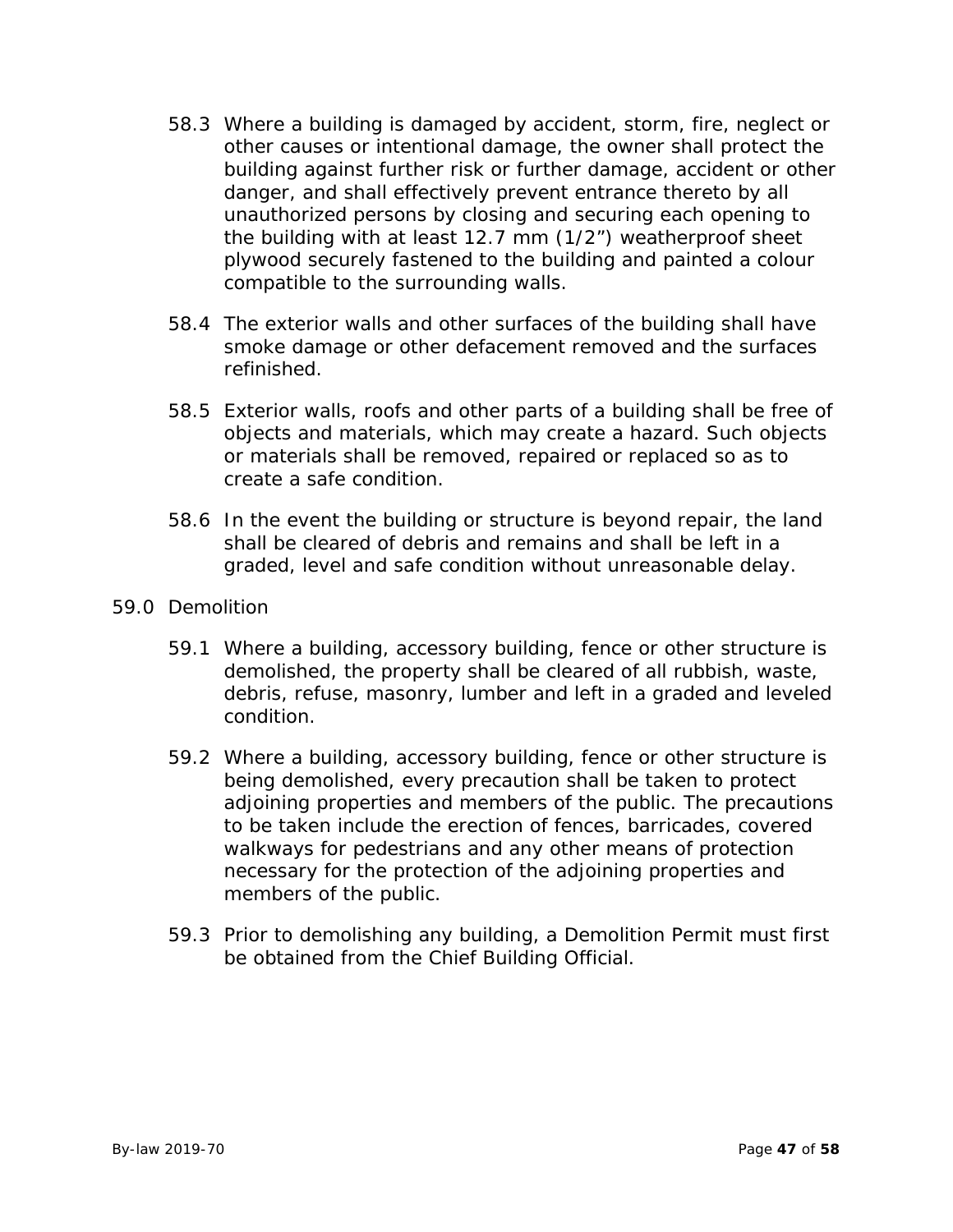58.3 Where a building is damaged by accident, storm, fire, neglect or other causes or intentional damage, the owner shall protect the building against further risk or further damage, accident or other danger, and shall effectively prevent entrance thereto by all unauthorized persons by closing and securing each opening to the building with at least 12.7 mm (1/2") weatherproof sheet plywood securely fastened to the building and painted a colour compatible to the surrounding walls.

58.4 The exterior walls and other surfaces of the building shall have smoke damage or other defacement removed and the surfaces refinished.

58.5 Exterior walls, roofs and other parts of a building shall be free of objects and materials, which may create a hazard. Such objects or materials shall be removed, repaired or replaced so as to create a safe condition.

58.6 In the event the building or structure is beyond repair, the land shall be cleared of debris and remains and shall be left in a graded, level and safe condition without unreasonable delay.

59.0 Demolition

59.1 Where a building, accessory building, fence or other structure is demolished, the property shall be cleared of all rubbish, waste, debris, refuse, masonry, lumber and left in a graded and leveled condition.

59.2 Where a building, accessory building, fence or other structure is being demolished, every precaution shall be taken to protect adjoining properties and members of the public. The precautions to be taken include the erection of fences, barricades, covered walkways for pedestrians and any other means of protection necessary for the protection of the adjoining properties and members of the public.

59.3 Prior to demolishing any building, a Demolition Permit must first be obtained from the Chief Building Official.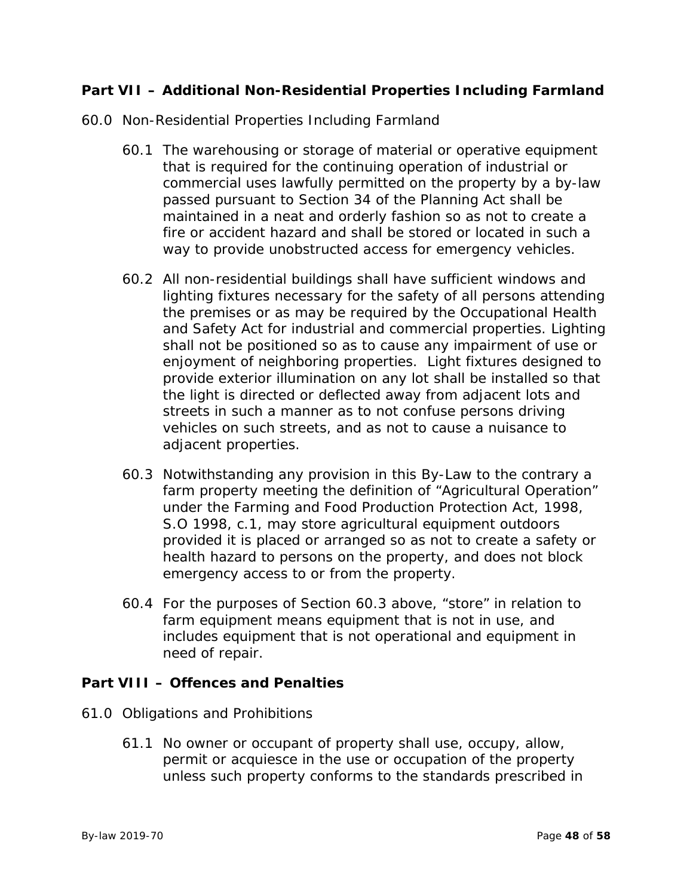## Part VII – Additional Non-Residential Properties Including Farmland

60.0 Non-Residential Properties Including Farmland

60.1 The warehousing or storage of material or operative equipment that is required for the continuing operation of industrial or commercial uses lawfully permitted on the property by a by-law passed pursuant to Section 34 of the Planning Act shall be maintained in a neat and orderly fashion so as not to create a fire or accident hazard and shall be stored or located in such a way to provide unobstructed access for emergency vehicles.

60.2 All non-residential buildings shall have sufficient windows and lighting fixtures necessary for the safety of all persons attending the premises or as may be required by the Occupational Health and Safety Act for industrial and commercial properties. Lighting shall not be positioned so as to cause any impairment of use or enjoyment of neighboring properties. Light fixtures designed to provide exterior illumination on any lot shall be installed so that the light is directed or deflected away from adjacent lots and streets in such a manner as to not confuse persons driving vehicles on such streets, and as not to cause a nuisance to adjacent properties.

60.3 Notwithstanding any provision in this By-Law to the contrary a farm property meeting the definition of "Agricultural Operation" under the Farming and Food Production Protection Act, 1998, S.O 1998, c.1, may store agricultural equipment outdoors provided it is placed or arranged so as not to create a safety or health hazard to persons on the property, and does not block emergency access to or from the property.

60.4 For the purposes of Section 60.3 above, "store" in relation to farm equipment means equipment that is not in use, and includes equipment that is not operational and equipment in need of repair.

## Part VIII – Offences and Penalties

61.0 Obligations and Prohibitions

61.1 No owner or occupant of property shall use, occupy, allow, permit or acquiesce in the use or occupation of the property unless such property conforms to the standards prescribed in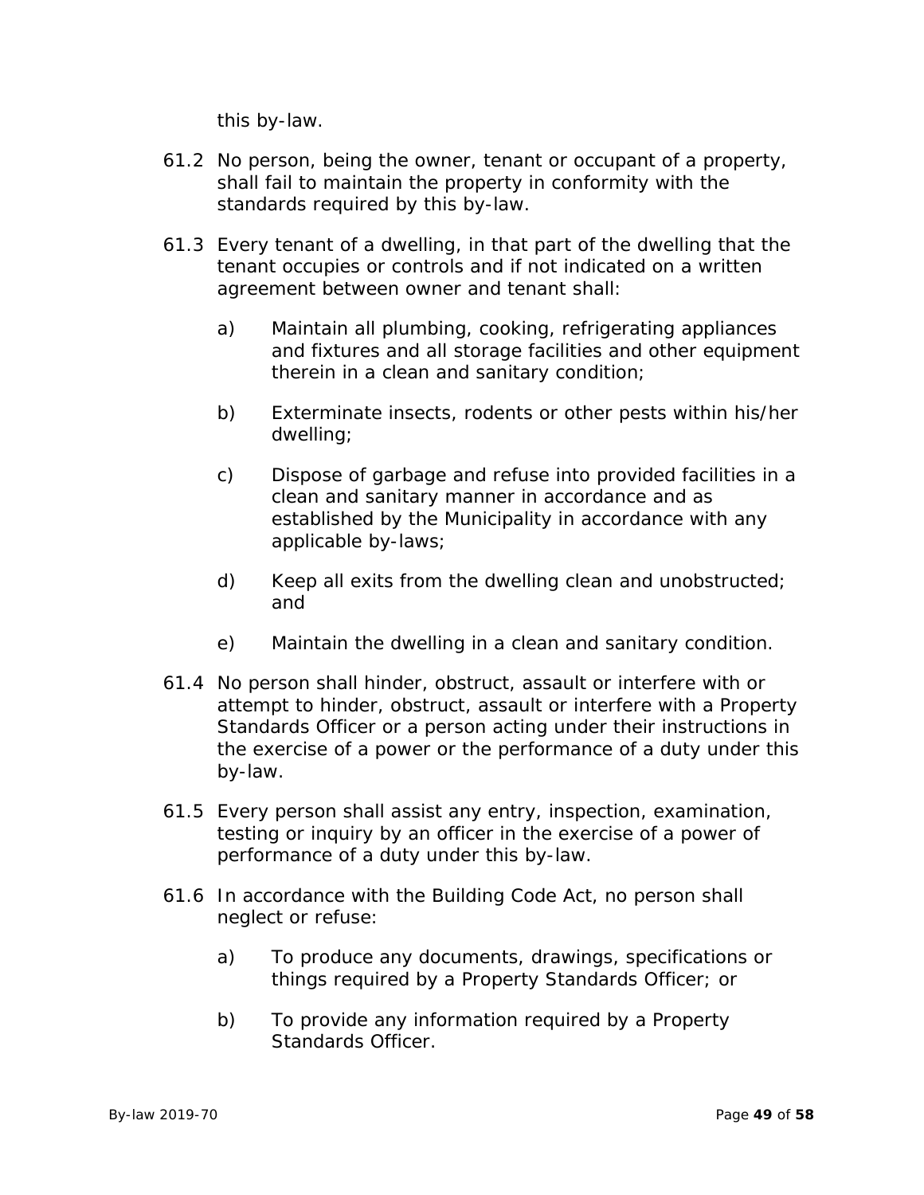this by-law.

61.2 No person, being the owner, tenant or occupant of a property, shall fail to maintain the property in conformity with the standards required by this by-law.

61.3 Every tenant of a dwelling, in that part of the dwelling that the tenant occupies or controls and if not indicated on a written agreement between owner and tenant shall:

- a) Maintain all plumbing, cooking, refrigerating appliances and fixtures and all storage facilities and other equipment therein in a clean and sanitary condition;
- b) Exterminate insects, rodents or other pests within his/her dwelling;
- c) Dispose of garbage and refuse into provided facilities in a clean and sanitary manner in accordance and as established by the Municipality in accordance with any applicable by-laws;
- d) Keep all exits from the dwelling clean and unobstructed; and
- e) Maintain the dwelling in a clean and sanitary condition.

61.4 No person shall hinder, obstruct, assault or interfere with or attempt to hinder, obstruct, assault or interfere with a Property Standards Officer or a person acting under their instructions in the exercise of a power or the performance of a duty under this by-law.

61.5 Every person shall assist any entry, inspection, examination, testing or inquiry by an officer in the exercise of a power of performance of a duty under this by-law.

61.6 In accordance with the Building Code Act, no person shall neglect or refuse:

- a) To produce any documents, drawings, specifications or things required by a Property Standards Officer; or
- b) To provide any information required by a Property Standards Officer.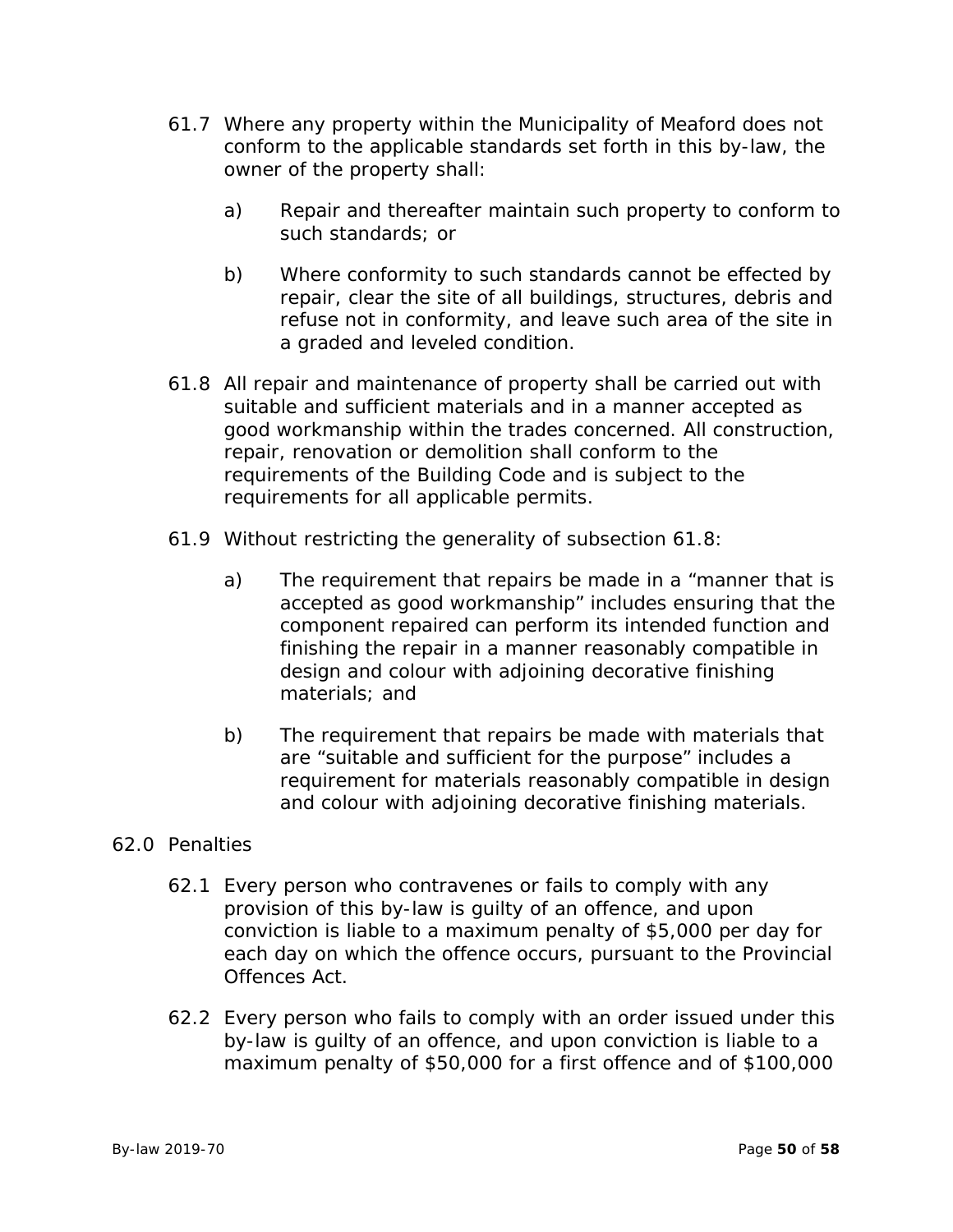61.7 Where any property within the Municipality of Meaford does not conform to the applicable standards set forth in this by-law, the owner of the property shall:

a) Repair and thereafter maintain such property to conform to such standards; or

b) Where conformity to such standards cannot be effected by repair, clear the site of all buildings, structures, debris and refuse not in conformity, and leave such area of the site in a graded and leveled condition.

61.8 All repair and maintenance of property shall be carried out with suitable and sufficient materials and in a manner accepted as good workmanship within the trades concerned. All construction, repair, renovation or demolition shall conform to the requirements of the Building Code and is subject to the requirements for all applicable permits.

61.9 Without restricting the generality of subsection 61.8:

a) The requirement that repairs be made in a "manner that is accepted as good workmanship" includes ensuring that the component repaired can perform its intended function and finishing the repair in a manner reasonably compatible in design and colour with adjoining decorative finishing materials; and

b) The requirement that repairs be made with materials that are "suitable and sufficient for the purpose" includes a requirement for materials reasonably compatible in design and colour with adjoining decorative finishing materials.

## 62.0 Penalties

62.1 Every person who contravenes or fails to comply with any provision of this by-law is guilty of an offence, and upon conviction is liable to a maximum penalty of $5,000 per day for each day on which the offence occurs, pursuant to the Provincial Offences Act.

62.2 Every person who fails to comply with an order issued under this by-law is guilty of an offence, and upon conviction is liable to a maximum penalty of $50,000 for a first offence and of $100,000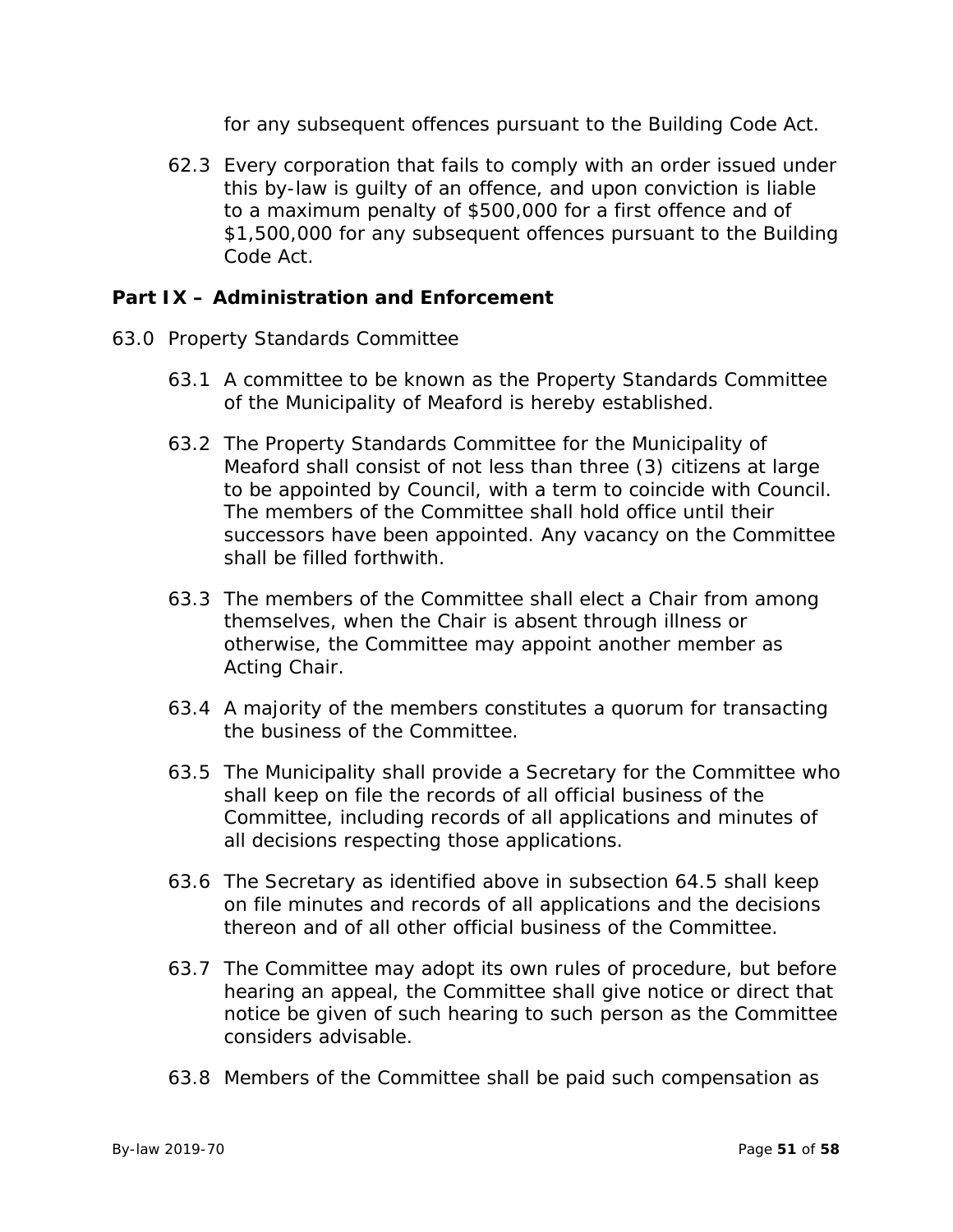for any subsequent offences pursuant to the Building Code Act.

62.3 Every corporation that fails to comply with an order issued under this by-law is guilty of an offence, and upon conviction is liable to a maximum penalty of $500,000 for a first offence and of $1,500,000 for any subsequent offences pursuant to the Building Code Act.

## Part IX – Administration and Enforcement

63.0 Property Standards Committee

63.1 A committee to be known as the Property Standards Committee of the Municipality of Meaford is hereby established.

63.2 The Property Standards Committee for the Municipality of Meaford shall consist of not less than three (3) citizens at large to be appointed by Council, with a term to coincide with Council. The members of the Committee shall hold office until their successors have been appointed. Any vacancy on the Committee shall be filled forthwith.

63.3 The members of the Committee shall elect a Chair from among themselves, when the Chair is absent through illness or otherwise, the Committee may appoint another member as Acting Chair.

63.4 A majority of the members constitutes a quorum for transacting the business of the Committee.

63.5 The Municipality shall provide a Secretary for the Committee who shall keep on file the records of all official business of the Committee, including records of all applications and minutes of all decisions respecting those applications.

63.6 The Secretary as identified above in subsection 64.5 shall keep on file minutes and records of all applications and the decisions thereon and of all other official business of the Committee.

63.7 The Committee may adopt its own rules of procedure, but before hearing an appeal, the Committee shall give notice or direct that notice be given of such hearing to such person as the Committee considers advisable.

63.8 Members of the Committee shall be paid such compensation as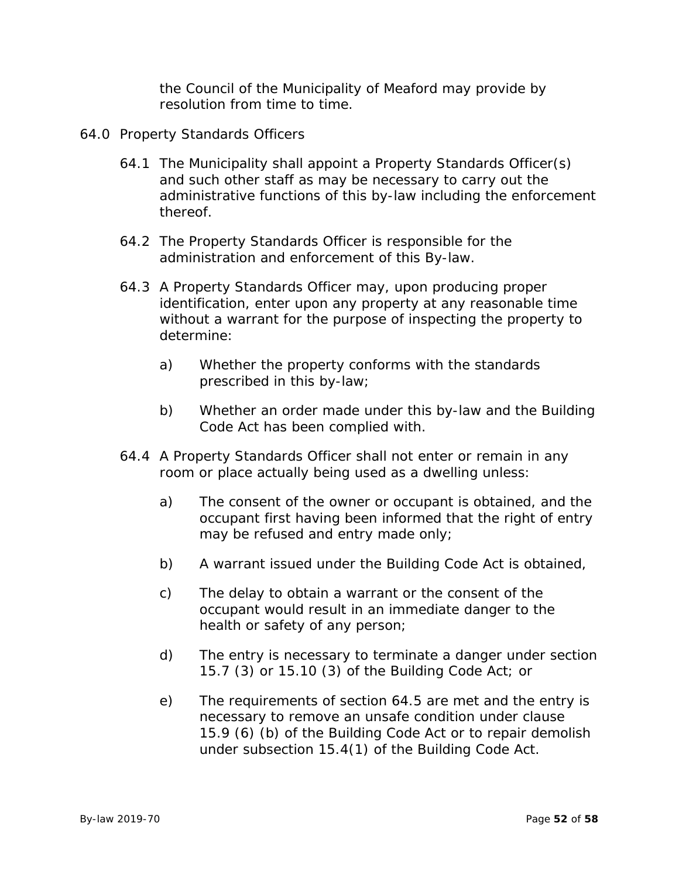the Council of the Municipality of Meaford may provide by resolution from time to time.

64.0 Property Standards Officers

64.1 The Municipality shall appoint a Property Standards Officer(s) and such other staff as may be necessary to carry out the administrative functions of this by-law including the enforcement thereof.

64.2 The Property Standards Officer is responsible for the administration and enforcement of this By-law.

64.3 A Property Standards Officer may, upon producing proper identification, enter upon any property at any reasonable time without a warrant for the purpose of inspecting the property to determine:

a) Whether the property conforms with the standards prescribed in this by-law;

b) Whether an order made under this by-law and the Building Code Act has been complied with.

64.4 A Property Standards Officer shall not enter or remain in any room or place actually being used as a dwelling unless:

a) The consent of the owner or occupant is obtained, and the occupant first having been informed that the right of entry may be refused and entry made only;

b) A warrant issued under the Building Code Act is obtained,

c) The delay to obtain a warrant or the consent of the occupant would result in an immediate danger to the health or safety of any person;

d) The entry is necessary to terminate a danger under section 15.7 (3) or 15.10 (3) of the Building Code Act; or

e) The requirements of section 64.5 are met and the entry is necessary to remove an unsafe condition under clause 15.9 (6) (b) of the Building Code Act or to repair demolish under subsection 15.4(1) of the Building Code Act.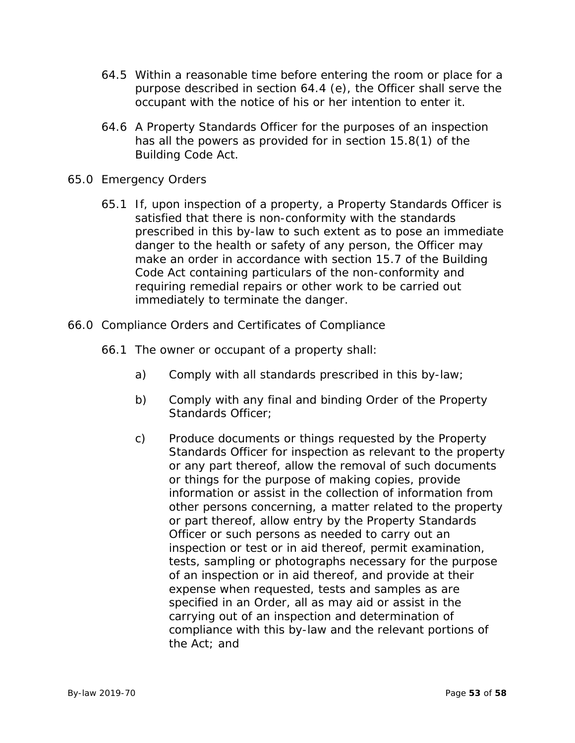64.5 Within a reasonable time before entering the room or place for a purpose described in section 64.4 (e), the Officer shall serve the occupant with the notice of his or her intention to enter it.

64.6 A Property Standards Officer for the purposes of an inspection has all the powers as provided for in section 15.8(1) of the Building Code Act.

65.0 Emergency Orders

65.1 If, upon inspection of a property, a Property Standards Officer is satisfied that there is non-conformity with the standards prescribed in this by-law to such extent as to pose an immediate danger to the health or safety of any person, the Officer may make an order in accordance with section 15.7 of the Building Code Act containing particulars of the non-conformity and requiring remedial repairs or other work to be carried out immediately to terminate the danger.

66.0 Compliance Orders and Certificates of Compliance

66.1 The owner or occupant of a property shall:

a) Comply with all standards prescribed in this by-law;

b) Comply with any final and binding Order of the Property Standards Officer;

c) Produce documents or things requested by the Property Standards Officer for inspection as relevant to the property or any part thereof, allow the removal of such documents or things for the purpose of making copies, provide information or assist in the collection of information from other persons concerning, a matter related to the property or part thereof, allow entry by the Property Standards Officer or such persons as needed to carry out an inspection or test or in aid thereof, permit examination, tests, sampling or photographs necessary for the purpose of an inspection or in aid thereof, and provide at their expense when requested, tests and samples as are specified in an Order, all as may aid or assist in the carrying out of an inspection and determination of compliance with this by-law and the relevant portions of the Act; and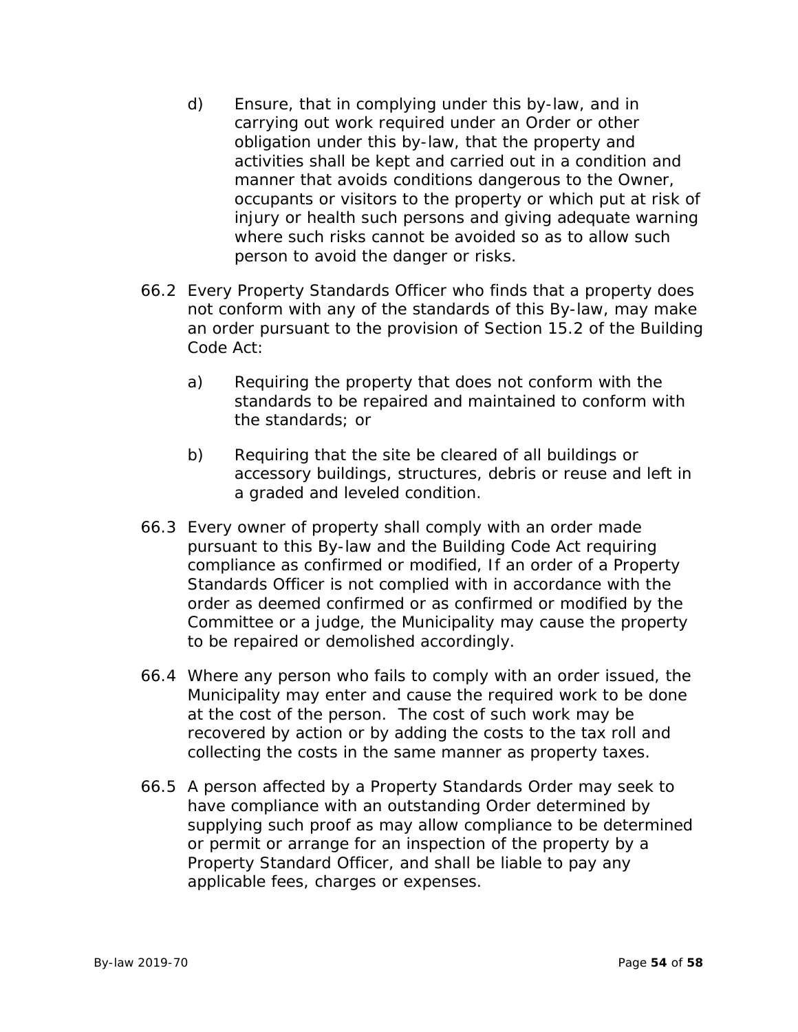d) Ensure, that in complying under this by-law, and in carrying out work required under an Order or other obligation under this by-law, that the property and activities shall be kept and carried out in a condition and manner that avoids conditions dangerous to the Owner, occupants or visitors to the property or which put at risk of injury or health such persons and giving adequate warning where such risks cannot be avoided so as to allow such person to avoid the danger or risks.

66.2 Every Property Standards Officer who finds that a property does not conform with any of the standards of this By-law, may make an order pursuant to the provision of Section 15.2 of the Building Code Act:

a) Requiring the property that does not conform with the standards to be repaired and maintained to conform with the standards; or

b) Requiring that the site be cleared of all buildings or accessory buildings, structures, debris or reuse and left in a graded and leveled condition.

66.3 Every owner of property shall comply with an order made pursuant to this By-law and the Building Code Act requiring compliance as confirmed or modified, If an order of a Property Standards Officer is not complied with in accordance with the order as deemed confirmed or as confirmed or modified by the Committee or a judge, the Municipality may cause the property to be repaired or demolished accordingly.

66.4 Where any person who fails to comply with an order issued, the Municipality may enter and cause the required work to be done at the cost of the person. The cost of such work may be recovered by action or by adding the costs to the tax roll and collecting the costs in the same manner as property taxes.

66.5 A person affected by a Property Standards Order may seek to have compliance with an outstanding Order determined by supplying such proof as may allow compliance to be determined or permit or arrange for an inspection of the property by a Property Standard Officer, and shall be liable to pay any applicable fees, charges or expenses.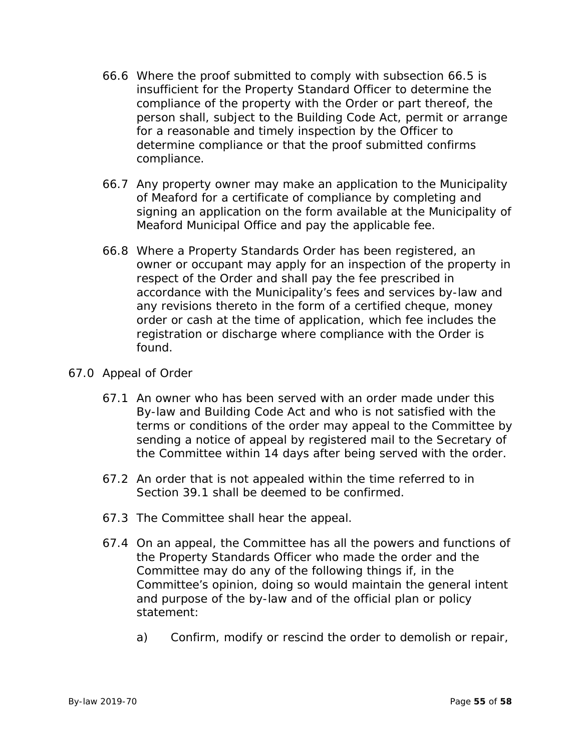66.6 Where the proof submitted to comply with subsection 66.5 is insufficient for the Property Standard Officer to determine the compliance of the property with the Order or part thereof, the person shall, subject to the Building Code Act, permit or arrange for a reasonable and timely inspection by the Officer to determine compliance or that the proof submitted confirms compliance.

66.7 Any property owner may make an application to the Municipality of Meaford for a certificate of compliance by completing and signing an application on the form available at the Municipality of Meaford Municipal Office and pay the applicable fee.

66.8 Where a Property Standards Order has been registered, an owner or occupant may apply for an inspection of the property in respect of the Order and shall pay the fee prescribed in accordance with the Municipality's fees and services by-law and any revisions thereto in the form of a certified cheque, money order or cash at the time of application, which fee includes the registration or discharge where compliance with the Order is found.

67.0 Appeal of Order

67.1 An owner who has been served with an order made under this By-law and Building Code Act and who is not satisfied with the terms or conditions of the order may appeal to the Committee by sending a notice of appeal by registered mail to the Secretary of the Committee within 14 days after being served with the order.

67.2 An order that is not appealed within the time referred to in Section 39.1 shall be deemed to be confirmed.

67.3 The Committee shall hear the appeal.

67.4 On an appeal, the Committee has all the powers and functions of the Property Standards Officer who made the order and the Committee may do any of the following things if, in the Committee's opinion, doing so would maintain the general intent and purpose of the by-law and of the official plan or policy statement:

a) Confirm, modify or rescind the order to demolish or repair,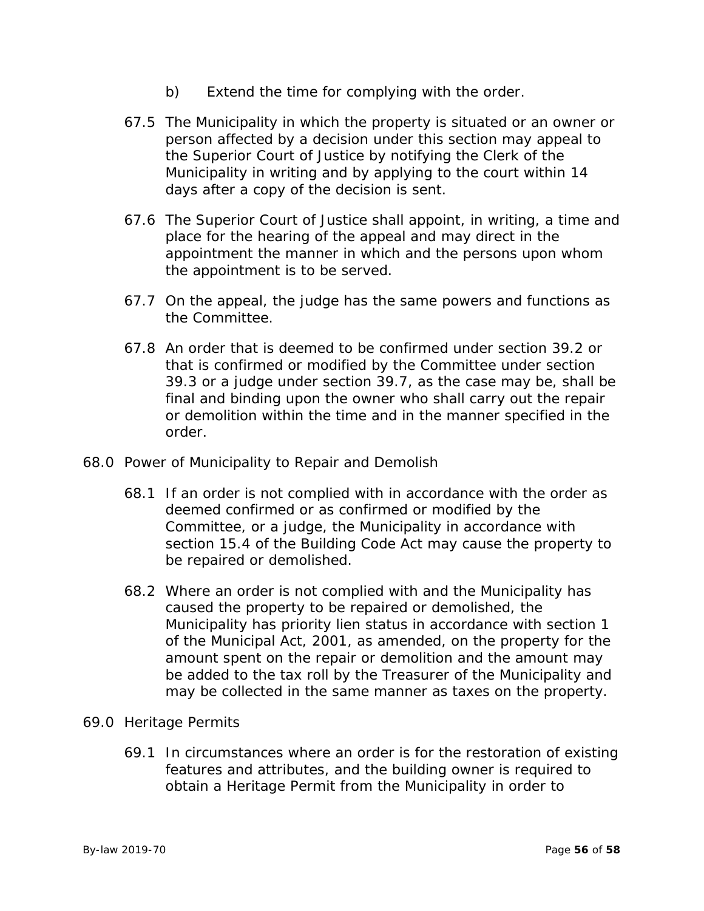b) Extend the time for complying with the order.

67.5 The Municipality in which the property is situated or an owner or person affected by a decision under this section may appeal to the Superior Court of Justice by notifying the Clerk of the Municipality in writing and by applying to the court within 14 days after a copy of the decision is sent.

67.6 The Superior Court of Justice shall appoint, in writing, a time and place for the hearing of the appeal and may direct in the appointment the manner in which and the persons upon whom the appointment is to be served.

67.7 On the appeal, the judge has the same powers and functions as the Committee.

67.8 An order that is deemed to be confirmed under section 39.2 or that is confirmed or modified by the Committee under section 39.3 or a judge under section 39.7, as the case may be, shall be final and binding upon the owner who shall carry out the repair or demolition within the time and in the manner specified in the order.

68.0 Power of Municipality to Repair and Demolish

68.1 If an order is not complied with in accordance with the order as deemed confirmed or as confirmed or modified by the Committee, or a judge, the Municipality in accordance with section 15.4 of the Building Code Act may cause the property to be repaired or demolished.

68.2 Where an order is not complied with and the Municipality has caused the property to be repaired or demolished, the Municipality has priority lien status in accordance with section 1 of the Municipal Act, 2001, as amended, on the property for the amount spent on the repair or demolition and the amount may be added to the tax roll by the Treasurer of the Municipality and may be collected in the same manner as taxes on the property.

69.0 Heritage Permits

69.1 In circumstances where an order is for the restoration of existing features and attributes, and the building owner is required to obtain a Heritage Permit from the Municipality in order to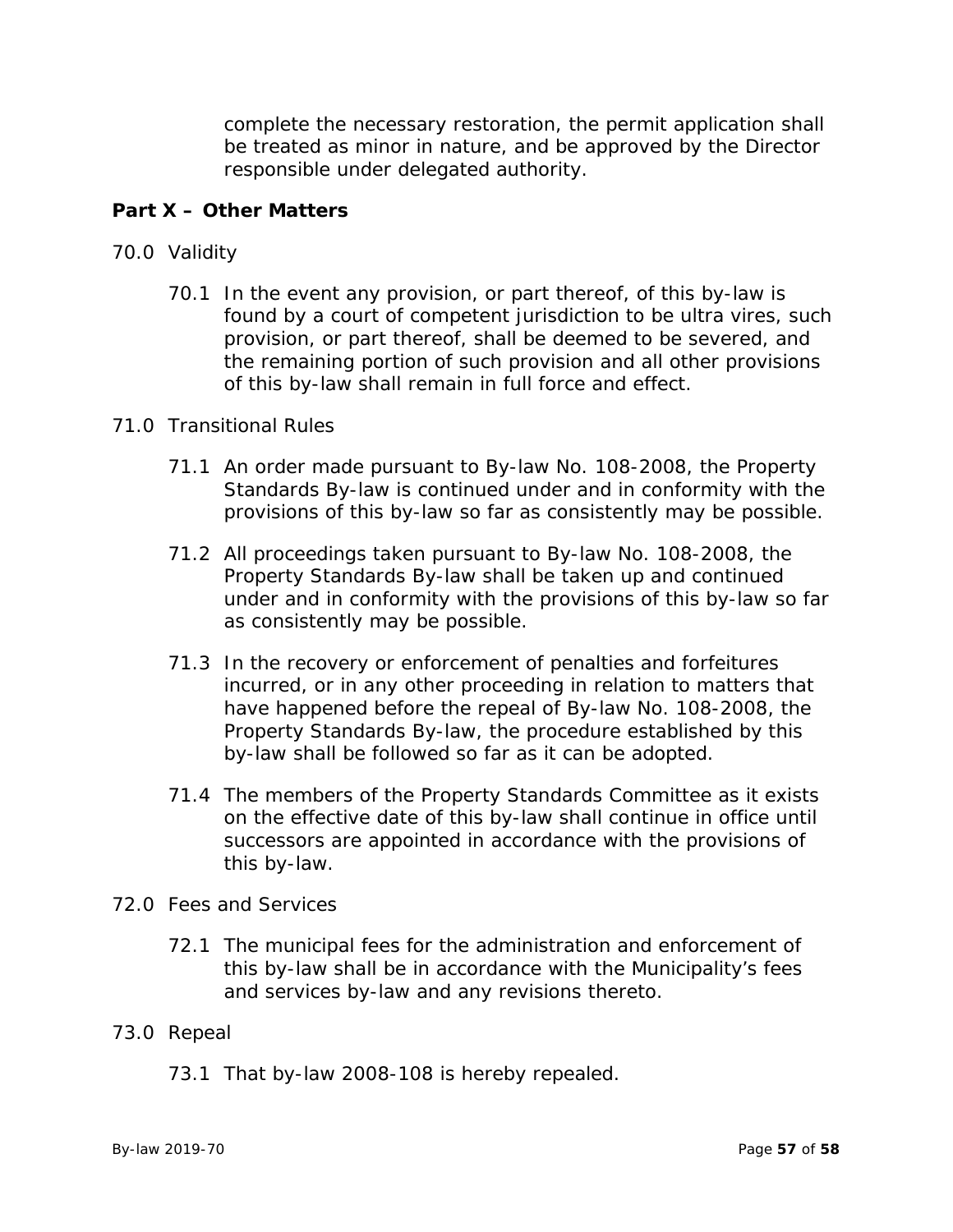complete the necessary restoration, the permit application shall be treated as minor in nature, and be approved by the Director responsible under delegated authority.

## Part X – Other Matters

70.0 Validity

70.1 In the event any provision, or part thereof, of this by-law is found by a court of competent jurisdiction to be ultra vires, such provision, or part thereof, shall be deemed to be severed, and the remaining portion of such provision and all other provisions of this by-law shall remain in full force and effect.

71.0 Transitional Rules

71.1 An order made pursuant to By-law No. 108-2008, the Property Standards By-law is continued under and in conformity with the provisions of this by-law so far as consistently may be possible.

71.2 All proceedings taken pursuant to By-law No. 108-2008, the Property Standards By-law shall be taken up and continued under and in conformity with the provisions of this by-law so far as consistently may be possible.

71.3 In the recovery or enforcement of penalties and forfeitures incurred, or in any other proceeding in relation to matters that have happened before the repeal of By-law No. 108-2008, the Property Standards By-law, the procedure established by this by-law shall be followed so far as it can be adopted.

71.4 The members of the Property Standards Committee as it exists on the effective date of this by-law shall continue in office until successors are appointed in accordance with the provisions of this by-law.

72.0 Fees and Services

72.1 The municipal fees for the administration and enforcement of this by-law shall be in accordance with the Municipality's fees and services by-law and any revisions thereto.

73.0 Repeal

73.1 That by-law 2008-108 is hereby repealed.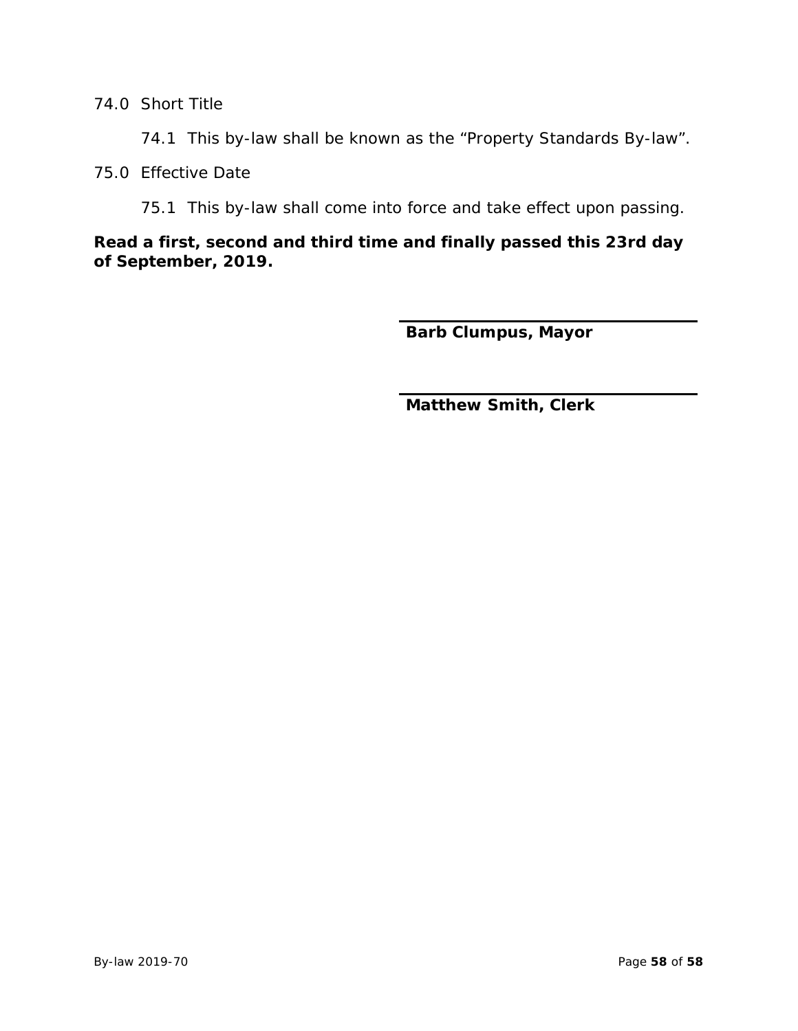74.0 Short Title

74.1 This by-law shall be known as the “Property Standards By-law”.

75.0 Effective Date

75.1 This by-law shall come into force and take effect upon passing.

**Read a first, second and third time and finally passed this 23rd day of September, 2019.**

**Barb Clumpus, Mayor**

**Matthew Smith, Clerk**